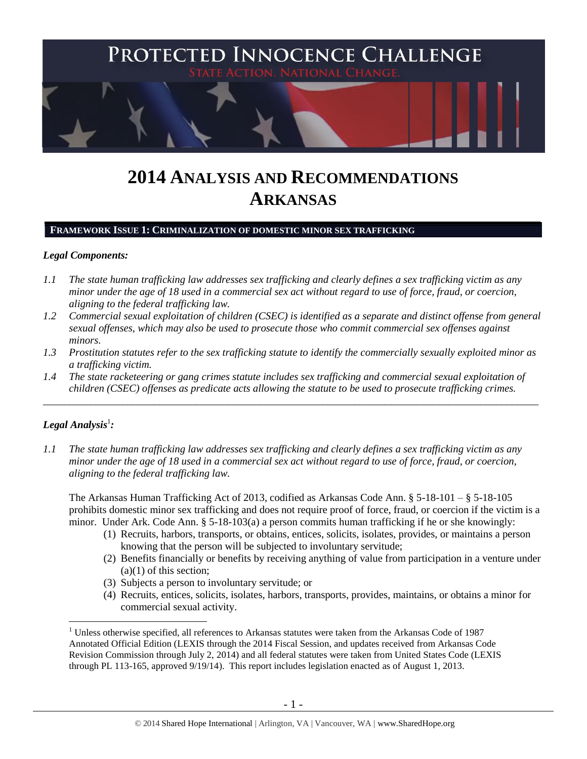# PROTECTED INNOCENCE CHALLENGE

STATE ACTION. NATIONAL CHANGE.

# 2014 ANALYSIS AND RECOMMENDATIONS ARKANSAS

## FRAMEWORK ISSUE 1: CRIMINALIZATION OF DOMESTIC MINOR SEX TRAFFICKING

### *Legal Components:*

*1.1 The state human trafficking law addresses sex trafficking and clearly defines a sex trafficking victim as any minor under the age of 18 used in a commercial sex act without regard to use of force, fraud, or coercion, aligning to the federal trafficking law.*

*1.2 Commercial sexual exploitation of children (CSEC) is identified as a separate and distinct offense from general sexual offenses, which may also be used to prosecute those who commit commercial sex offenses against minors.*

*1.3 Prostitution statutes refer to the sex trafficking statute to identify the commercially sexually exploited minor as a trafficking victim.*

*1.4 The state racketeering or gang crimes statute includes sex trafficking and commercial sexual exploitation of children (CSEC) offenses as predicate acts allowing the statute to be used to prosecute trafficking crimes.*

---

### *Legal Analysis*[1]*:*

*1.1 The state human trafficking law addresses sex trafficking and clearly defines a sex trafficking victim as any minor under the age of 18 used in a commercial sex act without regard to use of force, fraud, or coercion, aligning to the federal trafficking law.*

The Arkansas Human Trafficking Act of 2013, codified as Arkansas Code Ann. § 5-18-101 – § 5-18-105 prohibits domestic minor sex trafficking and does not require proof of force, fraud, or coercion if the victim is a minor. Under Ark. Code Ann. § 5-18-103(a) a person commits human trafficking if he or she knowingly:

(1) Recruits, harbors, transports, or obtains, entices, solicits, isolates, provides, or maintains a person knowing that the person will be subjected to involuntary servitude;
(2) Benefits financially or benefits by receiving anything of value from participation in a venture under (a)(1) of this section;
(3) Subjects a person to involuntary servitude; or
(4) Recruits, entices, solicits, isolates, harbors, transports, provides, maintains, or obtains a minor for commercial sexual activity.

[1] Unless otherwise specified, all references to Arkansas statutes were taken from the Arkansas Code of 1987 Annotated Official Edition (LEXIS through the 2014 Fiscal Session, and updates received from Arkansas Code Revision Commission through July 2, 2014) and all federal statutes were taken from United States Code (LEXIS through PL 113-165, approved 9/19/14). This report includes legislation enacted as of August 1, 2013.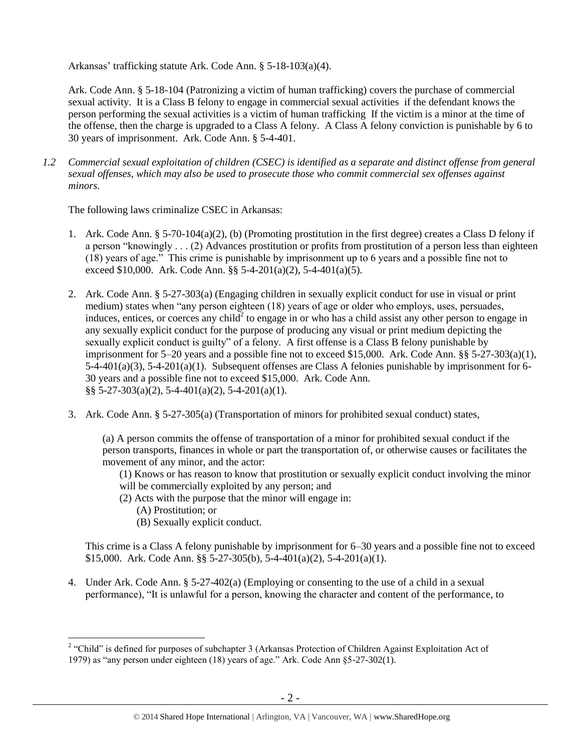Arkansas' trafficking statute Ark. Code Ann. § 5-18-103(a)(4).

Ark. Code Ann. § 5-18-104 (Patronizing a victim of human trafficking) covers the purchase of commercial sexual activity. It is a Class B felony to engage in commercial sexual activities if the defendant knows the person performing the sexual activities is a victim of human trafficking If the victim is a minor at the time of the offense, then the charge is upgraded to a Class A felony. A Class A felony conviction is punishable by 6 to 30 years of imprisonment. Ark. Code Ann. § 5-4-401.

*1.2 Commercial sexual exploitation of children (CSEC) is identified as a separate and distinct offense from general sexual offenses, which may also be used to prosecute those who commit commercial sex offenses against minors.*

The following laws criminalize CSEC in Arkansas:

1. Ark. Code Ann. § 5-70-104(a)(2), (b) (Promoting prostitution in the first degree) creates a Class D felony if a person "knowingly . . . (2) Advances prostitution or profits from prostitution of a person less than eighteen (18) years of age." This crime is punishable by imprisonment up to 6 years and a possible fine not to exceed $10,000. Ark. Code Ann. §§ 5-4-201(a)(2), 5-4-401(a)(5).

2. Ark. Code Ann. § 5-27-303(a) (Engaging children in sexually explicit conduct for use in visual or print medium) states when "any person eighteen (18) years of age or older who employs, uses, persuades, induces, entices, or coerces any child[2] to engage in or who has a child assist any other person to engage in any sexually explicit conduct for the purpose of producing any visual or print medium depicting the sexually explicit conduct is guilty" of a felony. A first offense is a Class B felony punishable by imprisonment for 5–20 years and a possible fine not to exceed $15,000. Ark. Code Ann. §§ 5-27-303(a)(1), 5-4-401(a)(3), 5-4-201(a)(1). Subsequent offenses are Class A felonies punishable by imprisonment for 6-30 years and a possible fine not to exceed $15,000. Ark. Code Ann. §§ 5-27-303(a)(2), 5-4-401(a)(2), 5-4-201(a)(1).

3. Ark. Code Ann. § 5-27-305(a) (Transportation of minors for prohibited sexual conduct) states,

   > (a) A person commits the offense of transportation of a minor for prohibited sexual conduct if the person transports, finances in whole or part the transportation of, or otherwise causes or facilitates the movement of any minor, and the actor:
   >
   > (1) Knows or has reason to know that prostitution or sexually explicit conduct involving the minor will be commercially exploited by any person; and
   >
   > (2) Acts with the purpose that the minor will engage in:
   >
   > (A) Prostitution; or
   >
   > (B) Sexually explicit conduct.

   This crime is a Class A felony punishable by imprisonment for 6–30 years and a possible fine not to exceed $15,000. Ark. Code Ann. §§ 5-27-305(b), 5-4-401(a)(2), 5-4-201(a)(1).

4. Under Ark. Code Ann. § 5-27-402(a) (Employing or consenting to the use of a child in a sexual performance), "It is unlawful for a person, knowing the character and content of the performance, to

[2] "Child" is defined for purposes of subchapter 3 (Arkansas Protection of Children Against Exploitation Act of 1979) as "any person under eighteen (18) years of age." Ark. Code Ann §5-27-302(1).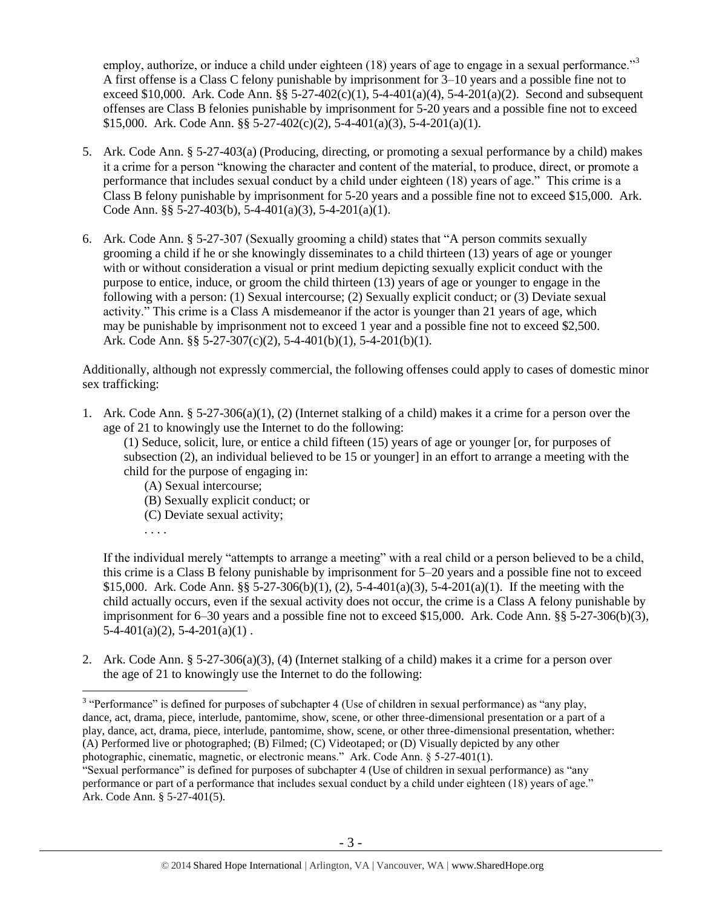employ, authorize, or induce a child under eighteen (18) years of age to engage in a sexual performance."[3] A first offense is a Class C felony punishable by imprisonment for 3–10 years and a possible fine not to exceed $10,000. Ark. Code Ann. §§ 5-27-402(c)(1), 5-4-401(a)(4), 5-4-201(a)(2). Second and subsequent offenses are Class B felonies punishable by imprisonment for 5-20 years and a possible fine not to exceed $15,000. Ark. Code Ann. §§ 5-27-402(c)(2), 5-4-401(a)(3), 5-4-201(a)(1).

5. Ark. Code Ann. § 5-27-403(a) (Producing, directing, or promoting a sexual performance by a child) makes it a crime for a person "knowing the character and content of the material, to produce, direct, or promote a performance that includes sexual conduct by a child under eighteen (18) years of age." This crime is a Class B felony punishable by imprisonment for 5-20 years and a possible fine not to exceed $15,000. Ark. Code Ann. §§ 5-27-403(b), 5-4-401(a)(3), 5-4-201(a)(1).

6. Ark. Code Ann. § 5-27-307 (Sexually grooming a child) states that "A person commits sexually grooming a child if he or she knowingly disseminates to a child thirteen (13) years of age or younger with or without consideration a visual or print medium depicting sexually explicit conduct with the purpose to entice, induce, or groom the child thirteen (13) years of age or younger to engage in the following with a person: (1) Sexual intercourse; (2) Sexually explicit conduct; or (3) Deviate sexual activity." This crime is a Class A misdemeanor if the actor is younger than 21 years of age, which may be punishable by imprisonment not to exceed 1 year and a possible fine not to exceed $2,500. Ark. Code Ann. §§ 5-27-307(c)(2), 5-4-401(b)(1), 5-4-201(b)(1).

Additionally, although not expressly commercial, the following offenses could apply to cases of domestic minor sex trafficking:

1. Ark. Code Ann. § 5-27-306(a)(1), (2) (Internet stalking of a child) makes it a crime for a person over the age of 21 to knowingly use the Internet to do the following:

   (1) Seduce, solicit, lure, or entice a child fifteen (15) years of age or younger [or, for purposes of subsection (2), an individual believed to be 15 or younger] in an effort to arrange a meeting with the child for the purpose of engaging in:

   (A) Sexual intercourse;
   (B) Sexually explicit conduct; or
   (C) Deviate sexual activity;
   . . . .

   If the individual merely "attempts to arrange a meeting" with a real child or a person believed to be a child, this crime is a Class B felony punishable by imprisonment for 5–20 years and a possible fine not to exceed $15,000. Ark. Code Ann. §§ 5-27-306(b)(1), (2), 5-4-401(a)(3), 5-4-201(a)(1). If the meeting with the child actually occurs, even if the sexual activity does not occur, the crime is a Class A felony punishable by imprisonment for 6–30 years and a possible fine not to exceed $15,000. Ark. Code Ann. §§ 5-27-306(b)(3), 5-4-401(a)(2), 5-4-201(a)(1) .

2. Ark. Code Ann. § 5-27-306(a)(3), (4) (Internet stalking of a child) makes it a crime for a person over the age of 21 to knowingly use the Internet to do the following:

---

[3] "Performance" is defined for purposes of subchapter 4 (Use of children in sexual performance) as "any play, dance, act, drama, piece, interlude, pantomime, show, scene, or other three-dimensional presentation or a part of a play, dance, act, drama, piece, interlude, pantomime, show, scene, or other three-dimensional presentation, whether: (A) Performed live or photographed; (B) Filmed; (C) Videotaped; or (D) Visually depicted by any other photographic, cinematic, magnetic, or electronic means." Ark. Code Ann. § 5-27-401(1).
"Sexual performance" is defined for purposes of subchapter 4 (Use of children in sexual performance) as "any performance or part of a performance that includes sexual conduct by a child under eighteen (18) years of age." Ark. Code Ann. § 5-27-401(5).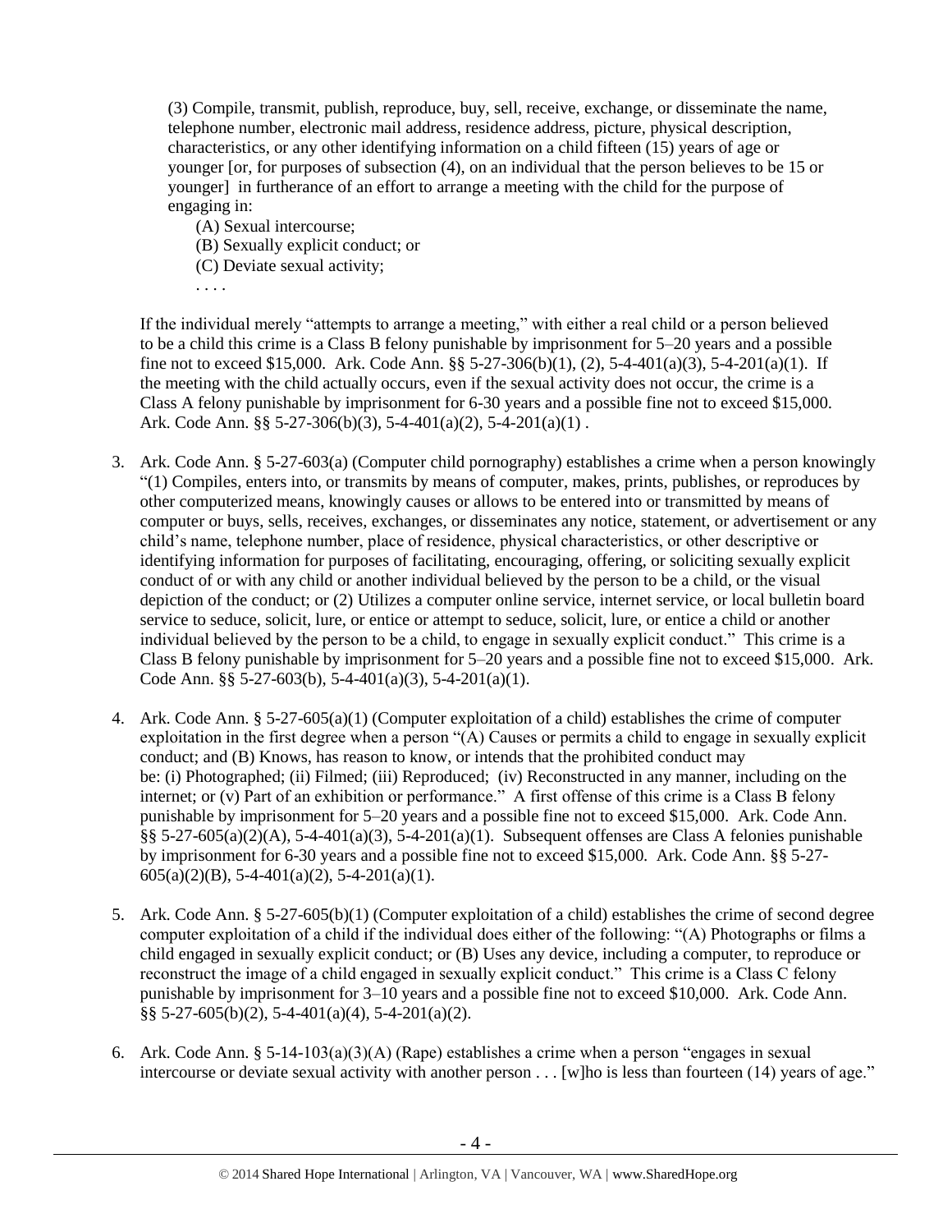(3) Compile, transmit, publish, reproduce, buy, sell, receive, exchange, or disseminate the name, telephone number, electronic mail address, residence address, picture, physical description, characteristics, or any other identifying information on a child fifteen (15) years of age or younger [or, for purposes of subsection (4), on an individual that the person believes to be 15 or younger] in furtherance of an effort to arrange a meeting with the child for the purpose of engaging in:

(A) Sexual intercourse;
(B) Sexually explicit conduct; or
(C) Deviate sexual activity;
. . . .

If the individual merely "attempts to arrange a meeting," with either a real child or a person believed to be a child this crime is a Class B felony punishable by imprisonment for 5–20 years and a possible fine not to exceed $15,000. Ark. Code Ann. §§ 5-27-306(b)(1), (2), 5-4-401(a)(3), 5-4-201(a)(1). If the meeting with the child actually occurs, even if the sexual activity does not occur, the crime is a Class A felony punishable by imprisonment for 6-30 years and a possible fine not to exceed $15,000. Ark. Code Ann. §§ 5-27-306(b)(3), 5-4-401(a)(2), 5-4-201(a)(1) .

3. Ark. Code Ann. § 5-27-603(a) (Computer child pornography) establishes a crime when a person knowingly "(1) Compiles, enters into, or transmits by means of computer, makes, prints, publishes, or reproduces by other computerized means, knowingly causes or allows to be entered into or transmitted by means of computer or buys, sells, receives, exchanges, or disseminates any notice, statement, or advertisement or any child's name, telephone number, place of residence, physical characteristics, or other descriptive or identifying information for purposes of facilitating, encouraging, offering, or soliciting sexually explicit conduct of or with any child or another individual believed by the person to be a child, or the visual depiction of the conduct; or (2) Utilizes a computer online service, internet service, or local bulletin board service to seduce, solicit, lure, or entice or attempt to seduce, solicit, lure, or entice a child or another individual believed by the person to be a child, to engage in sexually explicit conduct." This crime is a Class B felony punishable by imprisonment for 5–20 years and a possible fine not to exceed $15,000. Ark. Code Ann. §§ 5-27-603(b), 5-4-401(a)(3), 5-4-201(a)(1).

4. Ark. Code Ann. § 5-27-605(a)(1) (Computer exploitation of a child) establishes the crime of computer exploitation in the first degree when a person "(A) Causes or permits a child to engage in sexually explicit conduct; and (B) Knows, has reason to know, or intends that the prohibited conduct may be: (i) Photographed; (ii) Filmed; (iii) Reproduced; (iv) Reconstructed in any manner, including on the internet; or (v) Part of an exhibition or performance." A first offense of this crime is a Class B felony punishable by imprisonment for 5–20 years and a possible fine not to exceed $15,000. Ark. Code Ann. §§ 5-27-605(a)(2)(A), 5-4-401(a)(3), 5-4-201(a)(1). Subsequent offenses are Class A felonies punishable by imprisonment for 6-30 years and a possible fine not to exceed $15,000. Ark. Code Ann. §§ 5-27-605(a)(2)(B), 5-4-401(a)(2), 5-4-201(a)(1).

5. Ark. Code Ann. § 5-27-605(b)(1) (Computer exploitation of a child) establishes the crime of second degree computer exploitation of a child if the individual does either of the following: "(A) Photographs or films a child engaged in sexually explicit conduct; or (B) Uses any device, including a computer, to reproduce or reconstruct the image of a child engaged in sexually explicit conduct." This crime is a Class C felony punishable by imprisonment for 3–10 years and a possible fine not to exceed $10,000. Ark. Code Ann. §§ 5-27-605(b)(2), 5-4-401(a)(4), 5-4-201(a)(2).

6. Ark. Code Ann. § 5-14-103(a)(3)(A) (Rape) establishes a crime when a person "engages in sexual intercourse or deviate sexual activity with another person . . . [w]ho is less than fourteen (14) years of age."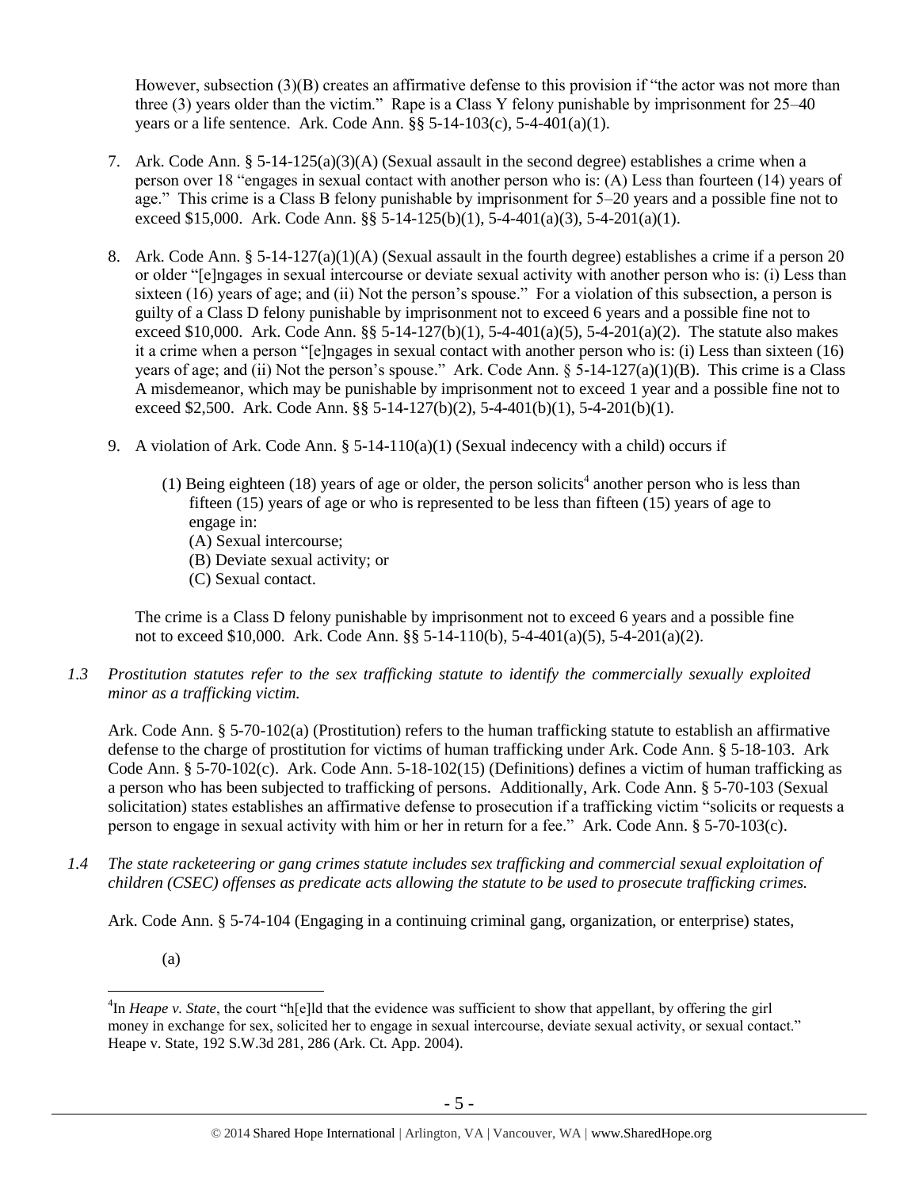However, subsection (3)(B) creates an affirmative defense to this provision if "the actor was not more than three (3) years older than the victim." Rape is a Class Y felony punishable by imprisonment for 25–40 years or a life sentence. Ark. Code Ann. §§ 5-14-103(c), 5-4-401(a)(1).

7. Ark. Code Ann. § 5-14-125(a)(3)(A) (Sexual assault in the second degree) establishes a crime when a person over 18 "engages in sexual contact with another person who is: (A) Less than fourteen (14) years of age." This crime is a Class B felony punishable by imprisonment for 5–20 years and a possible fine not to exceed $15,000. Ark. Code Ann. §§ 5-14-125(b)(1), 5-4-401(a)(3), 5-4-201(a)(1).

8. Ark. Code Ann. § 5-14-127(a)(1)(A) (Sexual assault in the fourth degree) establishes a crime if a person 20 or older "[e]ngages in sexual intercourse or deviate sexual activity with another person who is: (i) Less than sixteen (16) years of age; and (ii) Not the person's spouse." For a violation of this subsection, a person is guilty of a Class D felony punishable by imprisonment not to exceed 6 years and a possible fine not to exceed $10,000. Ark. Code Ann. §§ 5-14-127(b)(1), 5-4-401(a)(5), 5-4-201(a)(2). The statute also makes it a crime when a person "[e]ngages in sexual contact with another person who is: (i) Less than sixteen (16) years of age; and (ii) Not the person's spouse." Ark. Code Ann. § 5-14-127(a)(1)(B). This crime is a Class A misdemeanor, which may be punishable by imprisonment not to exceed 1 year and a possible fine not to exceed $2,500. Ark. Code Ann. §§ 5-14-127(b)(2), 5-4-401(b)(1), 5-4-201(b)(1).

9. A violation of Ark. Code Ann. § 5-14-110(a)(1) (Sexual indecency with a child) occurs if

   (1) Being eighteen (18) years of age or older, the person solicits[4] another person who is less than fifteen (15) years of age or who is represented to be less than fifteen (15) years of age to engage in:
   (A) Sexual intercourse;
   (B) Deviate sexual activity; or
   (C) Sexual contact.

   The crime is a Class D felony punishable by imprisonment not to exceed 6 years and a possible fine not to exceed $10,000. Ark. Code Ann. §§ 5-14-110(b), 5-4-401(a)(5), 5-4-201(a)(2).

*1.3 Prostitution statutes refer to the sex trafficking statute to identify the commercially sexually exploited minor as a trafficking victim.*

Ark. Code Ann. § 5-70-102(a) (Prostitution) refers to the human trafficking statute to establish an affirmative defense to the charge of prostitution for victims of human trafficking under Ark. Code Ann. § 5-18-103. Ark Code Ann. § 5-70-102(c). Ark. Code Ann. 5-18-102(15) (Definitions) defines a victim of human trafficking as a person who has been subjected to trafficking of persons. Additionally, Ark. Code Ann. § 5-70-103 (Sexual solicitation) states establishes an affirmative defense to prosecution if a trafficking victim "solicits or requests a person to engage in sexual activity with him or her in return for a fee." Ark. Code Ann. § 5-70-103(c).

*1.4 The state racketeering or gang crimes statute includes sex trafficking and commercial sexual exploitation of children (CSEC) offenses as predicate acts allowing the statute to be used to prosecute trafficking crimes.*

Ark. Code Ann. § 5-74-104 (Engaging in a continuing criminal gang, organization, or enterprise) states,

(a)

---

[4] In *Heape v. State*, the court "h[e]ld that the evidence was sufficient to show that appellant, by offering the girl money in exchange for sex, solicited her to engage in sexual intercourse, deviate sexual activity, or sexual contact." Heape v. State, 192 S.W.3d 281, 286 (Ark. Ct. App. 2004).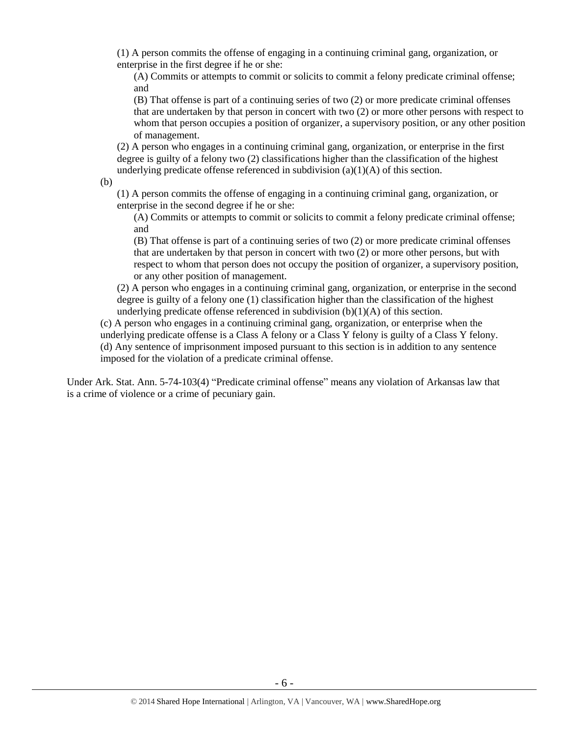(1) A person commits the offense of engaging in a continuing criminal gang, organization, or enterprise in the first degree if he or she:

(A) Commits or attempts to commit or solicits to commit a felony predicate criminal offense; and

(B) That offense is part of a continuing series of two (2) or more predicate criminal offenses that are undertaken by that person in concert with two (2) or more other persons with respect to whom that person occupies a position of organizer, a supervisory position, or any other position of management.

(2) A person who engages in a continuing criminal gang, organization, or enterprise in the first degree is guilty of a felony two (2) classifications higher than the classification of the highest underlying predicate offense referenced in subdivision (a)(1)(A) of this section.

(b)

(1) A person commits the offense of engaging in a continuing criminal gang, organization, or enterprise in the second degree if he or she:

(A) Commits or attempts to commit or solicits to commit a felony predicate criminal offense; and

(B) That offense is part of a continuing series of two (2) or more predicate criminal offenses that are undertaken by that person in concert with two (2) or more other persons, but with respect to whom that person does not occupy the position of organizer, a supervisory position, or any other position of management.

(2) A person who engages in a continuing criminal gang, organization, or enterprise in the second degree is guilty of a felony one (1) classification higher than the classification of the highest underlying predicate offense referenced in subdivision (b)(1)(A) of this section.

(c) A person who engages in a continuing criminal gang, organization, or enterprise when the underlying predicate offense is a Class A felony or a Class Y felony is guilty of a Class Y felony.

(d) Any sentence of imprisonment imposed pursuant to this section is in addition to any sentence imposed for the violation of a predicate criminal offense.

Under Ark. Stat. Ann. 5-74-103(4) "Predicate criminal offense" means any violation of Arkansas law that is a crime of violence or a crime of pecuniary gain.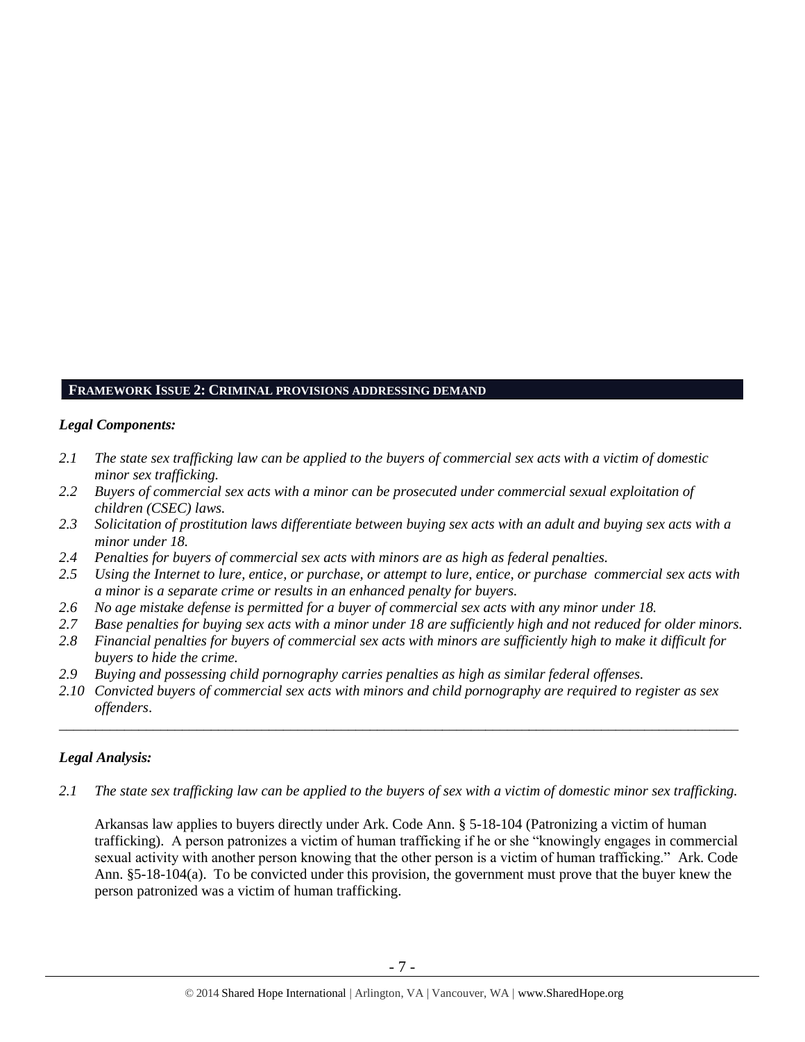## FRAMEWORK ISSUE 2: CRIMINAL PROVISIONS ADDRESSING DEMAND

### *Legal Components:*

*2.1 The state sex trafficking law can be applied to the buyers of commercial sex acts with a victim of domestic minor sex trafficking.*

*2.2 Buyers of commercial sex acts with a minor can be prosecuted under commercial sexual exploitation of children (CSEC) laws.*

*2.3 Solicitation of prostitution laws differentiate between buying sex acts with an adult and buying sex acts with a minor under 18.*

*2.4 Penalties for buyers of commercial sex acts with minors are as high as federal penalties.*

*2.5 Using the Internet to lure, entice, or purchase, or attempt to lure, entice, or purchase commercial sex acts with a minor is a separate crime or results in an enhanced penalty for buyers.*

*2.6 No age mistake defense is permitted for a buyer of commercial sex acts with any minor under 18.*

*2.7 Base penalties for buying sex acts with a minor under 18 are sufficiently high and not reduced for older minors.*

*2.8 Financial penalties for buyers of commercial sex acts with minors are sufficiently high to make it difficult for buyers to hide the crime.*

*2.9 Buying and possessing child pornography carries penalties as high as similar federal offenses.*

*2.10 Convicted buyers of commercial sex acts with minors and child pornography are required to register as sex offenders.*

---

### *Legal Analysis:*

*2.1 The state sex trafficking law can be applied to the buyers of sex with a victim of domestic minor sex trafficking.*

Arkansas law applies to buyers directly under Ark. Code Ann. § 5-18-104 (Patronizing a victim of human trafficking). A person patronizes a victim of human trafficking if he or she "knowingly engages in commercial sexual activity with another person knowing that the other person is a victim of human trafficking." Ark. Code Ann. §5-18-104(a). To be convicted under this provision, the government must prove that the buyer knew the person patronized was a victim of human trafficking.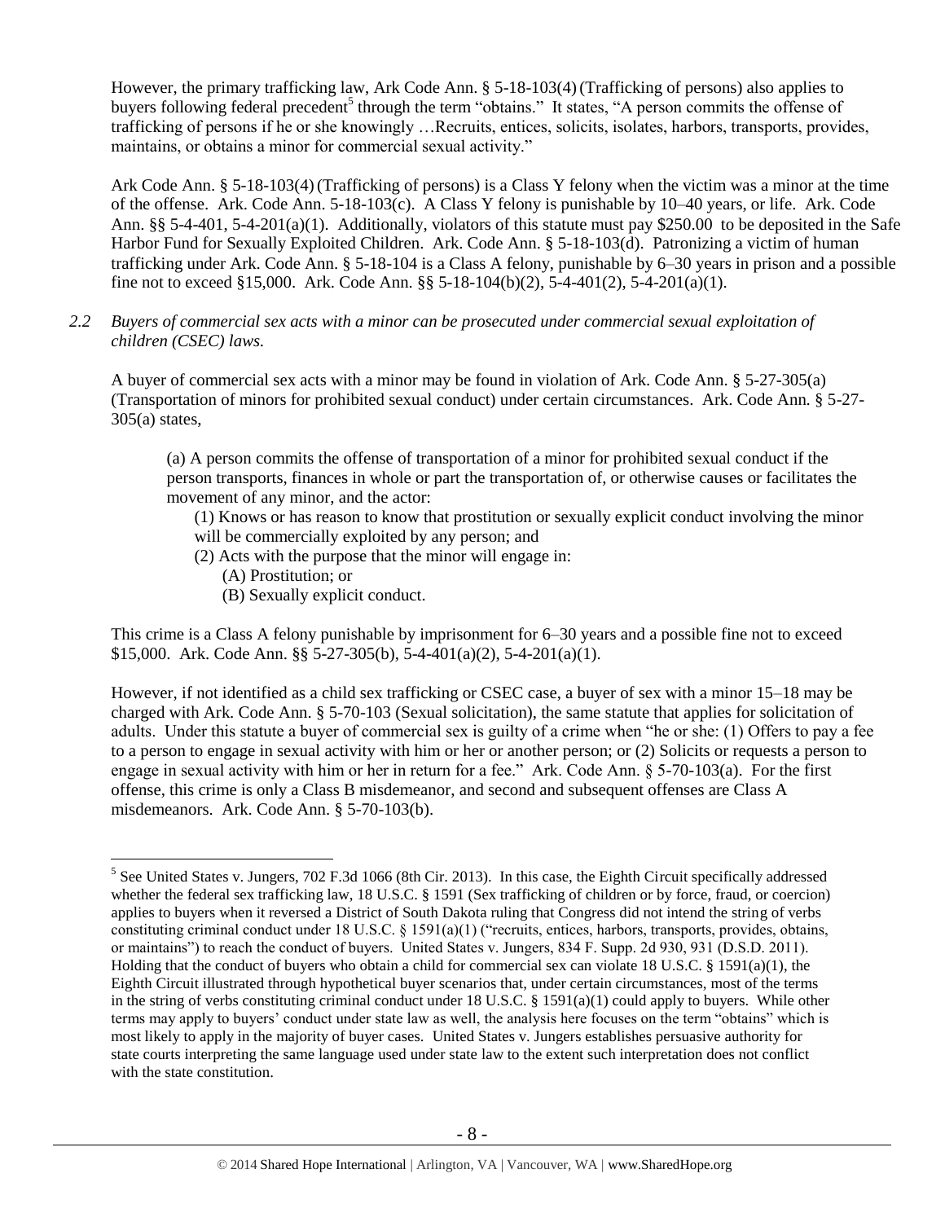However, the primary trafficking law, Ark Code Ann. § 5-18-103(4) (Trafficking of persons) also applies to buyers following federal precedent[5] through the term "obtains." It states, "A person commits the offense of trafficking of persons if he or she knowingly …Recruits, entices, solicits, isolates, harbors, transports, provides, maintains, or obtains a minor for commercial sexual activity."

Ark Code Ann. § 5-18-103(4) (Trafficking of persons) is a Class Y felony when the victim was a minor at the time of the offense. Ark. Code Ann. 5-18-103(c). A Class Y felony is punishable by 10–40 years, or life. Ark. Code Ann. §§ 5-4-401, 5-4-201(a)(1). Additionally, violators of this statute must pay $250.00 to be deposited in the Safe Harbor Fund for Sexually Exploited Children. Ark. Code Ann. § 5-18-103(d). Patronizing a victim of human trafficking under Ark. Code Ann. § 5-18-104 is a Class A felony, punishable by 6–30 years in prison and a possible fine not to exceed §15,000. Ark. Code Ann. §§ 5-18-104(b)(2), 5-4-401(2), 5-4-201(a)(1).

*2.2 Buyers of commercial sex acts with a minor can be prosecuted under commercial sexual exploitation of children (CSEC) laws.*

A buyer of commercial sex acts with a minor may be found in violation of Ark. Code Ann. § 5-27-305(a) (Transportation of minors for prohibited sexual conduct) under certain circumstances. Ark. Code Ann. § 5-27-305(a) states,

> (a) A person commits the offense of transportation of a minor for prohibited sexual conduct if the person transports, finances in whole or part the transportation of, or otherwise causes or facilitates the movement of any minor, and the actor:
>
> (1) Knows or has reason to know that prostitution or sexually explicit conduct involving the minor will be commercially exploited by any person; and
>
> (2) Acts with the purpose that the minor will engage in:
>
> (A) Prostitution; or
>
> (B) Sexually explicit conduct.

This crime is a Class A felony punishable by imprisonment for 6–30 years and a possible fine not to exceed $15,000. Ark. Code Ann. §§ 5-27-305(b), 5-4-401(a)(2), 5-4-201(a)(1).

However, if not identified as a child sex trafficking or CSEC case, a buyer of sex with a minor 15–18 may be charged with Ark. Code Ann. § 5-70-103 (Sexual solicitation), the same statute that applies for solicitation of adults. Under this statute a buyer of commercial sex is guilty of a crime when "he or she: (1) Offers to pay a fee to a person to engage in sexual activity with him or her or another person; or (2) Solicits or requests a person to engage in sexual activity with him or her in return for a fee." Ark. Code Ann. § 5-70-103(a). For the first offense, this crime is only a Class B misdemeanor, and second and subsequent offenses are Class A misdemeanors. Ark. Code Ann. § 5-70-103(b).

---

[5] See United States v. Jungers, 702 F.3d 1066 (8th Cir. 2013). In this case, the Eighth Circuit specifically addressed whether the federal sex trafficking law, 18 U.S.C. § 1591 (Sex trafficking of children or by force, fraud, or coercion) applies to buyers when it reversed a District of South Dakota ruling that Congress did not intend the string of verbs constituting criminal conduct under 18 U.S.C. § 1591(a)(1) ("recruits, entices, harbors, transports, provides, obtains, or maintains") to reach the conduct of buyers. United States v. Jungers, 834 F. Supp. 2d 930, 931 (D.S.D. 2011). Holding that the conduct of buyers who obtain a child for commercial sex can violate 18 U.S.C. § 1591(a)(1), the Eighth Circuit illustrated through hypothetical buyer scenarios that, under certain circumstances, most of the terms in the string of verbs constituting criminal conduct under 18 U.S.C. § 1591(a)(1) could apply to buyers. While other terms may apply to buyers' conduct under state law as well, the analysis here focuses on the term "obtains" which is most likely to apply in the majority of buyer cases. United States v. Jungers establishes persuasive authority for state courts interpreting the same language used under state law to the extent such interpretation does not conflict with the state constitution.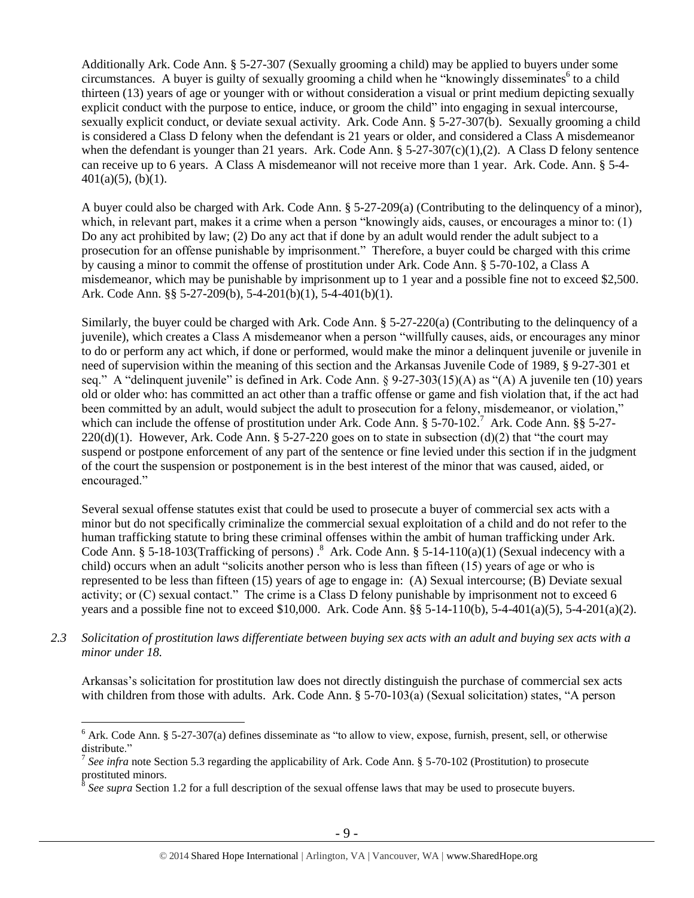Additionally Ark. Code Ann. § 5-27-307 (Sexually grooming a child) may be applied to buyers under some circumstances. A buyer is guilty of sexually grooming a child when he "knowingly disseminates[6] to a child thirteen (13) years of age or younger with or without consideration a visual or print medium depicting sexually explicit conduct with the purpose to entice, induce, or groom the child" into engaging in sexual intercourse, sexually explicit conduct, or deviate sexual activity. Ark. Code Ann. § 5-27-307(b). Sexually grooming a child is considered a Class D felony when the defendant is 21 years or older, and considered a Class A misdemeanor when the defendant is younger than 21 years. Ark. Code Ann. § 5-27-307(c)(1),(2). A Class D felony sentence can receive up to 6 years. A Class A misdemeanor will not receive more than 1 year. Ark. Code. Ann. § 5-4-401(a)(5), (b)(1).

A buyer could also be charged with Ark. Code Ann. § 5-27-209(a) (Contributing to the delinquency of a minor), which, in relevant part, makes it a crime when a person "knowingly aids, causes, or encourages a minor to: (1) Do any act prohibited by law; (2) Do any act that if done by an adult would render the adult subject to a prosecution for an offense punishable by imprisonment." Therefore, a buyer could be charged with this crime by causing a minor to commit the offense of prostitution under Ark. Code Ann. § 5-70-102, a Class A misdemeanor, which may be punishable by imprisonment up to 1 year and a possible fine not to exceed $2,500. Ark. Code Ann. §§ 5-27-209(b), 5-4-201(b)(1), 5-4-401(b)(1).

Similarly, the buyer could be charged with Ark. Code Ann. § 5-27-220(a) (Contributing to the delinquency of a juvenile), which creates a Class A misdemeanor when a person "willfully causes, aids, or encourages any minor to do or perform any act which, if done or performed, would make the minor a delinquent juvenile or juvenile in need of supervision within the meaning of this section and the Arkansas Juvenile Code of 1989, § 9-27-301 et seq." A "delinquent juvenile" is defined in Ark. Code Ann. § 9-27-303(15)(A) as "(A) A juvenile ten (10) years old or older who: has committed an act other than a traffic offense or game and fish violation that, if the act had been committed by an adult, would subject the adult to prosecution for a felony, misdemeanor, or violation," which can include the offense of prostitution under Ark. Code Ann. § 5-70-102.[7] Ark. Code Ann. §§ 5-27-220(d)(1). However, Ark. Code Ann. § 5-27-220 goes on to state in subsection (d)(2) that "the court may suspend or postpone enforcement of any part of the sentence or fine levied under this section if in the judgment of the court the suspension or postponement is in the best interest of the minor that was caused, aided, or encouraged."

Several sexual offense statutes exist that could be used to prosecute a buyer of commercial sex acts with a minor but do not specifically criminalize the commercial sexual exploitation of a child and do not refer to the human trafficking statute to bring these criminal offenses within the ambit of human trafficking under Ark. Code Ann. § 5-18-103(Trafficking of persons) .[8] Ark. Code Ann. § 5-14-110(a)(1) (Sexual indecency with a child) occurs when an adult "solicits another person who is less than fifteen (15) years of age or who is represented to be less than fifteen (15) years of age to engage in: (A) Sexual intercourse; (B) Deviate sexual activity; or (C) sexual contact." The crime is a Class D felony punishable by imprisonment not to exceed 6 years and a possible fine not to exceed $10,000. Ark. Code Ann. §§ 5-14-110(b), 5-4-401(a)(5), 5-4-201(a)(2).

*2.3 Solicitation of prostitution laws differentiate between buying sex acts with an adult and buying sex acts with a minor under 18.*

Arkansas's solicitation for prostitution law does not directly distinguish the purchase of commercial sex acts with children from those with adults. Ark. Code Ann. § 5-70-103(a) (Sexual solicitation) states, "A person

[6] Ark. Code Ann. § 5-27-307(a) defines disseminate as "to allow to view, expose, furnish, present, sell, or otherwise distribute."

[7] *See infra* note Section 5.3 regarding the applicability of Ark. Code Ann. § 5-70-102 (Prostitution) to prosecute prostituted minors.

[8] *See supra* Section 1.2 for a full description of the sexual offense laws that may be used to prosecute buyers.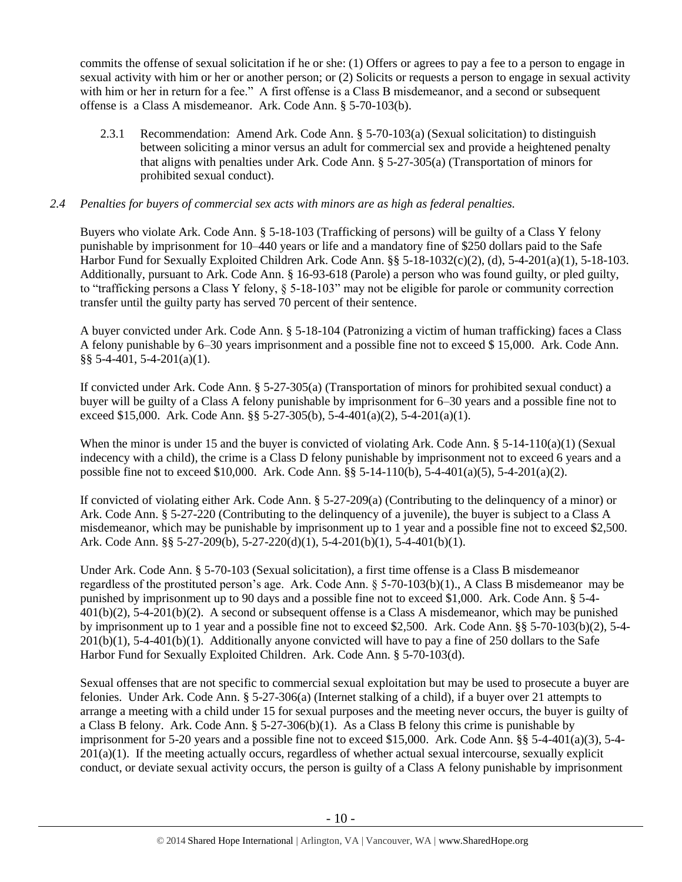commits the offense of sexual solicitation if he or she: (1) Offers or agrees to pay a fee to a person to engage in sexual activity with him or her or another person; or (2) Solicits or requests a person to engage in sexual activity with him or her in return for a fee." A first offense is a Class B misdemeanor, and a second or subsequent offense is a Class A misdemeanor. Ark. Code Ann. § 5-70-103(b).

2.3.1 Recommendation: Amend Ark. Code Ann. § 5-70-103(a) (Sexual solicitation) to distinguish between soliciting a minor versus an adult for commercial sex and provide a heightened penalty that aligns with penalties under Ark. Code Ann. § 5-27-305(a) (Transportation of minors for prohibited sexual conduct).

*2.4 Penalties for buyers of commercial sex acts with minors are as high as federal penalties.*

Buyers who violate Ark. Code Ann. § 5-18-103 (Trafficking of persons) will be guilty of a Class Y felony punishable by imprisonment for 10–440 years or life and a mandatory fine of $250 dollars paid to the Safe Harbor Fund for Sexually Exploited Children Ark. Code Ann. §§ 5-18-1032(c)(2), (d), 5-4-201(a)(1), 5-18-103. Additionally, pursuant to Ark. Code Ann. § 16-93-618 (Parole) a person who was found guilty, or pled guilty, to "trafficking persons a Class Y felony, § 5-18-103" may not be eligible for parole or community correction transfer until the guilty party has served 70 percent of their sentence.

A buyer convicted under Ark. Code Ann. § 5-18-104 (Patronizing a victim of human trafficking) faces a Class A felony punishable by 6–30 years imprisonment and a possible fine not to exceed $ 15,000. Ark. Code Ann. §§ 5-4-401, 5-4-201(a)(1).

If convicted under Ark. Code Ann. § 5-27-305(a) (Transportation of minors for prohibited sexual conduct) a buyer will be guilty of a Class A felony punishable by imprisonment for 6–30 years and a possible fine not to exceed $15,000. Ark. Code Ann. §§ 5-27-305(b), 5-4-401(a)(2), 5-4-201(a)(1).

When the minor is under 15 and the buyer is convicted of violating Ark. Code Ann. § 5-14-110(a)(1) (Sexual indecency with a child), the crime is a Class D felony punishable by imprisonment not to exceed 6 years and a possible fine not to exceed $10,000. Ark. Code Ann. §§ 5-14-110(b), 5-4-401(a)(5), 5-4-201(a)(2).

If convicted of violating either Ark. Code Ann. § 5-27-209(a) (Contributing to the delinquency of a minor) or Ark. Code Ann. § 5-27-220 (Contributing to the delinquency of a juvenile), the buyer is subject to a Class A misdemeanor, which may be punishable by imprisonment up to 1 year and a possible fine not to exceed $2,500. Ark. Code Ann. §§ 5-27-209(b), 5-27-220(d)(1), 5-4-201(b)(1), 5-4-401(b)(1).

Under Ark. Code Ann. § 5-70-103 (Sexual solicitation), a first time offense is a Class B misdemeanor regardless of the prostituted person's age. Ark. Code Ann. § 5-70-103(b)(1)., A Class B misdemeanor may be punished by imprisonment up to 90 days and a possible fine not to exceed $1,000. Ark. Code Ann. § 5-4-401(b)(2), 5-4-201(b)(2). A second or subsequent offense is a Class A misdemeanor, which may be punished by imprisonment up to 1 year and a possible fine not to exceed $2,500. Ark. Code Ann. §§ 5-70-103(b)(2), 5-4-201(b)(1), 5-4-401(b)(1). Additionally anyone convicted will have to pay a fine of 250 dollars to the Safe Harbor Fund for Sexually Exploited Children. Ark. Code Ann. § 5-70-103(d).

Sexual offenses that are not specific to commercial sexual exploitation but may be used to prosecute a buyer are felonies. Under Ark. Code Ann. § 5-27-306(a) (Internet stalking of a child), if a buyer over 21 attempts to arrange a meeting with a child under 15 for sexual purposes and the meeting never occurs, the buyer is guilty of a Class B felony. Ark. Code Ann. § 5-27-306(b)(1). As a Class B felony this crime is punishable by imprisonment for 5-20 years and a possible fine not to exceed $15,000. Ark. Code Ann. §§ 5-4-401(a)(3), 5-4-201(a)(1). If the meeting actually occurs, regardless of whether actual sexual intercourse, sexually explicit conduct, or deviate sexual activity occurs, the person is guilty of a Class A felony punishable by imprisonment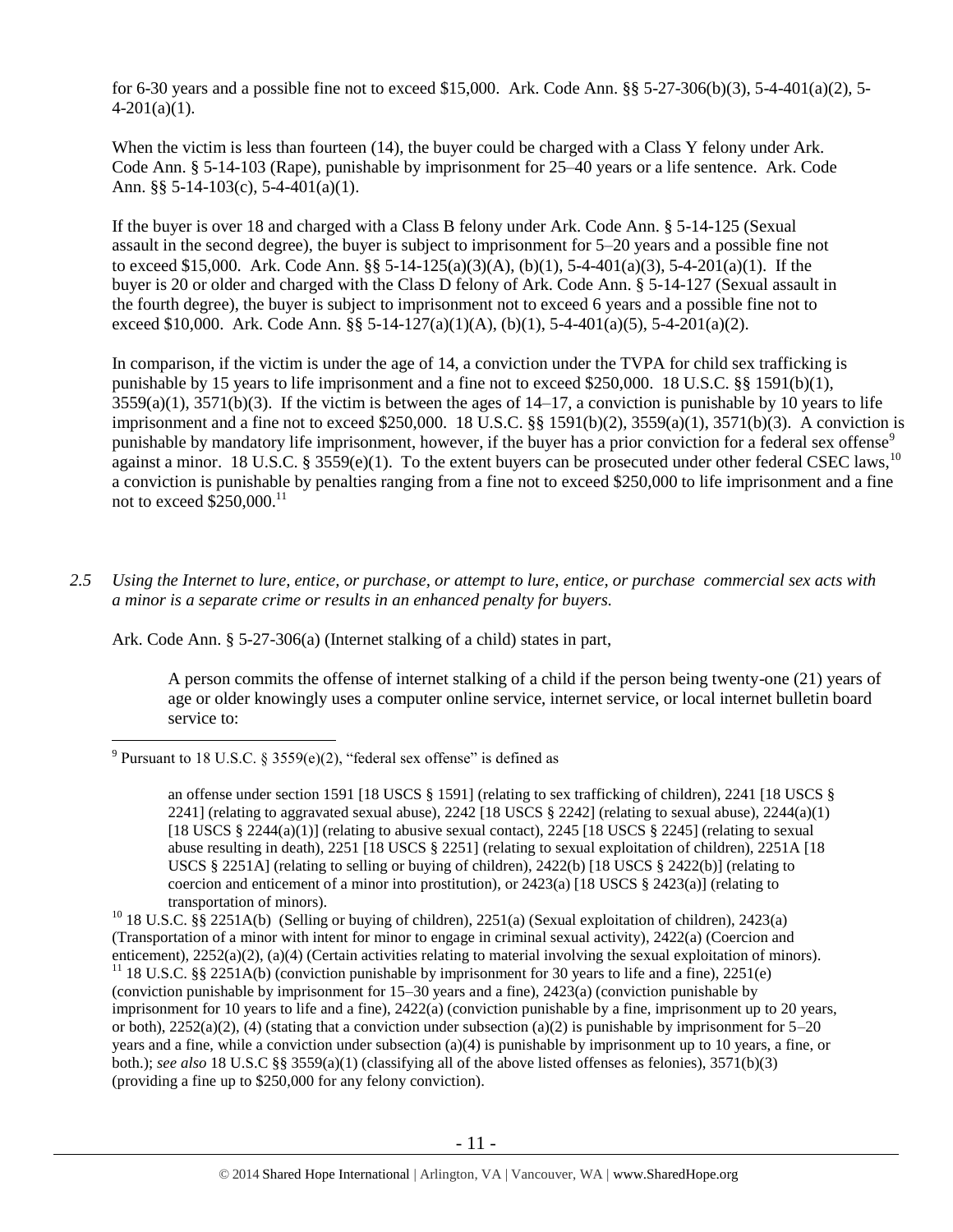for 6-30 years and a possible fine not to exceed $15,000. Ark. Code Ann. §§ 5-27-306(b)(3), 5-4-401(a)(2), 5-4-201(a)(1).

When the victim is less than fourteen (14), the buyer could be charged with a Class Y felony under Ark. Code Ann. § 5-14-103 (Rape), punishable by imprisonment for 25–40 years or a life sentence. Ark. Code Ann. §§ 5-14-103(c), 5-4-401(a)(1).

If the buyer is over 18 and charged with a Class B felony under Ark. Code Ann. § 5-14-125 (Sexual assault in the second degree), the buyer is subject to imprisonment for 5–20 years and a possible fine not to exceed $15,000. Ark. Code Ann. §§ 5-14-125(a)(3)(A), (b)(1), 5-4-401(a)(3), 5-4-201(a)(1). If the buyer is 20 or older and charged with the Class D felony of Ark. Code Ann. § 5-14-127 (Sexual assault in the fourth degree), the buyer is subject to imprisonment not to exceed 6 years and a possible fine not to exceed $10,000. Ark. Code Ann. §§ 5-14-127(a)(1)(A), (b)(1), 5-4-401(a)(5), 5-4-201(a)(2).

In comparison, if the victim is under the age of 14, a conviction under the TVPA for child sex trafficking is punishable by 15 years to life imprisonment and a fine not to exceed $250,000. 18 U.S.C. §§ 1591(b)(1), 3559(a)(1), 3571(b)(3). If the victim is between the ages of 14–17, a conviction is punishable by 10 years to life imprisonment and a fine not to exceed $250,000. 18 U.S.C. §§ 1591(b)(2), 3559(a)(1), 3571(b)(3). A conviction is punishable by mandatory life imprisonment, however, if the buyer has a prior conviction for a federal sex offense[9] against a minor. 18 U.S.C. § 3559(e)(1). To the extent buyers can be prosecuted under other federal CSEC laws,[10] a conviction is punishable by penalties ranging from a fine not to exceed $250,000 to life imprisonment and a fine not to exceed $250,000.[11]

*2.5 Using the Internet to lure, entice, or purchase, or attempt to lure, entice, or purchase commercial sex acts with a minor is a separate crime or results in an enhanced penalty for buyers.*

Ark. Code Ann. § 5-27-306(a) (Internet stalking of a child) states in part,

> A person commits the offense of internet stalking of a child if the person being twenty-one (21) years of age or older knowingly uses a computer online service, internet service, or local internet bulletin board service to:

---

[9] Pursuant to 18 U.S.C. § 3559(e)(2), "federal sex offense" is defined as

> an offense under section 1591 [18 USCS § 1591] (relating to sex trafficking of children), 2241 [18 USCS § 2241] (relating to aggravated sexual abuse), 2242 [18 USCS § 2242] (relating to sexual abuse), 2244(a)(1) [18 USCS § 2244(a)(1)] (relating to abusive sexual contact), 2245 [18 USCS § 2245] (relating to sexual abuse resulting in death), 2251 [18 USCS § 2251] (relating to sexual exploitation of children), 2251A [18 USCS § 2251A] (relating to selling or buying of children), 2422(b) [18 USCS § 2422(b)] (relating to coercion and enticement of a minor into prostitution), or 2423(a) [18 USCS § 2423(a)] (relating to transportation of minors).

[10] 18 U.S.C. §§ 2251A(b) (Selling or buying of children), 2251(a) (Sexual exploitation of children), 2423(a) (Transportation of a minor with intent for minor to engage in criminal sexual activity), 2422(a) (Coercion and enticement), 2252(a)(2), (a)(4) (Certain activities relating to material involving the sexual exploitation of minors).

[11] 18 U.S.C. §§ 2251A(b) (conviction punishable by imprisonment for 30 years to life and a fine), 2251(e) (conviction punishable by imprisonment for 15–30 years and a fine), 2423(a) (conviction punishable by imprisonment for 10 years to life and a fine), 2422(a) (conviction punishable by a fine, imprisonment up to 20 years, or both), 2252(a)(2), (4) (stating that a conviction under subsection (a)(2) is punishable by imprisonment for 5–20 years and a fine, while a conviction under subsection (a)(4) is punishable by imprisonment up to 10 years, a fine, or both.); *see also* 18 U.S.C §§ 3559(a)(1) (classifying all of the above listed offenses as felonies), 3571(b)(3) (providing a fine up to $250,000 for any felony conviction).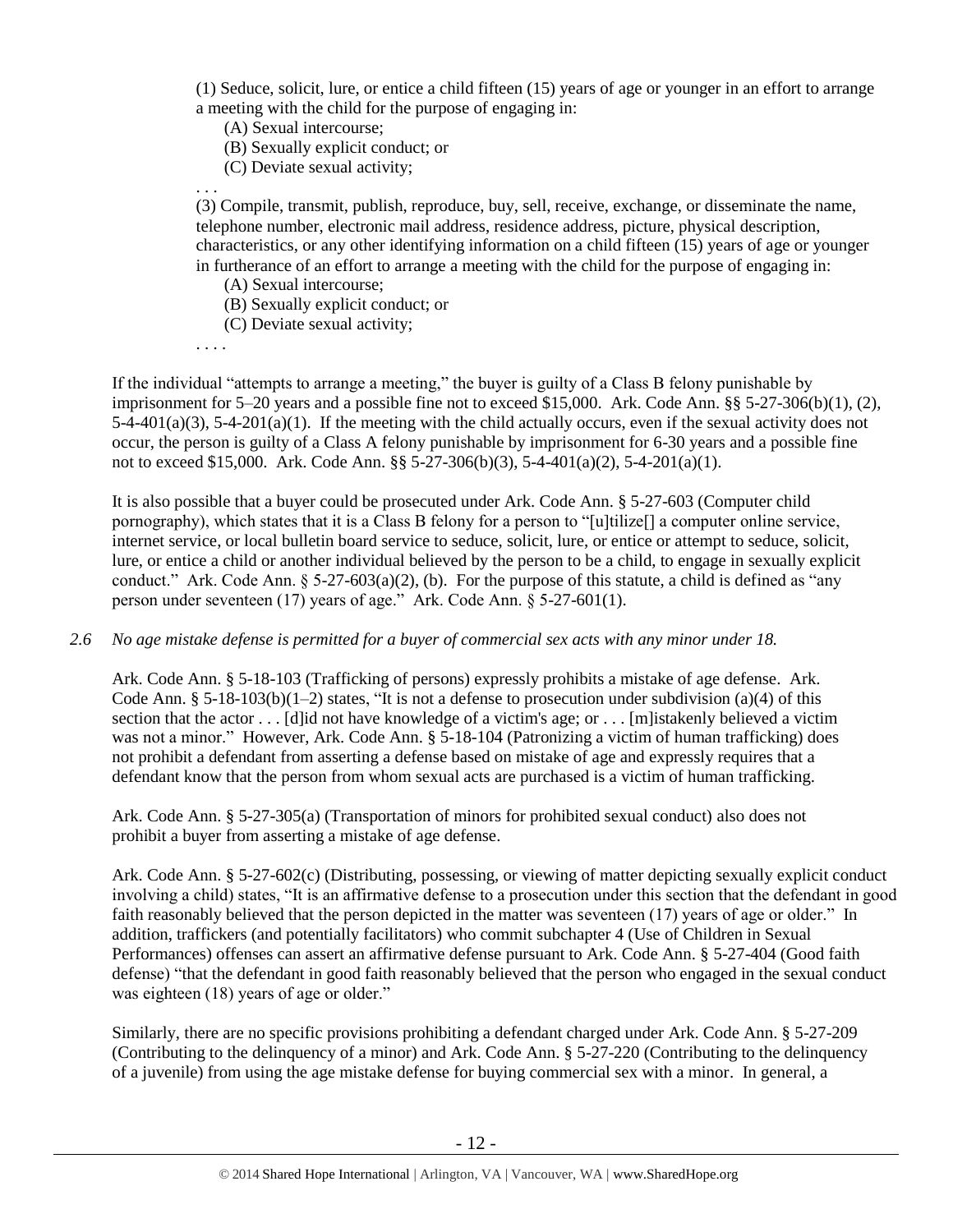(1) Seduce, solicit, lure, or entice a child fifteen (15) years of age or younger in an effort to arrange a meeting with the child for the purpose of engaging in:

(A) Sexual intercourse;

(B) Sexually explicit conduct; or

(C) Deviate sexual activity;

. . .

(3) Compile, transmit, publish, reproduce, buy, sell, receive, exchange, or disseminate the name, telephone number, electronic mail address, residence address, picture, physical description, characteristics, or any other identifying information on a child fifteen (15) years of age or younger in furtherance of an effort to arrange a meeting with the child for the purpose of engaging in:

(A) Sexual intercourse;

(B) Sexually explicit conduct; or

(C) Deviate sexual activity;

. . . .

If the individual "attempts to arrange a meeting," the buyer is guilty of a Class B felony punishable by imprisonment for 5–20 years and a possible fine not to exceed $15,000. Ark. Code Ann. §§ 5-27-306(b)(1), (2), 5-4-401(a)(3), 5-4-201(a)(1). If the meeting with the child actually occurs, even if the sexual activity does not occur, the person is guilty of a Class A felony punishable by imprisonment for 6-30 years and a possible fine not to exceed $15,000. Ark. Code Ann. §§ 5-27-306(b)(3), 5-4-401(a)(2), 5-4-201(a)(1).

It is also possible that a buyer could be prosecuted under Ark. Code Ann. § 5-27-603 (Computer child pornography), which states that it is a Class B felony for a person to "[u]tilize[] a computer online service, internet service, or local bulletin board service to seduce, solicit, lure, or entice or attempt to seduce, solicit, lure, or entice a child or another individual believed by the person to be a child, to engage in sexually explicit conduct." Ark. Code Ann. § 5-27-603(a)(2), (b). For the purpose of this statute, a child is defined as "any person under seventeen (17) years of age." Ark. Code Ann. § 5-27-601(1).

*2.6 No age mistake defense is permitted for a buyer of commercial sex acts with any minor under 18.*

Ark. Code Ann. § 5-18-103 (Trafficking of persons) expressly prohibits a mistake of age defense. Ark. Code Ann. § 5-18-103(b)(1–2) states, "It is not a defense to prosecution under subdivision (a)(4) of this section that the actor . . . [d]id not have knowledge of a victim's age; or . . . [m]istakenly believed a victim was not a minor." However, Ark. Code Ann. § 5-18-104 (Patronizing a victim of human trafficking) does not prohibit a defendant from asserting a defense based on mistake of age and expressly requires that a defendant know that the person from whom sexual acts are purchased is a victim of human trafficking.

Ark. Code Ann. § 5-27-305(a) (Transportation of minors for prohibited sexual conduct) also does not prohibit a buyer from asserting a mistake of age defense.

Ark. Code Ann. § 5-27-602(c) (Distributing, possessing, or viewing of matter depicting sexually explicit conduct involving a child) states, "It is an affirmative defense to a prosecution under this section that the defendant in good faith reasonably believed that the person depicted in the matter was seventeen (17) years of age or older." In addition, traffickers (and potentially facilitators) who commit subchapter 4 (Use of Children in Sexual Performances) offenses can assert an affirmative defense pursuant to Ark. Code Ann. § 5-27-404 (Good faith defense) "that the defendant in good faith reasonably believed that the person who engaged in the sexual conduct was eighteen (18) years of age or older."

Similarly, there are no specific provisions prohibiting a defendant charged under Ark. Code Ann. § 5-27-209 (Contributing to the delinquency of a minor) and Ark. Code Ann. § 5-27-220 (Contributing to the delinquency of a juvenile) from using the age mistake defense for buying commercial sex with a minor. In general, a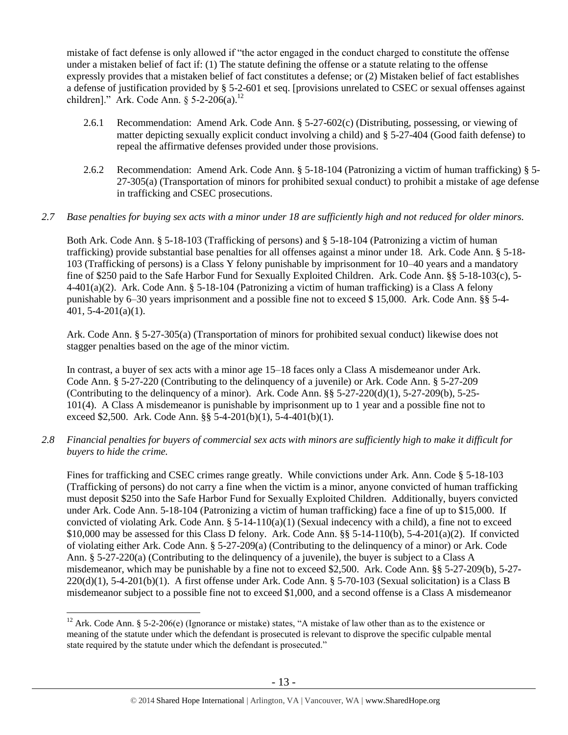mistake of fact defense is only allowed if "the actor engaged in the conduct charged to constitute the offense under a mistaken belief of fact if: (1) The statute defining the offense or a statute relating to the offense expressly provides that a mistaken belief of fact constitutes a defense; or (2) Mistaken belief of fact establishes a defense of justification provided by § 5-2-601 et seq. [provisions unrelated to CSEC or sexual offenses against children]." Ark. Code Ann. § 5-2-206(a).[12]

2.6.1 Recommendation: Amend Ark. Code Ann. § 5-27-602(c) (Distributing, possessing, or viewing of matter depicting sexually explicit conduct involving a child) and § 5-27-404 (Good faith defense) to repeal the affirmative defenses provided under those provisions.

2.6.2 Recommendation: Amend Ark. Code Ann. § 5-18-104 (Patronizing a victim of human trafficking) § 5-27-305(a) (Transportation of minors for prohibited sexual conduct) to prohibit a mistake of age defense in trafficking and CSEC prosecutions.

*2.7 Base penalties for buying sex acts with a minor under 18 are sufficiently high and not reduced for older minors.*

Both Ark. Code Ann. § 5-18-103 (Trafficking of persons) and § 5-18-104 (Patronizing a victim of human trafficking) provide substantial base penalties for all offenses against a minor under 18. Ark. Code Ann. § 5-18-103 (Trafficking of persons) is a Class Y felony punishable by imprisonment for 10–40 years and a mandatory fine of $250 paid to the Safe Harbor Fund for Sexually Exploited Children. Ark. Code Ann. §§ 5-18-103(c), 5-4-401(a)(2). Ark. Code Ann. § 5-18-104 (Patronizing a victim of human trafficking) is a Class A felony punishable by 6–30 years imprisonment and a possible fine not to exceed $ 15,000. Ark. Code Ann. §§ 5-4-401, 5-4-201(a)(1).

Ark. Code Ann. § 5-27-305(a) (Transportation of minors for prohibited sexual conduct) likewise does not stagger penalties based on the age of the minor victim.

In contrast, a buyer of sex acts with a minor age 15–18 faces only a Class A misdemeanor under Ark. Code Ann. § 5-27-220 (Contributing to the delinquency of a juvenile) or Ark. Code Ann. § 5-27-209 (Contributing to the delinquency of a minor). Ark. Code Ann. §§ 5-27-220(d)(1), 5-27-209(b), 5-25-101(4). A Class A misdemeanor is punishable by imprisonment up to 1 year and a possible fine not to exceed $2,500. Ark. Code Ann. §§ 5-4-201(b)(1), 5-4-401(b)(1).

*2.8 Financial penalties for buyers of commercial sex acts with minors are sufficiently high to make it difficult for buyers to hide the crime.*

Fines for trafficking and CSEC crimes range greatly. While convictions under Ark. Ann. Code § 5-18-103 (Trafficking of persons) do not carry a fine when the victim is a minor, anyone convicted of human trafficking must deposit $250 into the Safe Harbor Fund for Sexually Exploited Children. Additionally, buyers convicted under Ark. Code Ann. 5-18-104 (Patronizing a victim of human trafficking) face a fine of up to $15,000. If convicted of violating Ark. Code Ann. § 5-14-110(a)(1) (Sexual indecency with a child), a fine not to exceed $10,000 may be assessed for this Class D felony. Ark. Code Ann. §§ 5-14-110(b), 5-4-201(a)(2). If convicted of violating either Ark. Code Ann. § 5-27-209(a) (Contributing to the delinquency of a minor) or Ark. Code Ann. § 5-27-220(a) (Contributing to the delinquency of a juvenile), the buyer is subject to a Class A misdemeanor, which may be punishable by a fine not to exceed $2,500. Ark. Code Ann. §§ 5-27-209(b), 5-27-220(d)(1), 5-4-201(b)(1). A first offense under Ark. Code Ann. § 5-70-103 (Sexual solicitation) is a Class B misdemeanor subject to a possible fine not to exceed $1,000, and a second offense is a Class A misdemeanor

[12] Ark. Code Ann. § 5-2-206(e) (Ignorance or mistake) states, "A mistake of law other than as to the existence or meaning of the statute under which the defendant is prosecuted is relevant to disprove the specific culpable mental state required by the statute under which the defendant is prosecuted."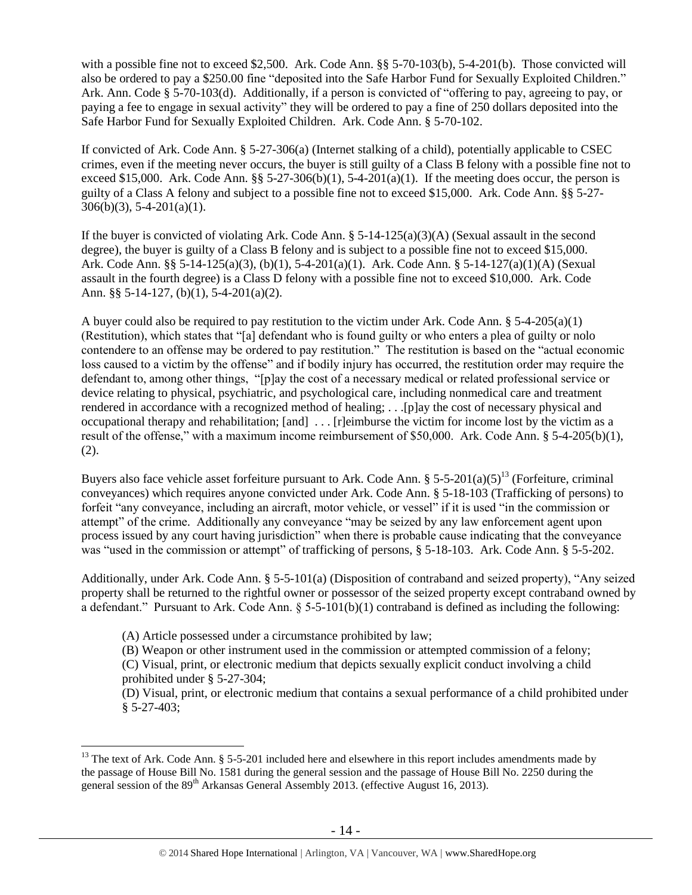with a possible fine not to exceed $2,500. Ark. Code Ann. §§ 5-70-103(b), 5-4-201(b). Those convicted will also be ordered to pay a $250.00 fine "deposited into the Safe Harbor Fund for Sexually Exploited Children." Ark. Ann. Code § 5-70-103(d). Additionally, if a person is convicted of "offering to pay, agreeing to pay, or paying a fee to engage in sexual activity" they will be ordered to pay a fine of 250 dollars deposited into the Safe Harbor Fund for Sexually Exploited Children. Ark. Code Ann. § 5-70-102.

If convicted of Ark. Code Ann. § 5-27-306(a) (Internet stalking of a child), potentially applicable to CSEC crimes, even if the meeting never occurs, the buyer is still guilty of a Class B felony with a possible fine not to exceed $15,000. Ark. Code Ann. §§ 5-27-306(b)(1), 5-4-201(a)(1). If the meeting does occur, the person is guilty of a Class A felony and subject to a possible fine not to exceed $15,000. Ark. Code Ann. §§ 5-27-306(b)(3), 5-4-201(a)(1).

If the buyer is convicted of violating Ark. Code Ann. § 5-14-125(a)(3)(A) (Sexual assault in the second degree), the buyer is guilty of a Class B felony and is subject to a possible fine not to exceed $15,000. Ark. Code Ann. §§ 5-14-125(a)(3), (b)(1), 5-4-201(a)(1). Ark. Code Ann. § 5-14-127(a)(1)(A) (Sexual assault in the fourth degree) is a Class D felony with a possible fine not to exceed $10,000. Ark. Code Ann. §§ 5-14-127, (b)(1), 5-4-201(a)(2).

A buyer could also be required to pay restitution to the victim under Ark. Code Ann. § 5-4-205(a)(1) (Restitution), which states that "[a] defendant who is found guilty or who enters a plea of guilty or nolo contendere to an offense may be ordered to pay restitution." The restitution is based on the "actual economic loss caused to a victim by the offense" and if bodily injury has occurred, the restitution order may require the defendant to, among other things, "[p]ay the cost of a necessary medical or related professional service or device relating to physical, psychiatric, and psychological care, including nonmedical care and treatment rendered in accordance with a recognized method of healing; . . .[p]ay the cost of necessary physical and occupational therapy and rehabilitation; [and] . . . [r]eimburse the victim for income lost by the victim as a result of the offense," with a maximum income reimbursement of $50,000. Ark. Code Ann. § 5-4-205(b)(1), (2).

Buyers also face vehicle asset forfeiture pursuant to Ark. Code Ann. § 5-5-201(a)(5)[13] (Forfeiture, criminal conveyances) which requires anyone convicted under Ark. Code Ann. § 5-18-103 (Trafficking of persons) to forfeit "any conveyance, including an aircraft, motor vehicle, or vessel" if it is used "in the commission or attempt" of the crime. Additionally any conveyance "may be seized by any law enforcement agent upon process issued by any court having jurisdiction" when there is probable cause indicating that the conveyance was "used in the commission or attempt" of trafficking of persons, § 5-18-103. Ark. Code Ann. § 5-5-202.

Additionally, under Ark. Code Ann. § 5-5-101(a) (Disposition of contraband and seized property), "Any seized property shall be returned to the rightful owner or possessor of the seized property except contraband owned by a defendant." Pursuant to Ark. Code Ann. § 5-5-101(b)(1) contraband is defined as including the following:

> (A) Article possessed under a circumstance prohibited by law;
> (B) Weapon or other instrument used in the commission or attempted commission of a felony;
> (C) Visual, print, or electronic medium that depicts sexually explicit conduct involving a child prohibited under § 5-27-304;
> (D) Visual, print, or electronic medium that contains a sexual performance of a child prohibited under § 5-27-403;

---

[13] The text of Ark. Code Ann. § 5-5-201 included here and elsewhere in this report includes amendments made by the passage of House Bill No. 1581 during the general session and the passage of House Bill No. 2250 during the general session of the 89th Arkansas General Assembly 2013. (effective August 16, 2013).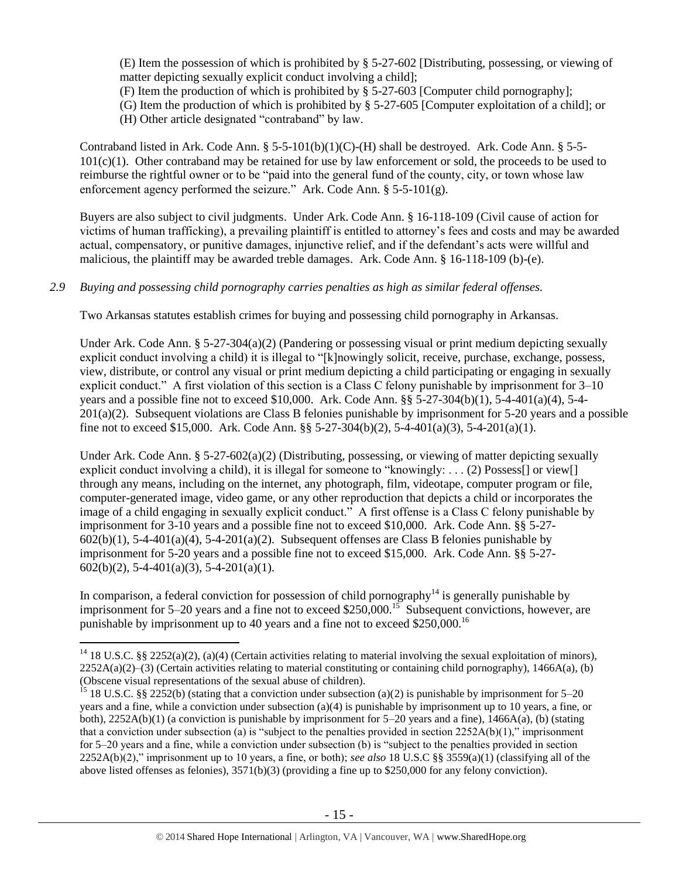(E) Item the possession of which is prohibited by § 5-27-602 [Distributing, possessing, or viewing of matter depicting sexually explicit conduct involving a child];
(F) Item the production of which is prohibited by § 5-27-603 [Computer child pornography];
(G) Item the production of which is prohibited by § 5-27-605 [Computer exploitation of a child]; or
(H) Other article designated "contraband" by law.

Contraband listed in Ark. Code Ann. § 5-5-101(b)(1)(C)-(H) shall be destroyed. Ark. Code Ann. § 5-5-101(c)(1). Other contraband may be retained for use by law enforcement or sold, the proceeds to be used to reimburse the rightful owner or to be "paid into the general fund of the county, city, or town whose law enforcement agency performed the seizure." Ark. Code Ann. § 5-5-101(g).

Buyers are also subject to civil judgments. Under Ark. Code Ann. § 16-118-109 (Civil cause of action for victims of human trafficking), a prevailing plaintiff is entitled to attorney's fees and costs and may be awarded actual, compensatory, or punitive damages, injunctive relief, and if the defendant's acts were willful and malicious, the plaintiff may be awarded treble damages. Ark. Code Ann. § 16-118-109 (b)-(e).

*2.9 Buying and possessing child pornography carries penalties as high as similar federal offenses.*

Two Arkansas statutes establish crimes for buying and possessing child pornography in Arkansas.

Under Ark. Code Ann. § 5-27-304(a)(2) (Pandering or possessing visual or print medium depicting sexually explicit conduct involving a child) it is illegal to "[k]nowingly solicit, receive, purchase, exchange, possess, view, distribute, or control any visual or print medium depicting a child participating or engaging in sexually explicit conduct." A first violation of this section is a Class C felony punishable by imprisonment for 3–10 years and a possible fine not to exceed $10,000. Ark. Code Ann. §§ 5-27-304(b)(1), 5-4-401(a)(4), 5-4-201(a)(2). Subsequent violations are Class B felonies punishable by imprisonment for 5-20 years and a possible fine not to exceed $15,000. Ark. Code Ann. §§ 5-27-304(b)(2), 5-4-401(a)(3), 5-4-201(a)(1).

Under Ark. Code Ann. § 5-27-602(a)(2) (Distributing, possessing, or viewing of matter depicting sexually explicit conduct involving a child), it is illegal for someone to "knowingly: . . . (2) Possess[] or view[] through any means, including on the internet, any photograph, film, videotape, computer program or file, computer-generated image, video game, or any other reproduction that depicts a child or incorporates the image of a child engaging in sexually explicit conduct." A first offense is a Class C felony punishable by imprisonment for 3-10 years and a possible fine not to exceed $10,000. Ark. Code Ann. §§ 5-27-602(b)(1), 5-4-401(a)(4), 5-4-201(a)(2). Subsequent offenses are Class B felonies punishable by imprisonment for 5-20 years and a possible fine not to exceed $15,000. Ark. Code Ann. §§ 5-27-602(b)(2), 5-4-401(a)(3), 5-4-201(a)(1).

In comparison, a federal conviction for possession of child pornography[14] is generally punishable by imprisonment for 5–20 years and a fine not to exceed $250,000.[15] Subsequent convictions, however, are punishable by imprisonment up to 40 years and a fine not to exceed $250,000.[16]

[14] 18 U.S.C. §§ 2252(a)(2), (a)(4) (Certain activities relating to material involving the sexual exploitation of minors), 2252A(a)(2)–(3) (Certain activities relating to material constituting or containing child pornography), 1466A(a), (b) (Obscene visual representations of the sexual abuse of children).

[15] 18 U.S.C. §§ 2252(b) (stating that a conviction under subsection (a)(2) is punishable by imprisonment for 5–20 years and a fine, while a conviction under subsection (a)(4) is punishable by imprisonment up to 10 years, a fine, or both), 2252A(b)(1) (a conviction is punishable by imprisonment for 5–20 years and a fine), 1466A(a), (b) (stating that a conviction under subsection (a) is "subject to the penalties provided in section 2252A(b)(1)," imprisonment for 5–20 years and a fine, while a conviction under subsection (b) is "subject to the penalties provided in section 2252A(b)(2)," imprisonment up to 10 years, a fine, or both); *see also* 18 U.S.C §§ 3559(a)(1) (classifying all of the above listed offenses as felonies), 3571(b)(3) (providing a fine up to $250,000 for any felony conviction).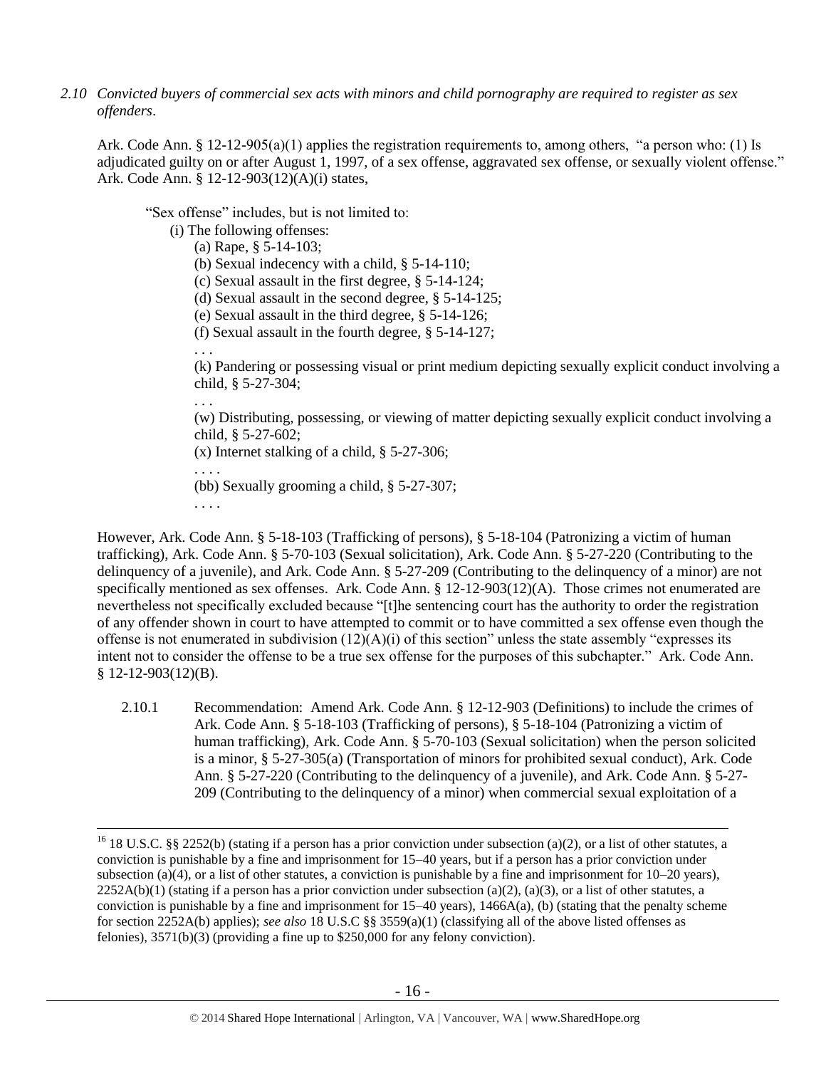*2.10 Convicted buyers of commercial sex acts with minors and child pornography are required to register as sex offenders*.

Ark. Code Ann. § 12-12-905(a)(1) applies the registration requirements to, among others, "a person who: (1) Is adjudicated guilty on or after August 1, 1997, of a sex offense, aggravated sex offense, or sexually violent offense." Ark. Code Ann. § 12-12-903(12)(A)(i) states,

> "Sex offense" includes, but is not limited to:
>
> (i) The following offenses:
>
> (a) Rape, § 5-14-103;
>
> (b) Sexual indecency with a child, § 5-14-110;
>
> (c) Sexual assault in the first degree, § 5-14-124;
>
> (d) Sexual assault in the second degree, § 5-14-125;
>
> (e) Sexual assault in the third degree, § 5-14-126;
>
> (f) Sexual assault in the fourth degree, § 5-14-127;
>
> . . .
>
> (k) Pandering or possessing visual or print medium depicting sexually explicit conduct involving a child, § 5-27-304;
>
> . . .
>
> (w) Distributing, possessing, or viewing of matter depicting sexually explicit conduct involving a child, § 5-27-602;
>
> (x) Internet stalking of a child, § 5-27-306;
>
> . . . .
>
> (bb) Sexually grooming a child, § 5-27-307;
>
> . . . .

However, Ark. Code Ann. § 5-18-103 (Trafficking of persons), § 5-18-104 (Patronizing a victim of human trafficking), Ark. Code Ann. § 5-70-103 (Sexual solicitation), Ark. Code Ann. § 5-27-220 (Contributing to the delinquency of a juvenile), and Ark. Code Ann. § 5-27-209 (Contributing to the delinquency of a minor) are not specifically mentioned as sex offenses. Ark. Code Ann. § 12-12-903(12)(A). Those crimes not enumerated are nevertheless not specifically excluded because "[t]he sentencing court has the authority to order the registration of any offender shown in court to have attempted to commit or to have committed a sex offense even though the offense is not enumerated in subdivision (12)(A)(i) of this section" unless the state assembly "expresses its intent not to consider the offense to be a true sex offense for the purposes of this subchapter." Ark. Code Ann. § 12-12-903(12)(B).

2.10.1 Recommendation: Amend Ark. Code Ann. § 12-12-903 (Definitions) to include the crimes of Ark. Code Ann. § 5-18-103 (Trafficking of persons), § 5-18-104 (Patronizing a victim of human trafficking), Ark. Code Ann. § 5-70-103 (Sexual solicitation) when the person solicited is a minor, § 5-27-305(a) (Transportation of minors for prohibited sexual conduct), Ark. Code Ann. § 5-27-220 (Contributing to the delinquency of a juvenile), and Ark. Code Ann. § 5-27-209 (Contributing to the delinquency of a minor) when commercial sexual exploitation of a

---

[16] 18 U.S.C. §§ 2252(b) (stating if a person has a prior conviction under subsection (a)(2), or a list of other statutes, a conviction is punishable by a fine and imprisonment for 15–40 years, but if a person has a prior conviction under subsection (a)(4), or a list of other statutes, a conviction is punishable by a fine and imprisonment for 10–20 years), 2252A(b)(1) (stating if a person has a prior conviction under subsection (a)(2), (a)(3), or a list of other statutes, a conviction is punishable by a fine and imprisonment for 15–40 years), 1466A(a), (b) (stating that the penalty scheme for section 2252A(b) applies); *see also* 18 U.S.C §§ 3559(a)(1) (classifying all of the above listed offenses as felonies), 3571(b)(3) (providing a fine up to $250,000 for any felony conviction).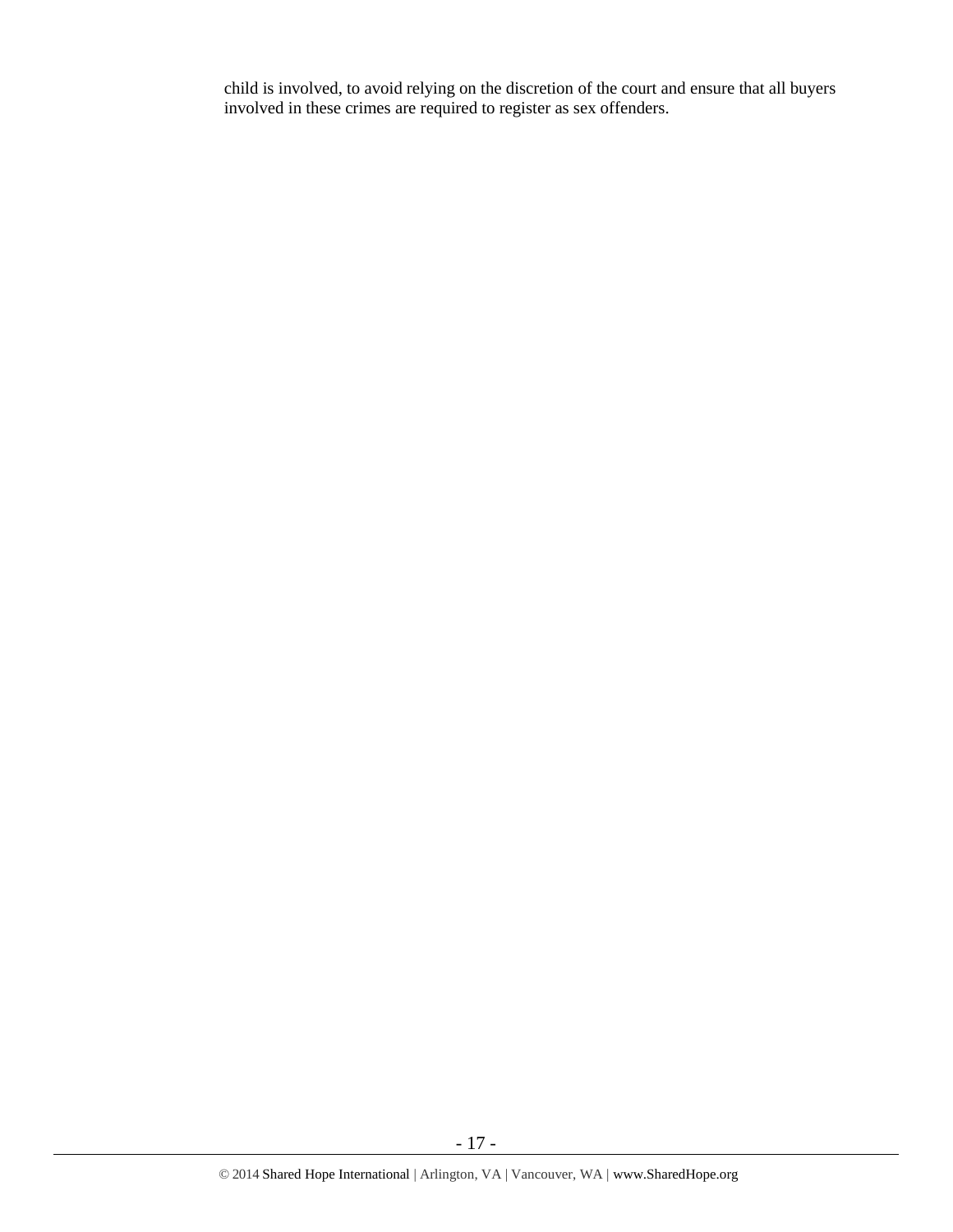child is involved, to avoid relying on the discretion of the court and ensure that all buyers involved in these crimes are required to register as sex offenders.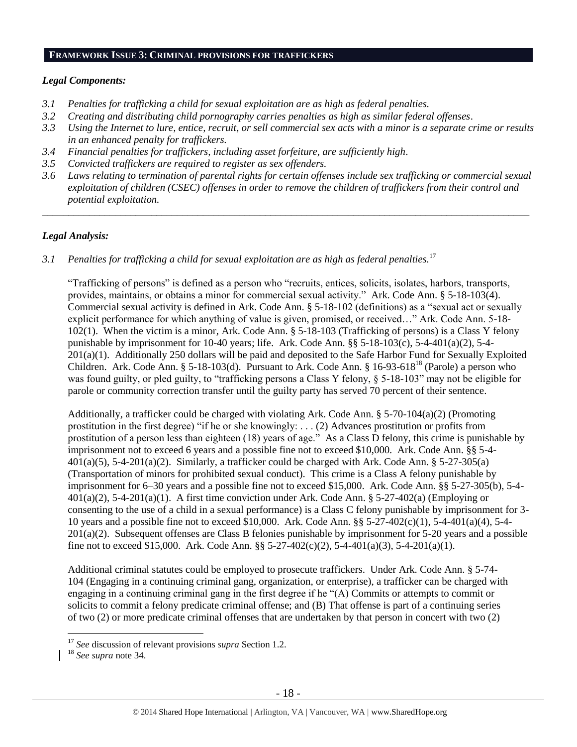## FRAMEWORK ISSUE 3: CRIMINAL PROVISIONS FOR TRAFFICKERS

### *Legal Components:*

*3.1 Penalties for trafficking a child for sexual exploitation are as high as federal penalties.*
*3.2 Creating and distributing child pornography carries penalties as high as similar federal offenses.*
*3.3 Using the Internet to lure, entice, recruit, or sell commercial sex acts with a minor is a separate crime or results in an enhanced penalty for traffickers.*
*3.4 Financial penalties for traffickers, including asset forfeiture, are sufficiently high.*
*3.5 Convicted traffickers are required to register as sex offenders.*
*3.6 Laws relating to termination of parental rights for certain offenses include sex trafficking or commercial sexual exploitation of children (CSEC) offenses in order to remove the children of traffickers from their control and potential exploitation.*

---

### *Legal Analysis:*

*3.1 Penalties for trafficking a child for sexual exploitation are as high as federal penalties.*[17]

"Trafficking of persons" is defined as a person who "recruits, entices, solicits, isolates, harbors, transports, provides, maintains, or obtains a minor for commercial sexual activity." Ark. Code Ann. § 5-18-103(4). Commercial sexual activity is defined in Ark. Code Ann. § 5-18-102 (definitions) as a "sexual act or sexually explicit performance for which anything of value is given, promised, or received…" Ark. Code Ann. 5-18-102(1). When the victim is a minor, Ark. Code Ann. § 5-18-103 (Trafficking of persons) is a Class Y felony punishable by imprisonment for 10-40 years; life. Ark. Code Ann. §§ 5-18-103(c), 5-4-401(a)(2), 5-4-201(a)(1). Additionally 250 dollars will be paid and deposited to the Safe Harbor Fund for Sexually Exploited Children. Ark. Code Ann. § 5-18-103(d). Pursuant to Ark. Code Ann. § 16-93-618[18] (Parole) a person who was found guilty, or pled guilty, to "trafficking persons a Class Y felony, § 5-18-103" may not be eligible for parole or community correction transfer until the guilty party has served 70 percent of their sentence.

Additionally, a trafficker could be charged with violating Ark. Code Ann. § 5-70-104(a)(2) (Promoting prostitution in the first degree) "if he or she knowingly: . . . (2) Advances prostitution or profits from prostitution of a person less than eighteen (18) years of age." As a Class D felony, this crime is punishable by imprisonment not to exceed 6 years and a possible fine not to exceed $10,000. Ark. Code Ann. §§ 5-4-401(a)(5), 5-4-201(a)(2). Similarly, a trafficker could be charged with Ark. Code Ann. § 5-27-305(a) (Transportation of minors for prohibited sexual conduct). This crime is a Class A felony punishable by imprisonment for 6–30 years and a possible fine not to exceed $15,000. Ark. Code Ann. §§ 5-27-305(b), 5-4-401(a)(2), 5-4-201(a)(1). A first time conviction under Ark. Code Ann. § 5-27-402(a) (Employing or consenting to the use of a child in a sexual performance) is a Class C felony punishable by imprisonment for 3-10 years and a possible fine not to exceed $10,000. Ark. Code Ann. §§ 5-27-402(c)(1), 5-4-401(a)(4), 5-4-201(a)(2). Subsequent offenses are Class B felonies punishable by imprisonment for 5-20 years and a possible fine not to exceed $15,000. Ark. Code Ann. §§ 5-27-402(c)(2), 5-4-401(a)(3), 5-4-201(a)(1).

Additional criminal statutes could be employed to prosecute traffickers. Under Ark. Code Ann. § 5-74-104 (Engaging in a continuing criminal gang, organization, or enterprise), a trafficker can be charged with engaging in a continuing criminal gang in the first degree if he "(A) Commits or attempts to commit or solicits to commit a felony predicate criminal offense; and (B) That offense is part of a continuing series of two (2) or more predicate criminal offenses that are undertaken by that person in concert with two (2)

---

[17] *See* discussion of relevant provisions *supra* Section 1.2.

[18] *See supra* note 34.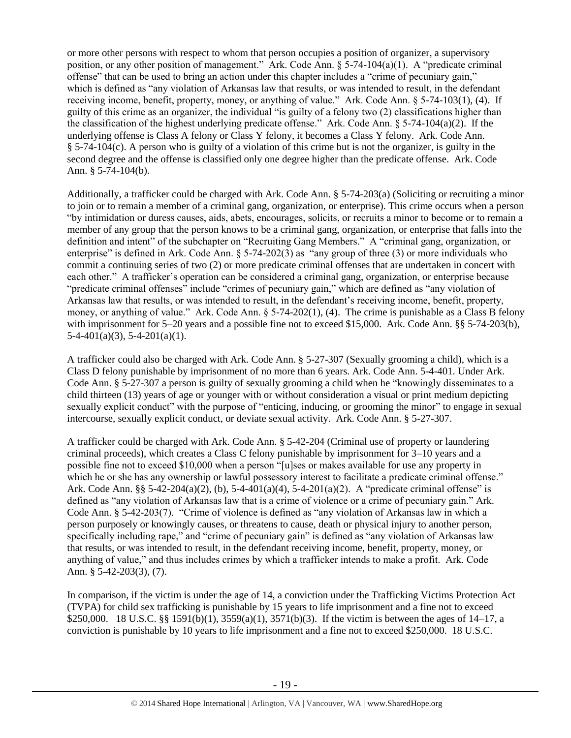or more other persons with respect to whom that person occupies a position of organizer, a supervisory position, or any other position of management." Ark. Code Ann. § 5-74-104(a)(1). A "predicate criminal offense" that can be used to bring an action under this chapter includes a "crime of pecuniary gain," which is defined as "any violation of Arkansas law that results, or was intended to result, in the defendant receiving income, benefit, property, money, or anything of value." Ark. Code Ann. § 5-74-103(1), (4). If guilty of this crime as an organizer, the individual "is guilty of a felony two (2) classifications higher than the classification of the highest underlying predicate offense." Ark. Code Ann. § 5-74-104(a)(2). If the underlying offense is Class A felony or Class Y felony, it becomes a Class Y felony. Ark. Code Ann. § 5-74-104(c). A person who is guilty of a violation of this crime but is not the organizer, is guilty in the second degree and the offense is classified only one degree higher than the predicate offense. Ark. Code Ann. § 5-74-104(b).

Additionally, a trafficker could be charged with Ark. Code Ann. § 5-74-203(a) (Soliciting or recruiting a minor to join or to remain a member of a criminal gang, organization, or enterprise). This crime occurs when a person "by intimidation or duress causes, aids, abets, encourages, solicits, or recruits a minor to become or to remain a member of any group that the person knows to be a criminal gang, organization, or enterprise that falls into the definition and intent" of the subchapter on "Recruiting Gang Members." A "criminal gang, organization, or enterprise" is defined in Ark. Code Ann. § 5-74-202(3) as "any group of three (3) or more individuals who commit a continuing series of two (2) or more predicate criminal offenses that are undertaken in concert with each other." A trafficker's operation can be considered a criminal gang, organization, or enterprise because "predicate criminal offenses" include "crimes of pecuniary gain," which are defined as "any violation of Arkansas law that results, or was intended to result, in the defendant's receiving income, benefit, property, money, or anything of value." Ark. Code Ann. § 5-74-202(1), (4). The crime is punishable as a Class B felony with imprisonment for 5–20 years and a possible fine not to exceed $15,000. Ark. Code Ann. §§ 5-74-203(b), 5-4-401(a)(3), 5-4-201(a)(1).

A trafficker could also be charged with Ark. Code Ann. § 5-27-307 (Sexually grooming a child), which is a Class D felony punishable by imprisonment of no more than 6 years. Ark. Code Ann. 5-4-401. Under Ark. Code Ann. § 5-27-307 a person is guilty of sexually grooming a child when he "knowingly disseminates to a child thirteen (13) years of age or younger with or without consideration a visual or print medium depicting sexually explicit conduct" with the purpose of "enticing, inducing, or grooming the minor" to engage in sexual intercourse, sexually explicit conduct, or deviate sexual activity. Ark. Code Ann. § 5-27-307.

A trafficker could be charged with Ark. Code Ann. § 5-42-204 (Criminal use of property or laundering criminal proceeds), which creates a Class C felony punishable by imprisonment for 3–10 years and a possible fine not to exceed $10,000 when a person "[u]ses or makes available for use any property in which he or she has any ownership or lawful possessory interest to facilitate a predicate criminal offense." Ark. Code Ann. §§ 5-42-204(a)(2), (b), 5-4-401(a)(4), 5-4-201(a)(2). A "predicate criminal offense" is defined as "any violation of Arkansas law that is a crime of violence or a crime of pecuniary gain." Ark. Code Ann. § 5-42-203(7). "Crime of violence is defined as "any violation of Arkansas law in which a person purposely or knowingly causes, or threatens to cause, death or physical injury to another person, specifically including rape," and "crime of pecuniary gain" is defined as "any violation of Arkansas law that results, or was intended to result, in the defendant receiving income, benefit, property, money, or anything of value," and thus includes crimes by which a trafficker intends to make a profit. Ark. Code Ann. § 5-42-203(3), (7).

In comparison, if the victim is under the age of 14, a conviction under the Trafficking Victims Protection Act (TVPA) for child sex trafficking is punishable by 15 years to life imprisonment and a fine not to exceed $250,000. 18 U.S.C. §§ 1591(b)(1), 3559(a)(1), 3571(b)(3). If the victim is between the ages of 14–17, a conviction is punishable by 10 years to life imprisonment and a fine not to exceed $250,000. 18 U.S.C.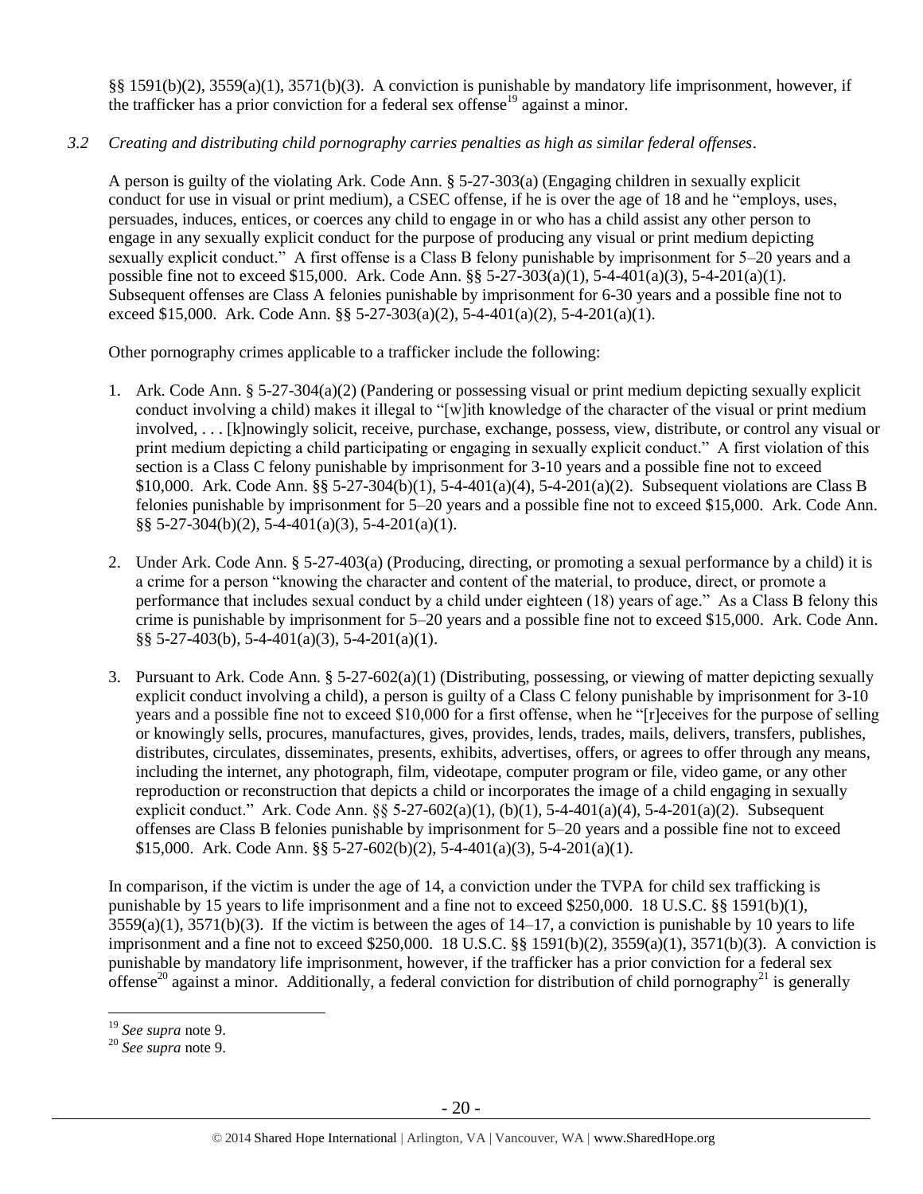§§ 1591(b)(2), 3559(a)(1), 3571(b)(3). A conviction is punishable by mandatory life imprisonment, however, if the trafficker has a prior conviction for a federal sex offense[19] against a minor.

*3.2 Creating and distributing child pornography carries penalties as high as similar federal offenses.*

A person is guilty of the violating Ark. Code Ann. § 5-27-303(a) (Engaging children in sexually explicit conduct for use in visual or print medium), a CSEC offense, if he is over the age of 18 and he "employs, uses, persuades, induces, entices, or coerces any child to engage in or who has a child assist any other person to engage in any sexually explicit conduct for the purpose of producing any visual or print medium depicting sexually explicit conduct." A first offense is a Class B felony punishable by imprisonment for 5–20 years and a possible fine not to exceed $15,000. Ark. Code Ann. §§ 5-27-303(a)(1), 5-4-401(a)(3), 5-4-201(a)(1). Subsequent offenses are Class A felonies punishable by imprisonment for 6-30 years and a possible fine not to exceed $15,000. Ark. Code Ann. §§ 5-27-303(a)(2), 5-4-401(a)(2), 5-4-201(a)(1).

Other pornography crimes applicable to a trafficker include the following:

1. Ark. Code Ann. § 5-27-304(a)(2) (Pandering or possessing visual or print medium depicting sexually explicit conduct involving a child) makes it illegal to "[w]ith knowledge of the character of the visual or print medium involved, . . . [k]nowingly solicit, receive, purchase, exchange, possess, view, distribute, or control any visual or print medium depicting a child participating or engaging in sexually explicit conduct." A first violation of this section is a Class C felony punishable by imprisonment for 3-10 years and a possible fine not to exceed $10,000. Ark. Code Ann. §§ 5-27-304(b)(1), 5-4-401(a)(4), 5-4-201(a)(2). Subsequent violations are Class B felonies punishable by imprisonment for 5–20 years and a possible fine not to exceed $15,000. Ark. Code Ann. §§ 5-27-304(b)(2), 5-4-401(a)(3), 5-4-201(a)(1).

2. Under Ark. Code Ann. § 5-27-403(a) (Producing, directing, or promoting a sexual performance by a child) it is a crime for a person "knowing the character and content of the material, to produce, direct, or promote a performance that includes sexual conduct by a child under eighteen (18) years of age." As a Class B felony this crime is punishable by imprisonment for 5–20 years and a possible fine not to exceed $15,000. Ark. Code Ann. §§ 5-27-403(b), 5-4-401(a)(3), 5-4-201(a)(1).

3. Pursuant to Ark. Code Ann. § 5-27-602(a)(1) (Distributing, possessing, or viewing of matter depicting sexually explicit conduct involving a child), a person is guilty of a Class C felony punishable by imprisonment for 3-10 years and a possible fine not to exceed $10,000 for a first offense, when he "[r]eceives for the purpose of selling or knowingly sells, procures, manufactures, gives, provides, lends, trades, mails, delivers, transfers, publishes, distributes, circulates, disseminates, presents, exhibits, advertises, offers, or agrees to offer through any means, including the internet, any photograph, film, videotape, computer program or file, video game, or any other reproduction or reconstruction that depicts a child or incorporates the image of a child engaging in sexually explicit conduct." Ark. Code Ann. §§ 5-27-602(a)(1), (b)(1), 5-4-401(a)(4), 5-4-201(a)(2). Subsequent offenses are Class B felonies punishable by imprisonment for 5–20 years and a possible fine not to exceed $15,000. Ark. Code Ann. §§ 5-27-602(b)(2), 5-4-401(a)(3), 5-4-201(a)(1).

In comparison, if the victim is under the age of 14, a conviction under the TVPA for child sex trafficking is punishable by 15 years to life imprisonment and a fine not to exceed $250,000. 18 U.S.C. §§ 1591(b)(1), 3559(a)(1), 3571(b)(3). If the victim is between the ages of 14–17, a conviction is punishable by 10 years to life imprisonment and a fine not to exceed $250,000. 18 U.S.C. §§ 1591(b)(2), 3559(a)(1), 3571(b)(3). A conviction is punishable by mandatory life imprisonment, however, if the trafficker has a prior conviction for a federal sex offense[20] against a minor. Additionally, a federal conviction for distribution of child pornography[21] is generally

---

[19] *See supra* note 9.

[20] *See supra* note 9.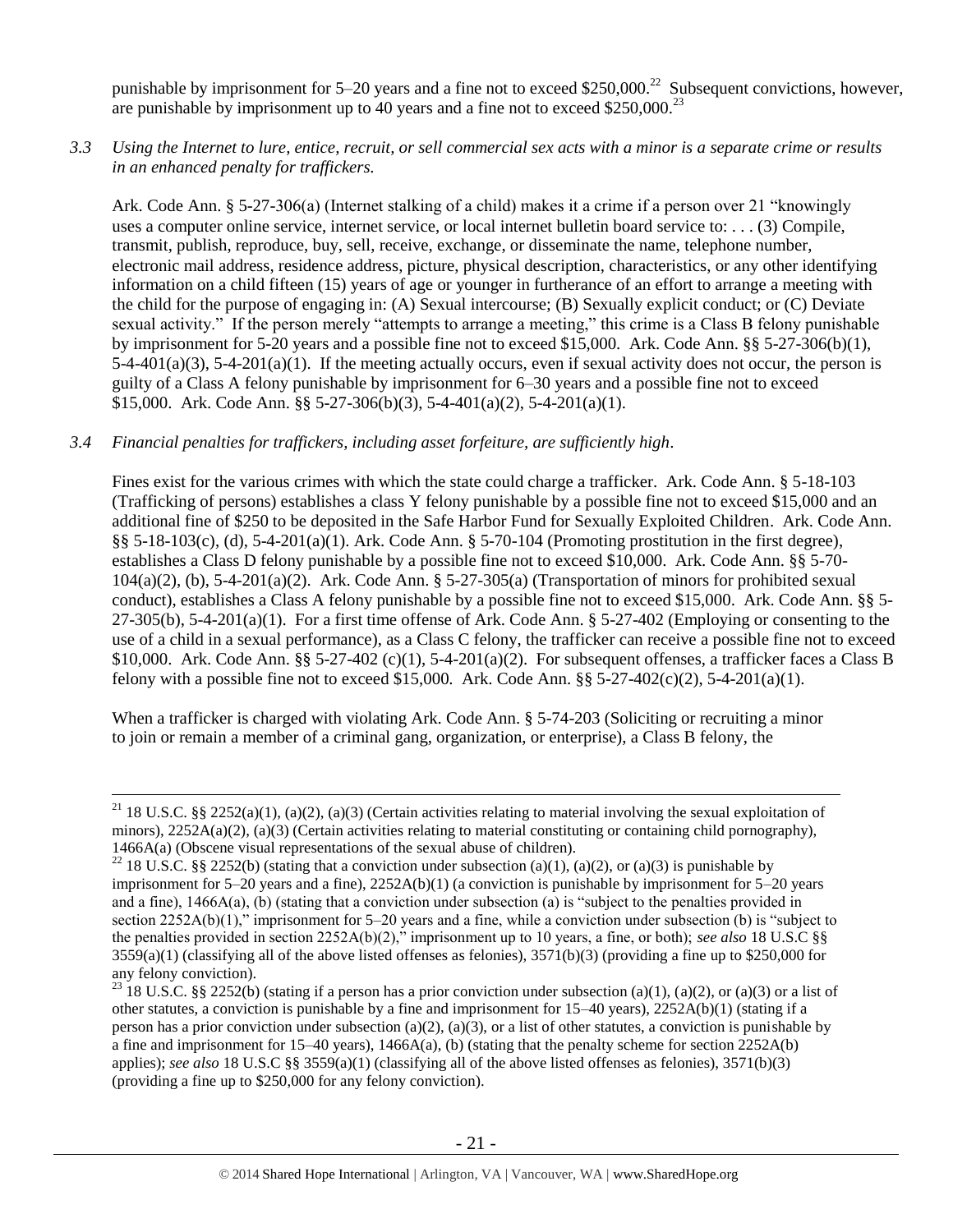punishable by imprisonment for 5–20 years and a fine not to exceed $250,000.[22] Subsequent convictions, however, are punishable by imprisonment up to 40 years and a fine not to exceed $250,000.[23]

*3.3 Using the Internet to lure, entice, recruit, or sell commercial sex acts with a minor is a separate crime or results in an enhanced penalty for traffickers.*

Ark. Code Ann. § 5-27-306(a) (Internet stalking of a child) makes it a crime if a person over 21 "knowingly uses a computer online service, internet service, or local internet bulletin board service to: . . . (3) Compile, transmit, publish, reproduce, buy, sell, receive, exchange, or disseminate the name, telephone number, electronic mail address, residence address, picture, physical description, characteristics, or any other identifying information on a child fifteen (15) years of age or younger in furtherance of an effort to arrange a meeting with the child for the purpose of engaging in: (A) Sexual intercourse; (B) Sexually explicit conduct; or (C) Deviate sexual activity." If the person merely "attempts to arrange a meeting," this crime is a Class B felony punishable by imprisonment for 5-20 years and a possible fine not to exceed $15,000. Ark. Code Ann. §§ 5-27-306(b)(1), 5-4-401(a)(3), 5-4-201(a)(1). If the meeting actually occurs, even if sexual activity does not occur, the person is guilty of a Class A felony punishable by imprisonment for 6–30 years and a possible fine not to exceed $15,000. Ark. Code Ann. §§ 5-27-306(b)(3), 5-4-401(a)(2), 5-4-201(a)(1).

*3.4 Financial penalties for traffickers, including asset forfeiture, are sufficiently high.*

Fines exist for the various crimes with which the state could charge a trafficker. Ark. Code Ann. § 5-18-103 (Trafficking of persons) establishes a class Y felony punishable by a possible fine not to exceed $15,000 and an additional fine of $250 to be deposited in the Safe Harbor Fund for Sexually Exploited Children. Ark. Code Ann. §§ 5-18-103(c), (d), 5-4-201(a)(1). Ark. Code Ann. § 5-70-104 (Promoting prostitution in the first degree), establishes a Class D felony punishable by a possible fine not to exceed $10,000. Ark. Code Ann. §§ 5-70-104(a)(2), (b), 5-4-201(a)(2). Ark. Code Ann. § 5-27-305(a) (Transportation of minors for prohibited sexual conduct), establishes a Class A felony punishable by a possible fine not to exceed $15,000. Ark. Code Ann. §§ 5-27-305(b), 5-4-201(a)(1). For a first time offense of Ark. Code Ann. § 5-27-402 (Employing or consenting to the use of a child in a sexual performance), as a Class C felony, the trafficker can receive a possible fine not to exceed $10,000. Ark. Code Ann. §§ 5-27-402 (c)(1), 5-4-201(a)(2). For subsequent offenses, a trafficker faces a Class B felony with a possible fine not to exceed $15,000. Ark. Code Ann. §§ 5-27-402(c)(2), 5-4-201(a)(1).

When a trafficker is charged with violating Ark. Code Ann. § 5-74-203 (Soliciting or recruiting a minor to join or remain a member of a criminal gang, organization, or enterprise), a Class B felony, the

---

[21] 18 U.S.C. §§ 2252(a)(1), (a)(2), (a)(3) (Certain activities relating to material involving the sexual exploitation of minors), 2252A(a)(2), (a)(3) (Certain activities relating to material constituting or containing child pornography), 1466A(a) (Obscene visual representations of the sexual abuse of children).

[22] 18 U.S.C. §§ 2252(b) (stating that a conviction under subsection (a)(1), (a)(2), or (a)(3) is punishable by imprisonment for 5–20 years and a fine), 2252A(b)(1) (a conviction is punishable by imprisonment for 5–20 years and a fine), 1466A(a), (b) (stating that a conviction under subsection (a) is "subject to the penalties provided in section 2252A(b)(1)," imprisonment for 5–20 years and a fine, while a conviction under subsection (b) is "subject to the penalties provided in section 2252A(b)(2)," imprisonment up to 10 years, a fine, or both); *see also* 18 U.S.C §§ 3559(a)(1) (classifying all of the above listed offenses as felonies), 3571(b)(3) (providing a fine up to $250,000 for any felony conviction).

[23] 18 U.S.C. §§ 2252(b) (stating if a person has a prior conviction under subsection (a)(1), (a)(2), or (a)(3) or a list of other statutes, a conviction is punishable by a fine and imprisonment for 15–40 years), 2252A(b)(1) (stating if a person has a prior conviction under subsection (a)(2), (a)(3), or a list of other statutes, a conviction is punishable by a fine and imprisonment for 15–40 years), 1466A(a), (b) (stating that the penalty scheme for section 2252A(b) applies); *see also* 18 U.S.C §§ 3559(a)(1) (classifying all of the above listed offenses as felonies), 3571(b)(3) (providing a fine up to $250,000 for any felony conviction).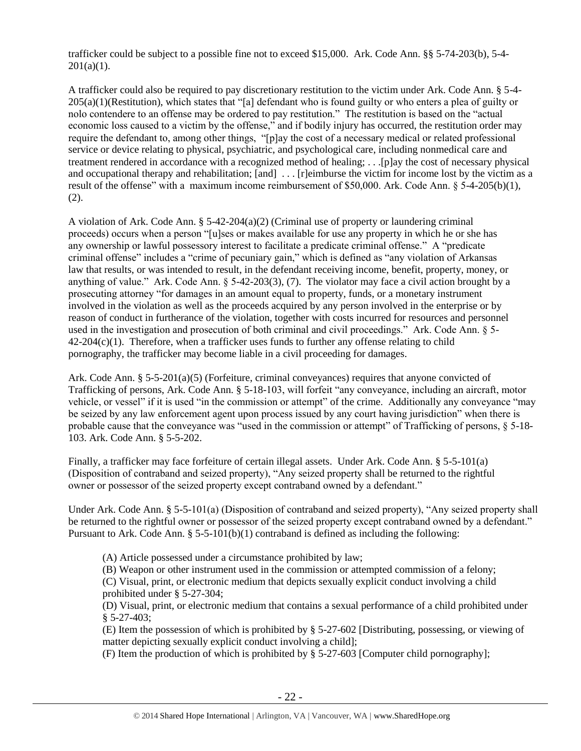trafficker could be subject to a possible fine not to exceed $15,000. Ark. Code Ann. §§ 5-74-203(b), 5-4-201(a)(1).

A trafficker could also be required to pay discretionary restitution to the victim under Ark. Code Ann. § 5-4-205(a)(1)(Restitution), which states that "[a] defendant who is found guilty or who enters a plea of guilty or nolo contendere to an offense may be ordered to pay restitution." The restitution is based on the "actual economic loss caused to a victim by the offense," and if bodily injury has occurred, the restitution order may require the defendant to, among other things, "[p]ay the cost of a necessary medical or related professional service or device relating to physical, psychiatric, and psychological care, including nonmedical care and treatment rendered in accordance with a recognized method of healing; . . .[p]ay the cost of necessary physical and occupational therapy and rehabilitation; [and] . . . [r]eimburse the victim for income lost by the victim as a result of the offense" with a maximum income reimbursement of $50,000. Ark. Code Ann. § 5-4-205(b)(1), (2).

A violation of Ark. Code Ann. § 5-42-204(a)(2) (Criminal use of property or laundering criminal proceeds) occurs when a person "[u]ses or makes available for use any property in which he or she has any ownership or lawful possessory interest to facilitate a predicate criminal offense." A "predicate criminal offense" includes a "crime of pecuniary gain," which is defined as "any violation of Arkansas law that results, or was intended to result, in the defendant receiving income, benefit, property, money, or anything of value." Ark. Code Ann. § 5-42-203(3), (7). The violator may face a civil action brought by a prosecuting attorney "for damages in an amount equal to property, funds, or a monetary instrument involved in the violation as well as the proceeds acquired by any person involved in the enterprise or by reason of conduct in furtherance of the violation, together with costs incurred for resources and personnel used in the investigation and prosecution of both criminal and civil proceedings." Ark. Code Ann. § 5-42-204(c)(1). Therefore, when a trafficker uses funds to further any offense relating to child pornography, the trafficker may become liable in a civil proceeding for damages.

Ark. Code Ann. § 5-5-201(a)(5) (Forfeiture, criminal conveyances) requires that anyone convicted of Trafficking of persons, Ark. Code Ann. § 5-18-103, will forfeit "any conveyance, including an aircraft, motor vehicle, or vessel" if it is used "in the commission or attempt" of the crime. Additionally any conveyance "may be seized by any law enforcement agent upon process issued by any court having jurisdiction" when there is probable cause that the conveyance was "used in the commission or attempt" of Trafficking of persons, § 5-18-103. Ark. Code Ann. § 5-5-202.

Finally, a trafficker may face forfeiture of certain illegal assets. Under Ark. Code Ann. § 5-5-101(a) (Disposition of contraband and seized property), "Any seized property shall be returned to the rightful owner or possessor of the seized property except contraband owned by a defendant."

Under Ark. Code Ann. § 5-5-101(a) (Disposition of contraband and seized property), "Any seized property shall be returned to the rightful owner or possessor of the seized property except contraband owned by a defendant." Pursuant to Ark. Code Ann. § 5-5-101(b)(1) contraband is defined as including the following:

> (A) Article possessed under a circumstance prohibited by law;
> (B) Weapon or other instrument used in the commission or attempted commission of a felony;
> (C) Visual, print, or electronic medium that depicts sexually explicit conduct involving a child prohibited under § 5-27-304;
> (D) Visual, print, or electronic medium that contains a sexual performance of a child prohibited under § 5-27-403;
> (E) Item the possession of which is prohibited by § 5-27-602 [Distributing, possessing, or viewing of matter depicting sexually explicit conduct involving a child];
> (F) Item the production of which is prohibited by § 5-27-603 [Computer child pornography];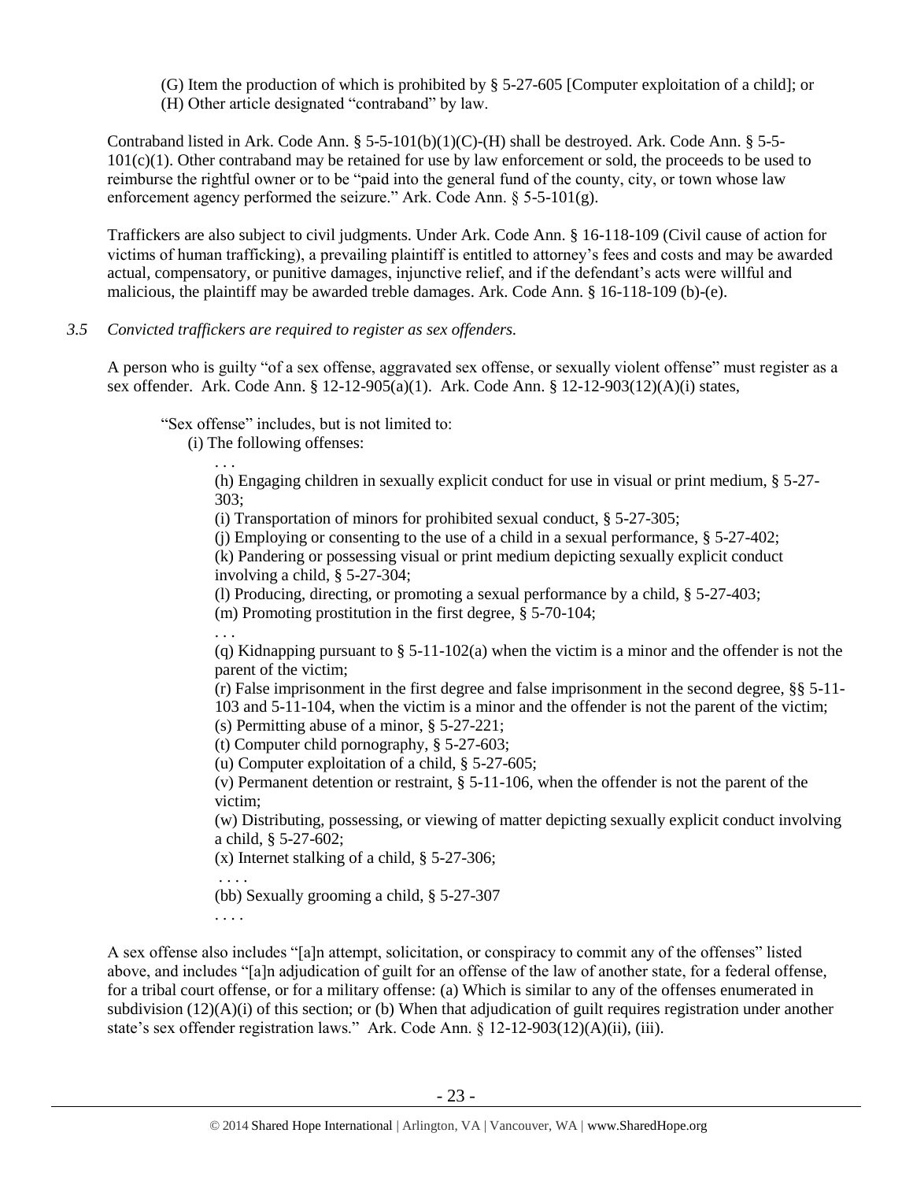(G) Item the production of which is prohibited by § 5-27-605 [Computer exploitation of a child]; or
(H) Other article designated "contraband" by law.

Contraband listed in Ark. Code Ann. § 5-5-101(b)(1)(C)-(H) shall be destroyed. Ark. Code Ann. § 5-5-101(c)(1). Other contraband may be retained for use by law enforcement or sold, the proceeds to be used to reimburse the rightful owner or to be "paid into the general fund of the county, city, or town whose law enforcement agency performed the seizure." Ark. Code Ann. § 5-5-101(g).

Traffickers are also subject to civil judgments. Under Ark. Code Ann. § 16-118-109 (Civil cause of action for victims of human trafficking), a prevailing plaintiff is entitled to attorney's fees and costs and may be awarded actual, compensatory, or punitive damages, injunctive relief, and if the defendant's acts were willful and malicious, the plaintiff may be awarded treble damages. Ark. Code Ann. § 16-118-109 (b)-(e).

*3.5 Convicted traffickers are required to register as sex offenders.*

A person who is guilty "of a sex offense, aggravated sex offense, or sexually violent offense" must register as a sex offender. Ark. Code Ann. § 12-12-905(a)(1). Ark. Code Ann. § 12-12-903(12)(A)(i) states,

> "Sex offense" includes, but is not limited to:
> (i) The following offenses:
> . . .
> (h) Engaging children in sexually explicit conduct for use in visual or print medium, § 5-27-303;
> (i) Transportation of minors for prohibited sexual conduct, § 5-27-305;
> (j) Employing or consenting to the use of a child in a sexual performance, § 5-27-402;
> (k) Pandering or possessing visual or print medium depicting sexually explicit conduct involving a child, § 5-27-304;
> (l) Producing, directing, or promoting a sexual performance by a child, § 5-27-403;
> (m) Promoting prostitution in the first degree, § 5-70-104;
> . . .
> (q) Kidnapping pursuant to § 5-11-102(a) when the victim is a minor and the offender is not the parent of the victim;
> (r) False imprisonment in the first degree and false imprisonment in the second degree, §§ 5-11-103 and 5-11-104, when the victim is a minor and the offender is not the parent of the victim;
> (s) Permitting abuse of a minor, § 5-27-221;
> (t) Computer child pornography, § 5-27-603;
> (u) Computer exploitation of a child, § 5-27-605;
> (v) Permanent detention or restraint, § 5-11-106, when the offender is not the parent of the victim;
> (w) Distributing, possessing, or viewing of matter depicting sexually explicit conduct involving a child, § 5-27-602;
> (x) Internet stalking of a child, § 5-27-306;
> . . . .
> (bb) Sexually grooming a child, § 5-27-307
> . . . .

A sex offense also includes "[a]n attempt, solicitation, or conspiracy to commit any of the offenses" listed above, and includes "[a]n adjudication of guilt for an offense of the law of another state, for a federal offense, for a tribal court offense, or for a military offense: (a) Which is similar to any of the offenses enumerated in subdivision (12)(A)(i) of this section; or (b) When that adjudication of guilt requires registration under another state's sex offender registration laws." Ark. Code Ann. § 12-12-903(12)(A)(ii), (iii).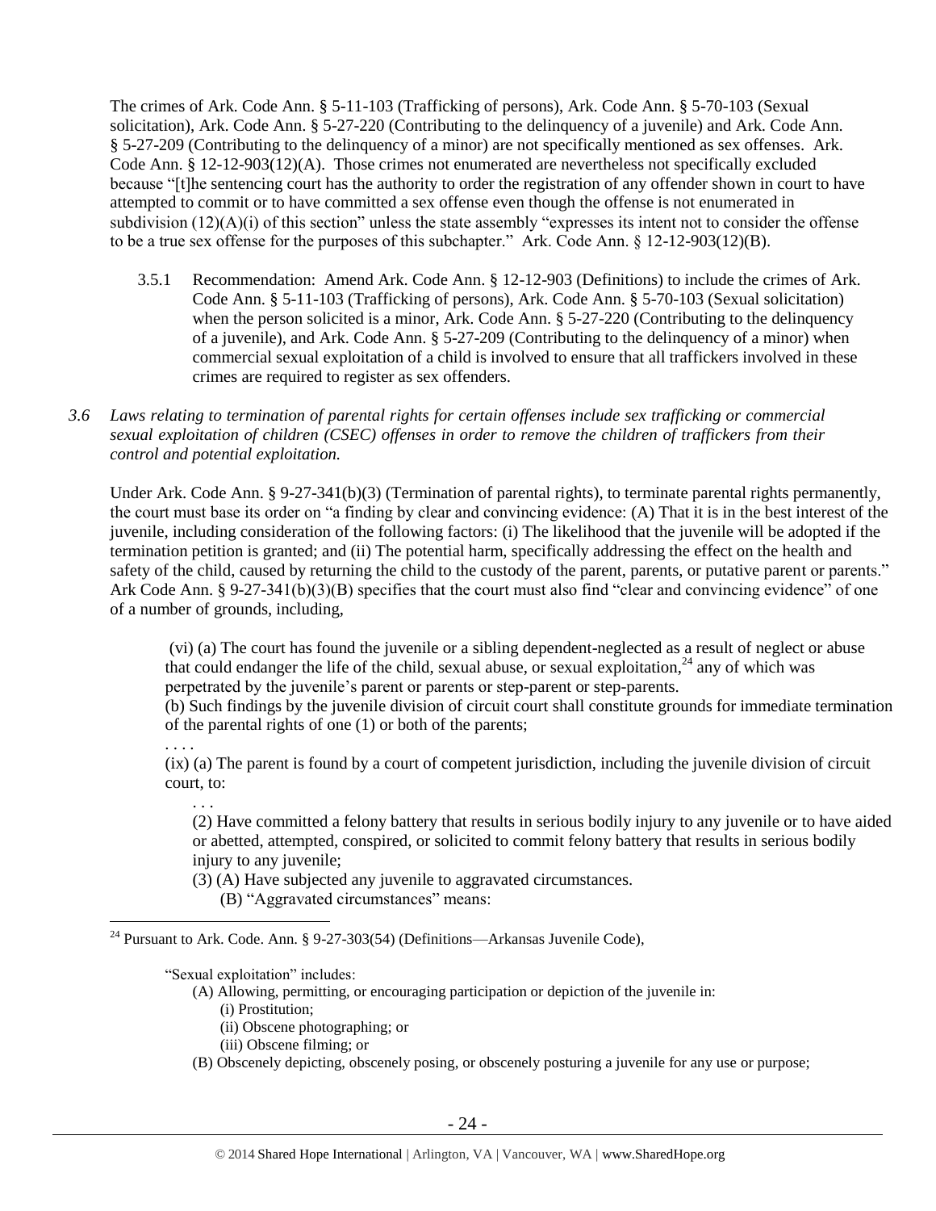The crimes of Ark. Code Ann. § 5-11-103 (Trafficking of persons), Ark. Code Ann. § 5-70-103 (Sexual solicitation), Ark. Code Ann. § 5-27-220 (Contributing to the delinquency of a juvenile) and Ark. Code Ann. § 5-27-209 (Contributing to the delinquency of a minor) are not specifically mentioned as sex offenses. Ark. Code Ann. § 12-12-903(12)(A). Those crimes not enumerated are nevertheless not specifically excluded because "[t]he sentencing court has the authority to order the registration of any offender shown in court to have attempted to commit or to have committed a sex offense even though the offense is not enumerated in subdivision (12)(A)(i) of this section" unless the state assembly "expresses its intent not to consider the offense to be a true sex offense for the purposes of this subchapter." Ark. Code Ann. § 12-12-903(12)(B).

3.5.1 Recommendation: Amend Ark. Code Ann. § 12-12-903 (Definitions) to include the crimes of Ark. Code Ann. § 5-11-103 (Trafficking of persons), Ark. Code Ann. § 5-70-103 (Sexual solicitation) when the person solicited is a minor, Ark. Code Ann. § 5-27-220 (Contributing to the delinquency of a juvenile), and Ark. Code Ann. § 5-27-209 (Contributing to the delinquency of a minor) when commercial sexual exploitation of a child is involved to ensure that all traffickers involved in these crimes are required to register as sex offenders.

*3.6 Laws relating to termination of parental rights for certain offenses include sex trafficking or commercial sexual exploitation of children (CSEC) offenses in order to remove the children of traffickers from their control and potential exploitation.*

Under Ark. Code Ann. § 9-27-341(b)(3) (Termination of parental rights), to terminate parental rights permanently, the court must base its order on "a finding by clear and convincing evidence: (A) That it is in the best interest of the juvenile, including consideration of the following factors: (i) The likelihood that the juvenile will be adopted if the termination petition is granted; and (ii) The potential harm, specifically addressing the effect on the health and safety of the child, caused by returning the child to the custody of the parent, parents, or putative parent or parents." Ark Code Ann. § 9-27-341(b)(3)(B) specifies that the court must also find "clear and convincing evidence" of one of a number of grounds, including,

> (vi) (a) The court has found the juvenile or a sibling dependent-neglected as a result of neglect or abuse that could endanger the life of the child, sexual abuse, or sexual exploitation,[24] any of which was perpetrated by the juvenile's parent or parents or step-parent or step-parents.
>
> (b) Such findings by the juvenile division of circuit court shall constitute grounds for immediate termination of the parental rights of one (1) or both of the parents;
>
> . . . .
>
> (ix) (a) The parent is found by a court of competent jurisdiction, including the juvenile division of circuit court, to:
>
> > . . .
> >
> > (2) Have committed a felony battery that results in serious bodily injury to any juvenile or to have aided or abetted, attempted, conspired, or solicited to commit felony battery that results in serious bodily injury to any juvenile;
> >
> > (3) (A) Have subjected any juvenile to aggravated circumstances.
> >
> > (B) "Aggravated circumstances" means:

---

[24] Pursuant to Ark. Code. Ann. § 9-27-303(54) (Definitions—Arkansas Juvenile Code),

> "Sexual exploitation" includes:
>
> (A) Allowing, permitting, or encouraging participation or depiction of the juvenile in:
>
> (i) Prostitution;
>
> (ii) Obscene photographing; or
>
> (iii) Obscene filming; or
>
> (B) Obscenely depicting, obscenely posing, or obscenely posturing a juvenile for any use or purpose;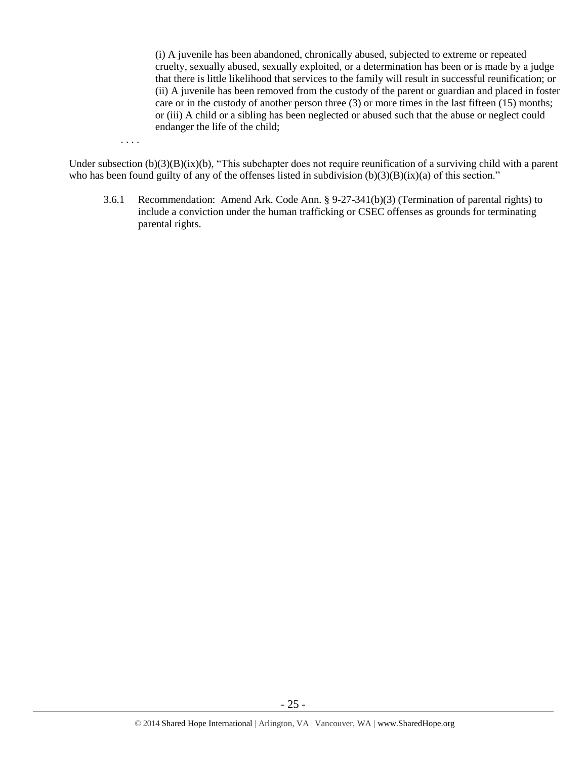> (i) A juvenile has been abandoned, chronically abused, subjected to extreme or repeated cruelty, sexually abused, sexually exploited, or a determination has been or is made by a judge that there is little likelihood that services to the family will result in successful reunification; or
> (ii) A juvenile has been removed from the custody of the parent or guardian and placed in foster care or in the custody of another person three (3) or more times in the last fifteen (15) months; or (iii) A child or a sibling has been neglected or abused such that the abuse or neglect could endanger the life of the child;
>
> . . . .

Under subsection (b)(3)(B)(ix)(b), "This subchapter does not require reunification of a surviving child with a parent who has been found guilty of any of the offenses listed in subdivision (b)(3)(B)(ix)(a) of this section."

3.6.1 Recommendation: Amend Ark. Code Ann. § 9-27-341(b)(3) (Termination of parental rights) to include a conviction under the human trafficking or CSEC offenses as grounds for terminating parental rights.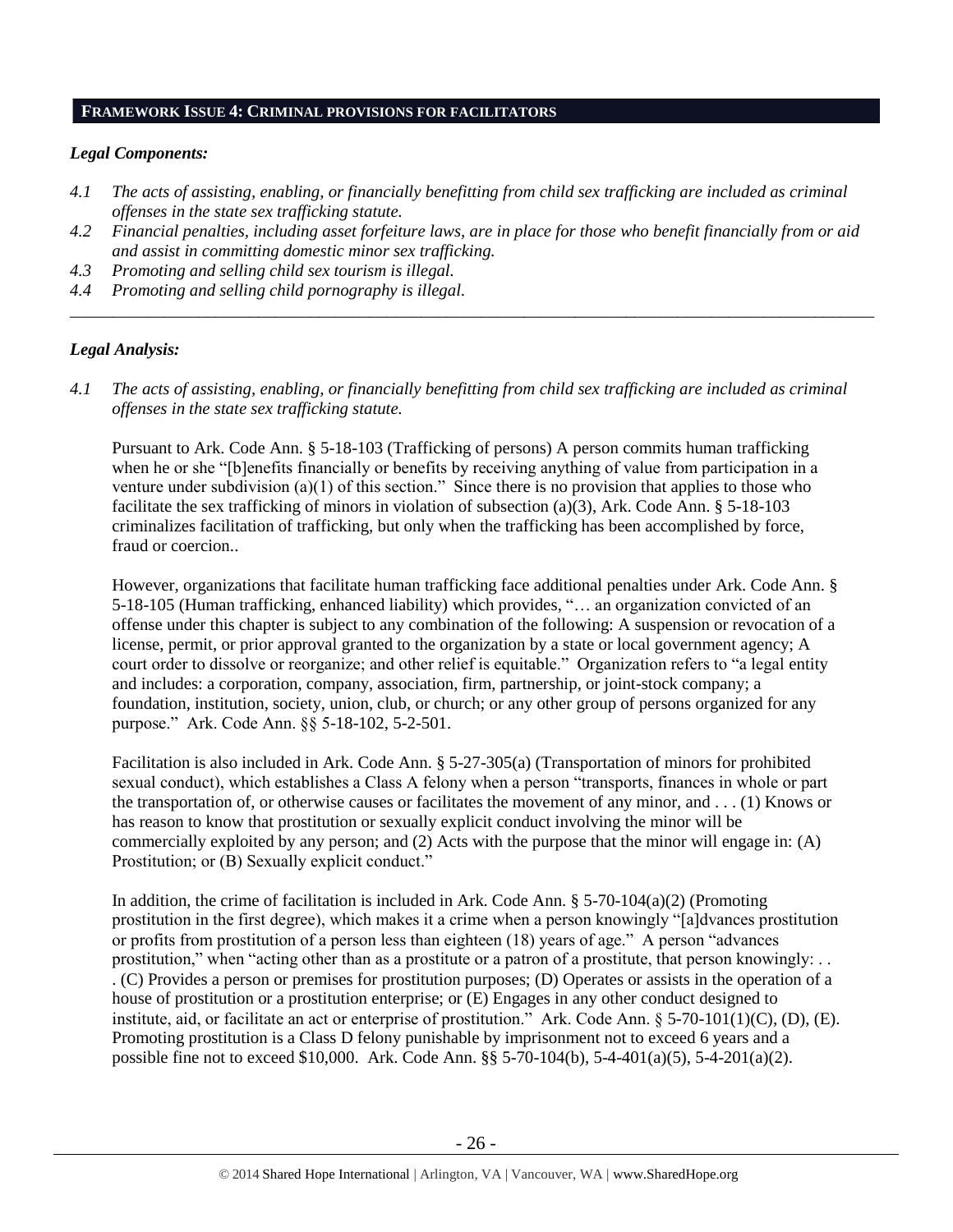## **Framework Issue 4: Criminal provisions for facilitators**

### *Legal Components:*

- *4.1 The acts of assisting, enabling, or financially benefitting from child sex trafficking are included as criminal offenses in the state sex trafficking statute.*
- *4.2 Financial penalties, including asset forfeiture laws, are in place for those who benefit financially from or aid and assist in committing domestic minor sex trafficking.*
- *4.3 Promoting and selling child sex tourism is illegal.*
- *4.4 Promoting and selling child pornography is illegal.*

---

### *Legal Analysis:*

*4.1 The acts of assisting, enabling, or financially benefitting from child sex trafficking are included as criminal offenses in the state sex trafficking statute.*

Pursuant to Ark. Code Ann. § 5-18-103 (Trafficking of persons) A person commits human trafficking when he or she "[b]enefits financially or benefits by receiving anything of value from participation in a venture under subdivision (a)(1) of this section." Since there is no provision that applies to those who facilitate the sex trafficking of minors in violation of subsection (a)(3), Ark. Code Ann. § 5-18-103 criminalizes facilitation of trafficking, but only when the trafficking has been accomplished by force, fraud or coercion..

However, organizations that facilitate human trafficking face additional penalties under Ark. Code Ann. § 5-18-105 (Human trafficking, enhanced liability) which provides, "… an organization convicted of an offense under this chapter is subject to any combination of the following: A suspension or revocation of a license, permit, or prior approval granted to the organization by a state or local government agency; A court order to dissolve or reorganize; and other relief is equitable." Organization refers to "a legal entity and includes: a corporation, company, association, firm, partnership, or joint-stock company; a foundation, institution, society, union, club, or church; or any other group of persons organized for any purpose." Ark. Code Ann. §§ 5-18-102, 5-2-501.

Facilitation is also included in Ark. Code Ann. § 5-27-305(a) (Transportation of minors for prohibited sexual conduct), which establishes a Class A felony when a person "transports, finances in whole or part the transportation of, or otherwise causes or facilitates the movement of any minor, and . . . (1) Knows or has reason to know that prostitution or sexually explicit conduct involving the minor will be commercially exploited by any person; and (2) Acts with the purpose that the minor will engage in: (A) Prostitution; or (B) Sexually explicit conduct."

In addition, the crime of facilitation is included in Ark. Code Ann. § 5-70-104(a)(2) (Promoting prostitution in the first degree), which makes it a crime when a person knowingly "[a]dvances prostitution or profits from prostitution of a person less than eighteen (18) years of age." A person "advances prostitution," when "acting other than as a prostitute or a patron of a prostitute, that person knowingly: . . . (C) Provides a person or premises for prostitution purposes; (D) Operates or assists in the operation of a house of prostitution or a prostitution enterprise; or (E) Engages in any other conduct designed to institute, aid, or facilitate an act or enterprise of prostitution." Ark. Code Ann. § 5-70-101(1)(C), (D), (E). Promoting prostitution is a Class D felony punishable by imprisonment not to exceed 6 years and a possible fine not to exceed $10,000. Ark. Code Ann. §§ 5-70-104(b), 5-4-401(a)(5), 5-4-201(a)(2).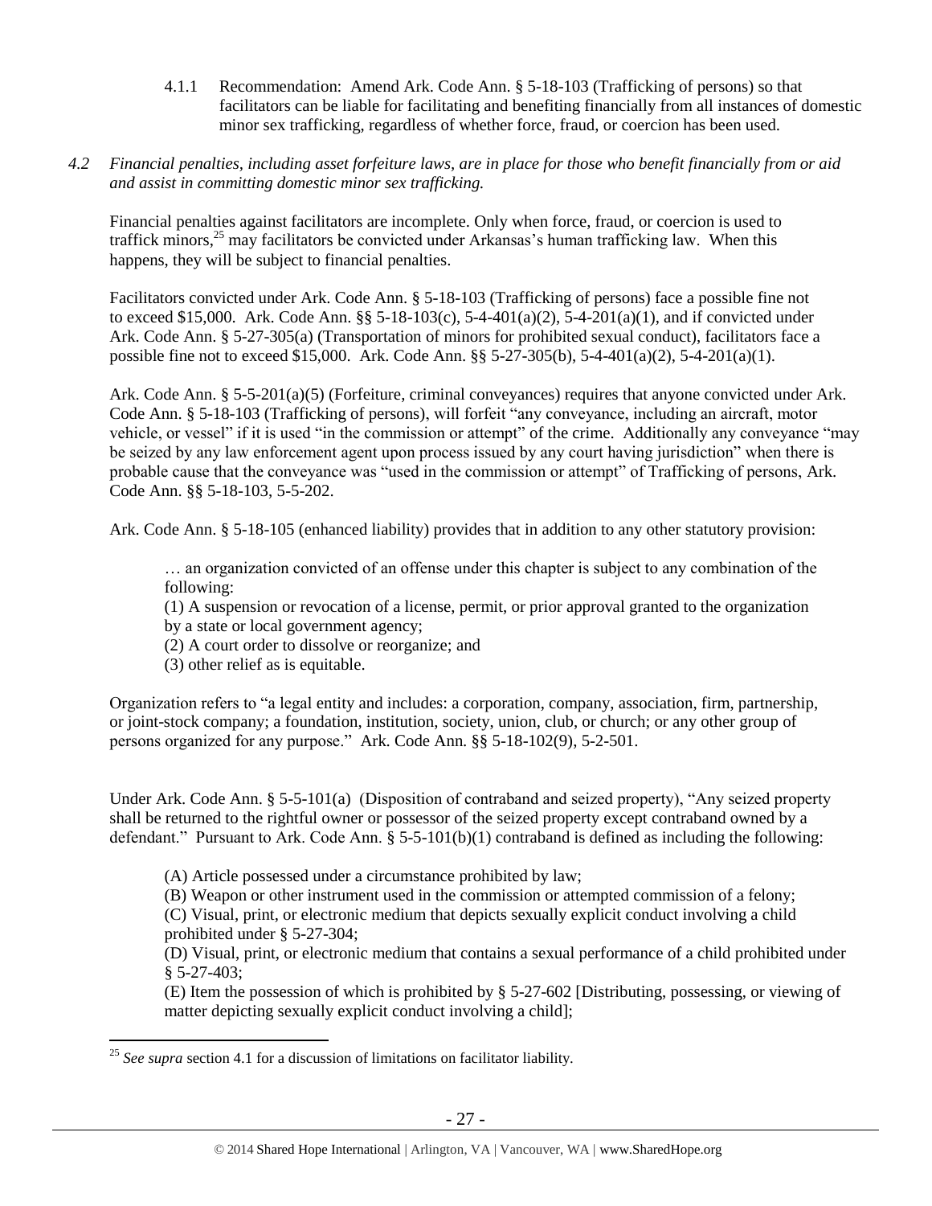4.1.1 Recommendation: Amend Ark. Code Ann. § 5-18-103 (Trafficking of persons) so that facilitators can be liable for facilitating and benefiting financially from all instances of domestic minor sex trafficking, regardless of whether force, fraud, or coercion has been used.

*4.2 Financial penalties, including asset forfeiture laws, are in place for those who benefit financially from or aid and assist in committing domestic minor sex trafficking.*

Financial penalties against facilitators are incomplete. Only when force, fraud, or coercion is used to traffick minors,[25] may facilitators be convicted under Arkansas's human trafficking law. When this happens, they will be subject to financial penalties.

Facilitators convicted under Ark. Code Ann. § 5-18-103 (Trafficking of persons) face a possible fine not to exceed $15,000. Ark. Code Ann. §§ 5-18-103(c), 5-4-401(a)(2), 5-4-201(a)(1), and if convicted under Ark. Code Ann. § 5-27-305(a) (Transportation of minors for prohibited sexual conduct), facilitators face a possible fine not to exceed $15,000. Ark. Code Ann. §§ 5-27-305(b), 5-4-401(a)(2), 5-4-201(a)(1).

Ark. Code Ann. § 5-5-201(a)(5) (Forfeiture, criminal conveyances) requires that anyone convicted under Ark. Code Ann. § 5-18-103 (Trafficking of persons), will forfeit "any conveyance, including an aircraft, motor vehicle, or vessel" if it is used "in the commission or attempt" of the crime. Additionally any conveyance "may be seized by any law enforcement agent upon process issued by any court having jurisdiction" when there is probable cause that the conveyance was "used in the commission or attempt" of Trafficking of persons, Ark. Code Ann. §§ 5-18-103, 5-5-202.

Ark. Code Ann. § 5-18-105 (enhanced liability) provides that in addition to any other statutory provision:

> … an organization convicted of an offense under this chapter is subject to any combination of the following:
> (1) A suspension or revocation of a license, permit, or prior approval granted to the organization by a state or local government agency;
> (2) A court order to dissolve or reorganize; and
> (3) other relief as is equitable.

Organization refers to "a legal entity and includes: a corporation, company, association, firm, partnership, or joint-stock company; a foundation, institution, society, union, club, or church; or any other group of persons organized for any purpose." Ark. Code Ann. §§ 5-18-102(9), 5-2-501.

Under Ark. Code Ann. § 5-5-101(a) (Disposition of contraband and seized property), "Any seized property shall be returned to the rightful owner or possessor of the seized property except contraband owned by a defendant." Pursuant to Ark. Code Ann. § 5-5-101(b)(1) contraband is defined as including the following:

> (A) Article possessed under a circumstance prohibited by law;
> (B) Weapon or other instrument used in the commission or attempted commission of a felony;
> (C) Visual, print, or electronic medium that depicts sexually explicit conduct involving a child prohibited under § 5-27-304;
> (D) Visual, print, or electronic medium that contains a sexual performance of a child prohibited under § 5-27-403;
> (E) Item the possession of which is prohibited by § 5-27-602 [Distributing, possessing, or viewing of matter depicting sexually explicit conduct involving a child];

---

[25] *See supra* section 4.1 for a discussion of limitations on facilitator liability.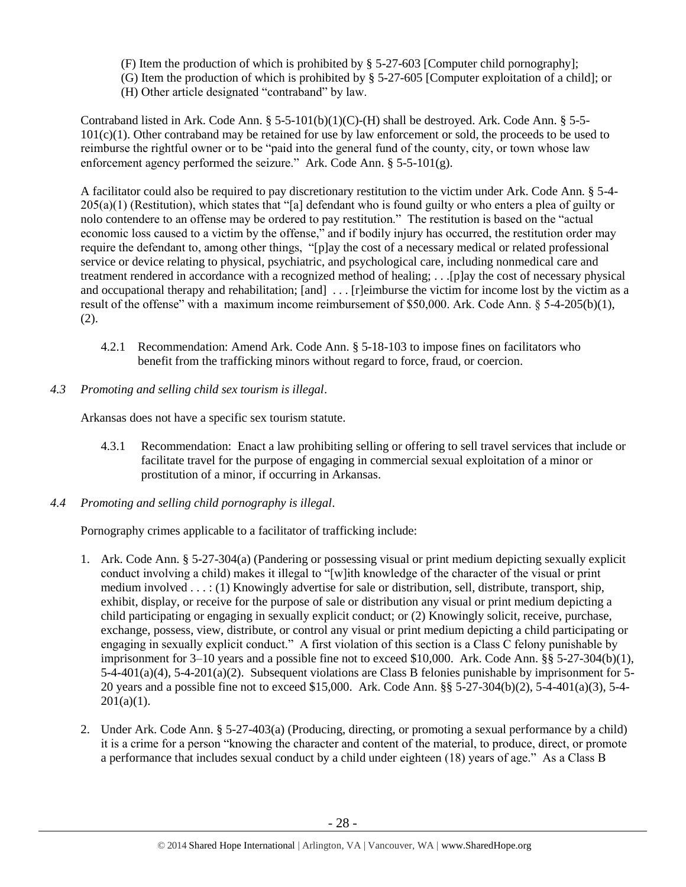(F) Item the production of which is prohibited by § 5-27-603 [Computer child pornography];
(G) Item the production of which is prohibited by § 5-27-605 [Computer exploitation of a child]; or
(H) Other article designated "contraband" by law.

Contraband listed in Ark. Code Ann. § 5-5-101(b)(1)(C)-(H) shall be destroyed. Ark. Code Ann. § 5-5-101(c)(1). Other contraband may be retained for use by law enforcement or sold, the proceeds to be used to reimburse the rightful owner or to be "paid into the general fund of the county, city, or town whose law enforcement agency performed the seizure." Ark. Code Ann. § 5-5-101(g).

A facilitator could also be required to pay discretionary restitution to the victim under Ark. Code Ann. § 5-4-205(a)(1) (Restitution), which states that "[a] defendant who is found guilty or who enters a plea of guilty or nolo contendere to an offense may be ordered to pay restitution." The restitution is based on the "actual economic loss caused to a victim by the offense," and if bodily injury has occurred, the restitution order may require the defendant to, among other things, "[p]ay the cost of a necessary medical or related professional service or device relating to physical, psychiatric, and psychological care, including nonmedical care and treatment rendered in accordance with a recognized method of healing; . . .[p]ay the cost of necessary physical and occupational therapy and rehabilitation; [and] . . . [r]eimburse the victim for income lost by the victim as a result of the offense" with a maximum income reimbursement of $50,000. Ark. Code Ann. § 5-4-205(b)(1), (2).

4.2.1 Recommendation: Amend Ark. Code Ann. § 5-18-103 to impose fines on facilitators who benefit from the trafficking minors without regard to force, fraud, or coercion.

*4.3 Promoting and selling child sex tourism is illegal.*

Arkansas does not have a specific sex tourism statute.

4.3.1 Recommendation: Enact a law prohibiting selling or offering to sell travel services that include or facilitate travel for the purpose of engaging in commercial sexual exploitation of a minor or prostitution of a minor, if occurring in Arkansas.

*4.4 Promoting and selling child pornography is illegal.*

Pornography crimes applicable to a facilitator of trafficking include:

1. Ark. Code Ann. § 5-27-304(a) (Pandering or possessing visual or print medium depicting sexually explicit conduct involving a child) makes it illegal to "[w]ith knowledge of the character of the visual or print medium involved . . . : (1) Knowingly advertise for sale or distribution, sell, distribute, transport, ship, exhibit, display, or receive for the purpose of sale or distribution any visual or print medium depicting a child participating or engaging in sexually explicit conduct; or (2) Knowingly solicit, receive, purchase, exchange, possess, view, distribute, or control any visual or print medium depicting a child participating or engaging in sexually explicit conduct." A first violation of this section is a Class C felony punishable by imprisonment for 3–10 years and a possible fine not to exceed $10,000. Ark. Code Ann. §§ 5-27-304(b)(1), 5-4-401(a)(4), 5-4-201(a)(2). Subsequent violations are Class B felonies punishable by imprisonment for 5-20 years and a possible fine not to exceed $15,000. Ark. Code Ann. §§ 5-27-304(b)(2), 5-4-401(a)(3), 5-4-201(a)(1).

2. Under Ark. Code Ann. § 5-27-403(a) (Producing, directing, or promoting a sexual performance by a child) it is a crime for a person "knowing the character and content of the material, to produce, direct, or promote a performance that includes sexual conduct by a child under eighteen (18) years of age." As a Class B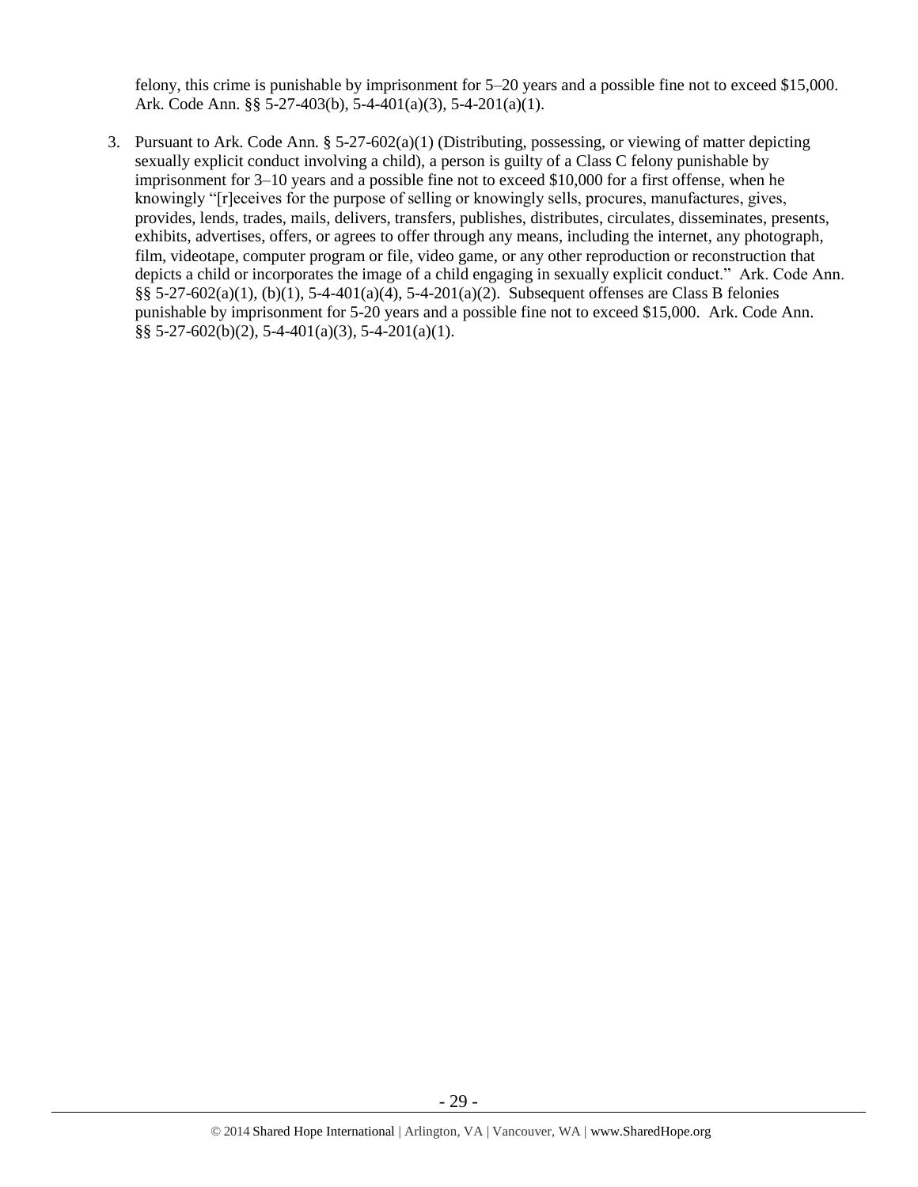felony, this crime is punishable by imprisonment for 5–20 years and a possible fine not to exceed $15,000. Ark. Code Ann. §§ 5-27-403(b), 5-4-401(a)(3), 5-4-201(a)(1).

3. Pursuant to Ark. Code Ann. § 5-27-602(a)(1) (Distributing, possessing, or viewing of matter depicting sexually explicit conduct involving a child), a person is guilty of a Class C felony punishable by imprisonment for 3–10 years and a possible fine not to exceed $10,000 for a first offense, when he knowingly "[r]eceives for the purpose of selling or knowingly sells, procures, manufactures, gives, provides, lends, trades, mails, delivers, transfers, publishes, distributes, circulates, disseminates, presents, exhibits, advertises, offers, or agrees to offer through any means, including the internet, any photograph, film, videotape, computer program or file, video game, or any other reproduction or reconstruction that depicts a child or incorporates the image of a child engaging in sexually explicit conduct." Ark. Code Ann. §§ 5-27-602(a)(1), (b)(1), 5-4-401(a)(4), 5-4-201(a)(2). Subsequent offenses are Class B felonies punishable by imprisonment for 5-20 years and a possible fine not to exceed $15,000. Ark. Code Ann. §§ 5-27-602(b)(2), 5-4-401(a)(3), 5-4-201(a)(1).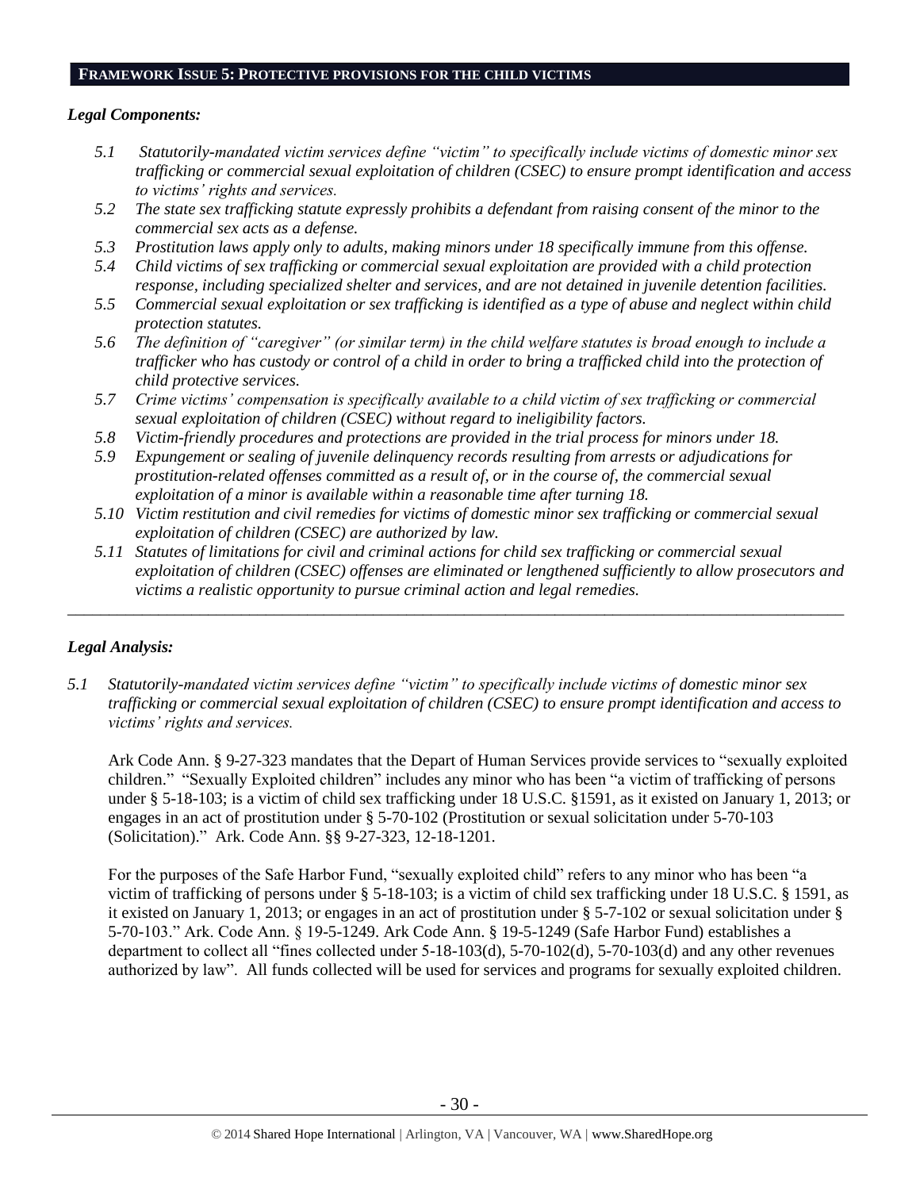## FRAMEWORK ISSUE 5: PROTECTIVE PROVISIONS FOR THE CHILD VICTIMS

### *Legal Components:*

*5.1 Statutorily-mandated victim services define "victim" to specifically include victims of domestic minor sex trafficking or commercial sexual exploitation of children (CSEC) to ensure prompt identification and access to victims' rights and services.*

*5.2 The state sex trafficking statute expressly prohibits a defendant from raising consent of the minor to the commercial sex acts as a defense.*

*5.3 Prostitution laws apply only to adults, making minors under 18 specifically immune from this offense.*

*5.4 Child victims of sex trafficking or commercial sexual exploitation are provided with a child protection response, including specialized shelter and services, and are not detained in juvenile detention facilities.*

*5.5 Commercial sexual exploitation or sex trafficking is identified as a type of abuse and neglect within child protection statutes.*

*5.6 The definition of "caregiver" (or similar term) in the child welfare statutes is broad enough to include a trafficker who has custody or control of a child in order to bring a trafficked child into the protection of child protective services.*

*5.7 Crime victims' compensation is specifically available to a child victim of sex trafficking or commercial sexual exploitation of children (CSEC) without regard to ineligibility factors.*

*5.8 Victim-friendly procedures and protections are provided in the trial process for minors under 18.*

*5.9 Expungement or sealing of juvenile delinquency records resulting from arrests or adjudications for prostitution-related offenses committed as a result of, or in the course of, the commercial sexual exploitation of a minor is available within a reasonable time after turning 18.*

*5.10 Victim restitution and civil remedies for victims of domestic minor sex trafficking or commercial sexual exploitation of children (CSEC) are authorized by law.*

*5.11 Statutes of limitations for civil and criminal actions for child sex trafficking or commercial sexual exploitation of children (CSEC) offenses are eliminated or lengthened sufficiently to allow prosecutors and victims a realistic opportunity to pursue criminal action and legal remedies.*

---

### *Legal Analysis:*

*5.1 Statutorily-mandated victim services define "victim" to specifically include victims of domestic minor sex trafficking or commercial sexual exploitation of children (CSEC) to ensure prompt identification and access to victims' rights and services.*

Ark Code Ann. § 9-27-323 mandates that the Depart of Human Services provide services to "sexually exploited children." "Sexually Exploited children" includes any minor who has been "a victim of trafficking of persons under § 5-18-103; is a victim of child sex trafficking under 18 U.S.C. §1591, as it existed on January 1, 2013; or engages in an act of prostitution under § 5-70-102 (Prostitution or sexual solicitation under 5-70-103 (Solicitation)." Ark. Code Ann. §§ 9-27-323, 12-18-1201.

For the purposes of the Safe Harbor Fund, "sexually exploited child" refers to any minor who has been "a victim of trafficking of persons under § 5-18-103; is a victim of child sex trafficking under 18 U.S.C. § 1591, as it existed on January 1, 2013; or engages in an act of prostitution under § 5-7-102 or sexual solicitation under § 5-70-103." Ark. Code Ann. § 19-5-1249. Ark Code Ann. § 19-5-1249 (Safe Harbor Fund) establishes a department to collect all "fines collected under 5-18-103(d), 5-70-102(d), 5-70-103(d) and any other revenues authorized by law". All funds collected will be used for services and programs for sexually exploited children.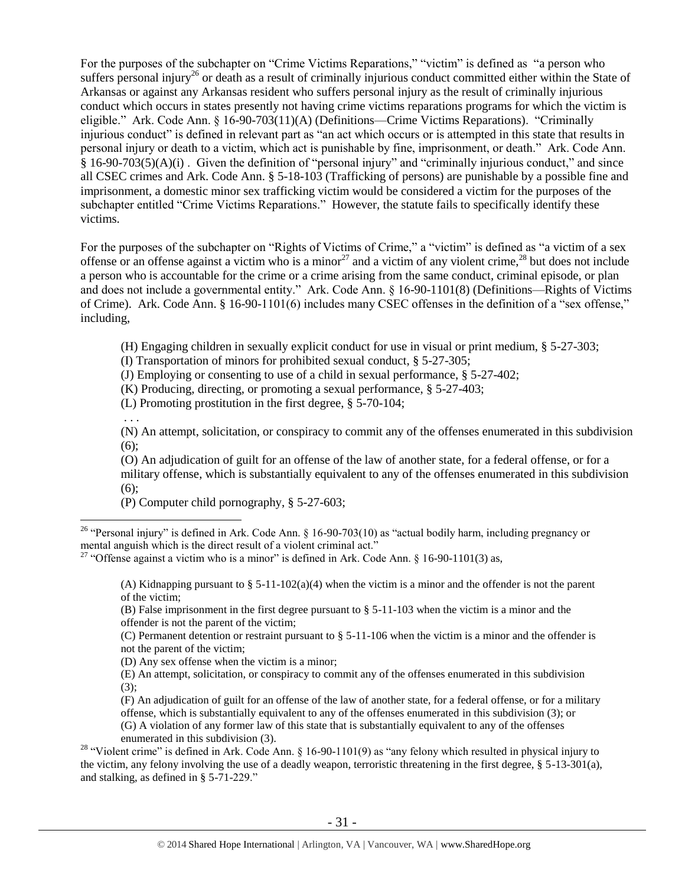For the purposes of the subchapter on "Crime Victims Reparations," "victim" is defined as "a person who suffers personal injury[26] or death as a result of criminally injurious conduct committed either within the State of Arkansas or against any Arkansas resident who suffers personal injury as the result of criminally injurious conduct which occurs in states presently not having crime victims reparations programs for which the victim is eligible." Ark. Code Ann. § 16-90-703(11)(A) (Definitions—Crime Victims Reparations). "Criminally injurious conduct" is defined in relevant part as "an act which occurs or is attempted in this state that results in personal injury or death to a victim, which act is punishable by fine, imprisonment, or death." Ark. Code Ann. § 16-90-703(5)(A)(i) . Given the definition of "personal injury" and "criminally injurious conduct," and since all CSEC crimes and Ark. Code Ann. § 5-18-103 (Trafficking of persons) are punishable by a possible fine and imprisonment, a domestic minor sex trafficking victim would be considered a victim for the purposes of the subchapter entitled "Crime Victims Reparations." However, the statute fails to specifically identify these victims.

For the purposes of the subchapter on "Rights of Victims of Crime," a "victim" is defined as "a victim of a sex offense or an offense against a victim who is a minor[27] and a victim of any violent crime,[28] but does not include a person who is accountable for the crime or a crime arising from the same conduct, criminal episode, or plan and does not include a governmental entity." Ark. Code Ann. § 16-90-1101(8) (Definitions—Rights of Victims of Crime). Ark. Code Ann. § 16-90-1101(6) includes many CSEC offenses in the definition of a "sex offense," including,

> (H) Engaging children in sexually explicit conduct for use in visual or print medium, § 5-27-303;
> (I) Transportation of minors for prohibited sexual conduct, § 5-27-305;
> (J) Employing or consenting to use of a child in sexual performance, § 5-27-402;
> (K) Producing, directing, or promoting a sexual performance, § 5-27-403;
> (L) Promoting prostitution in the first degree, § 5-70-104;
> . . .
> (N) An attempt, solicitation, or conspiracy to commit any of the offenses enumerated in this subdivision (6);
> (O) An adjudication of guilt for an offense of the law of another state, for a federal offense, or for a military offense, which is substantially equivalent to any of the offenses enumerated in this subdivision (6);
> (P) Computer child pornography, § 5-27-603;

---

[26] "Personal injury" is defined in Ark. Code Ann. § 16-90-703(10) as "actual bodily harm, including pregnancy or mental anguish which is the direct result of a violent criminal act."

[27] "Offense against a victim who is a minor" is defined in Ark. Code Ann. § 16-90-1101(3) as,

> (A) Kidnapping pursuant to § 5-11-102(a)(4) when the victim is a minor and the offender is not the parent of the victim;
> (B) False imprisonment in the first degree pursuant to § 5-11-103 when the victim is a minor and the offender is not the parent of the victim;
> (C) Permanent detention or restraint pursuant to § 5-11-106 when the victim is a minor and the offender is not the parent of the victim;
> (D) Any sex offense when the victim is a minor;
> (E) An attempt, solicitation, or conspiracy to commit any of the offenses enumerated in this subdivision (3);
> (F) An adjudication of guilt for an offense of the law of another state, for a federal offense, or for a military offense, which is substantially equivalent to any of the offenses enumerated in this subdivision (3); or
> (G) A violation of any former law of this state that is substantially equivalent to any of the offenses enumerated in this subdivision (3).

[28] "Violent crime" is defined in Ark. Code Ann. § 16-90-1101(9) as "any felony which resulted in physical injury to the victim, any felony involving the use of a deadly weapon, terroristic threatening in the first degree, § 5-13-301(a), and stalking, as defined in § 5-71-229."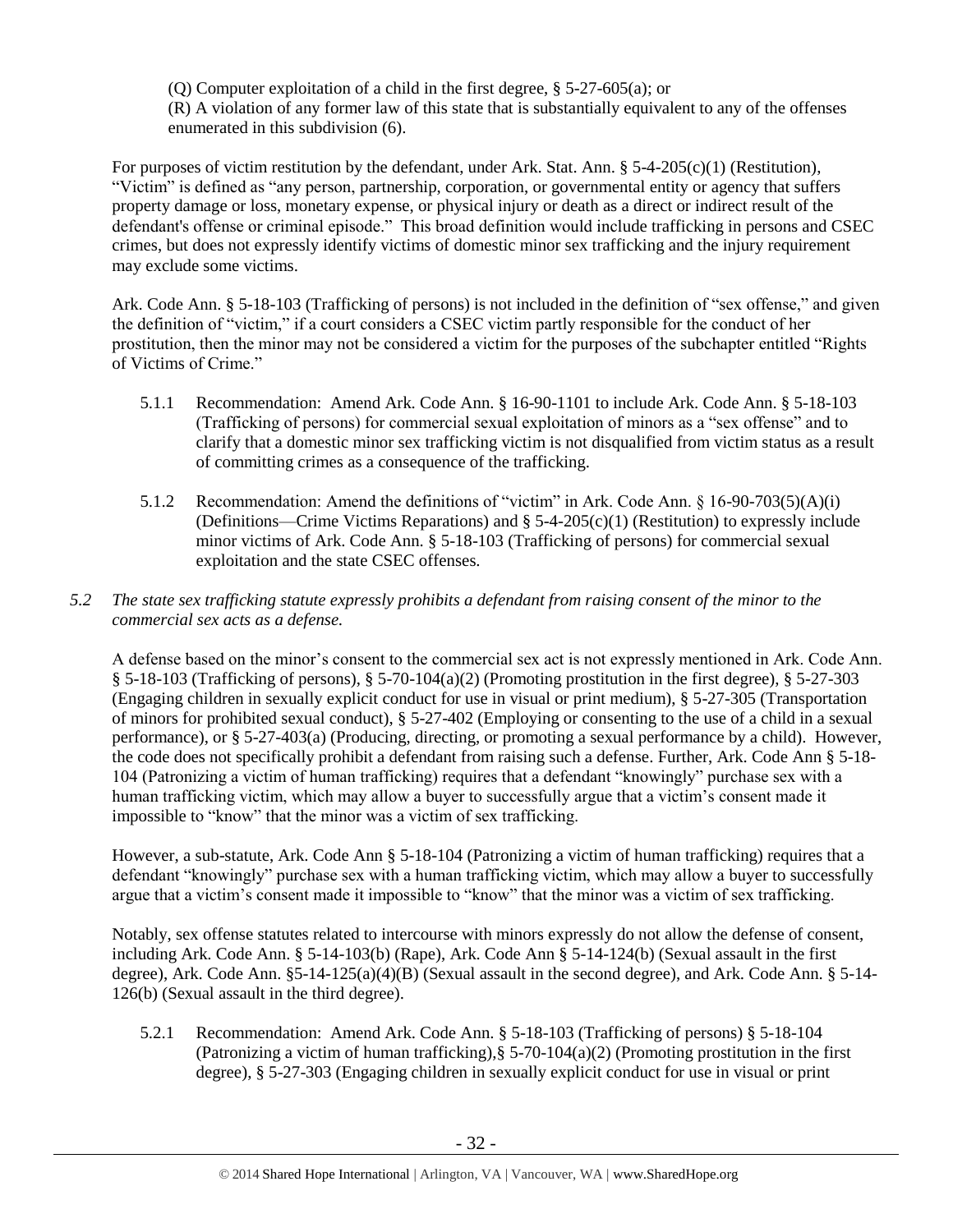(Q) Computer exploitation of a child in the first degree, § 5-27-605(a); or
(R) A violation of any former law of this state that is substantially equivalent to any of the offenses enumerated in this subdivision (6).

For purposes of victim restitution by the defendant, under Ark. Stat. Ann. § 5-4-205(c)(1) (Restitution), "Victim" is defined as "any person, partnership, corporation, or governmental entity or agency that suffers property damage or loss, monetary expense, or physical injury or death as a direct or indirect result of the defendant's offense or criminal episode." This broad definition would include trafficking in persons and CSEC crimes, but does not expressly identify victims of domestic minor sex trafficking and the injury requirement may exclude some victims.

Ark. Code Ann. § 5-18-103 (Trafficking of persons) is not included in the definition of "sex offense," and given the definition of "victim," if a court considers a CSEC victim partly responsible for the conduct of her prostitution, then the minor may not be considered a victim for the purposes of the subchapter entitled "Rights of Victims of Crime."

5.1.1 Recommendation: Amend Ark. Code Ann. § 16-90-1101 to include Ark. Code Ann. § 5-18-103 (Trafficking of persons) for commercial sexual exploitation of minors as a "sex offense" and to clarify that a domestic minor sex trafficking victim is not disqualified from victim status as a result of committing crimes as a consequence of the trafficking.

5.1.2 Recommendation: Amend the definitions of "victim" in Ark. Code Ann. § 16-90-703(5)(A)(i) (Definitions—Crime Victims Reparations) and § 5-4-205(c)(1) (Restitution) to expressly include minor victims of Ark. Code Ann. § 5-18-103 (Trafficking of persons) for commercial sexual exploitation and the state CSEC offenses.

*5.2 The state sex trafficking statute expressly prohibits a defendant from raising consent of the minor to the commercial sex acts as a defense.*

A defense based on the minor's consent to the commercial sex act is not expressly mentioned in Ark. Code Ann. § 5-18-103 (Trafficking of persons), § 5-70-104(a)(2) (Promoting prostitution in the first degree), § 5-27-303 (Engaging children in sexually explicit conduct for use in visual or print medium), § 5-27-305 (Transportation of minors for prohibited sexual conduct), § 5-27-402 (Employing or consenting to the use of a child in a sexual performance), or § 5-27-403(a) (Producing, directing, or promoting a sexual performance by a child). However, the code does not specifically prohibit a defendant from raising such a defense. Further, Ark. Code Ann § 5-18-104 (Patronizing a victim of human trafficking) requires that a defendant "knowingly" purchase sex with a human trafficking victim, which may allow a buyer to successfully argue that a victim's consent made it impossible to "know" that the minor was a victim of sex trafficking.

However, a sub-statute, Ark. Code Ann § 5-18-104 (Patronizing a victim of human trafficking) requires that a defendant "knowingly" purchase sex with a human trafficking victim, which may allow a buyer to successfully argue that a victim's consent made it impossible to "know" that the minor was a victim of sex trafficking.

Notably, sex offense statutes related to intercourse with minors expressly do not allow the defense of consent, including Ark. Code Ann. § 5-14-103(b) (Rape), Ark. Code Ann § 5-14-124(b) (Sexual assault in the first degree), Ark. Code Ann. §5-14-125(a)(4)(B) (Sexual assault in the second degree), and Ark. Code Ann. § 5-14-126(b) (Sexual assault in the third degree).

5.2.1 Recommendation: Amend Ark. Code Ann. § 5-18-103 (Trafficking of persons) § 5-18-104 (Patronizing a victim of human trafficking),§ 5-70-104(a)(2) (Promoting prostitution in the first degree), § 5-27-303 (Engaging children in sexually explicit conduct for use in visual or print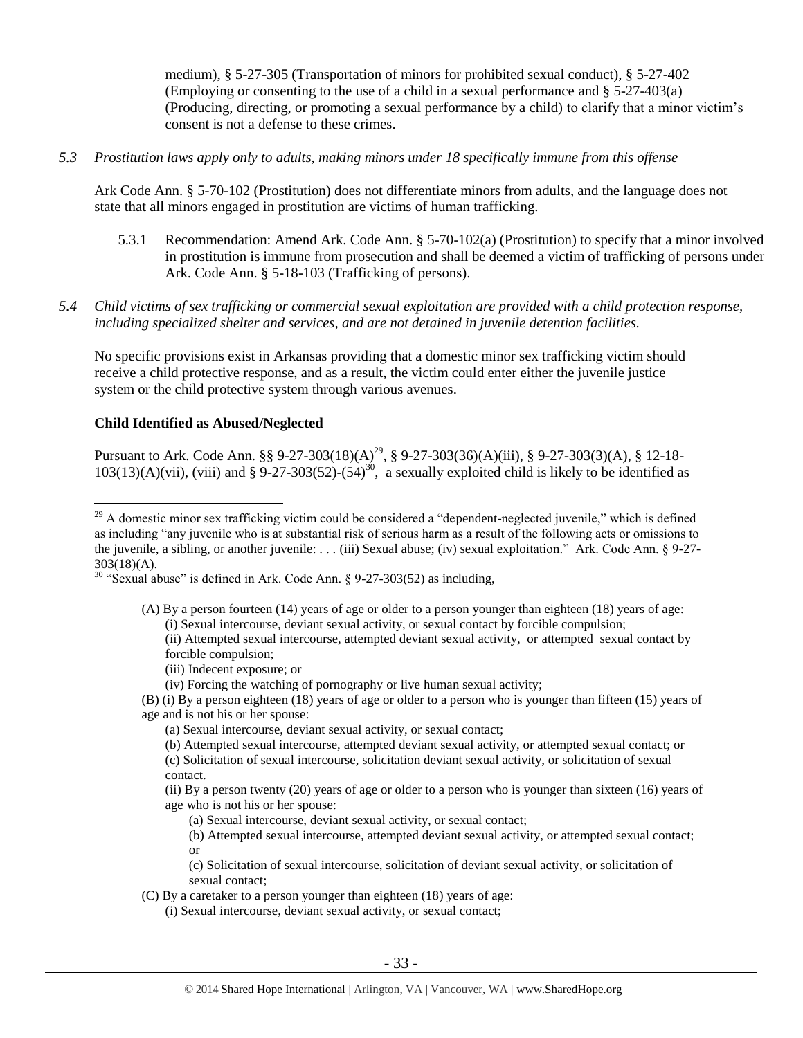medium), § 5-27-305 (Transportation of minors for prohibited sexual conduct), § 5-27-402 (Employing or consenting to the use of a child in a sexual performance and § 5-27-403(a) (Producing, directing, or promoting a sexual performance by a child) to clarify that a minor victim's consent is not a defense to these crimes.

*5.3 Prostitution laws apply only to adults, making minors under 18 specifically immune from this offense*

Ark Code Ann. § 5-70-102 (Prostitution) does not differentiate minors from adults, and the language does not state that all minors engaged in prostitution are victims of human trafficking.

5.3.1 Recommendation: Amend Ark. Code Ann. § 5-70-102(a) (Prostitution) to specify that a minor involved in prostitution is immune from prosecution and shall be deemed a victim of trafficking of persons under Ark. Code Ann. § 5-18-103 (Trafficking of persons).

*5.4 Child victims of sex trafficking or commercial sexual exploitation are provided with a child protection response, including specialized shelter and services, and are not detained in juvenile detention facilities.*

No specific provisions exist in Arkansas providing that a domestic minor sex trafficking victim should receive a child protective response, and as a result, the victim could enter either the juvenile justice system or the child protective system through various avenues.

**Child Identified as Abused/Neglected**

Pursuant to Ark. Code Ann. §§ 9-27-303(18)(A)[29], § 9-27-303(36)(A)(iii), § 9-27-303(3)(A), § 12-18-103(13)(A)(vii), (viii) and § 9-27-303(52)-(54)[30], a sexually exploited child is likely to be identified as

---

[29] A domestic minor sex trafficking victim could be considered a "dependent-neglected juvenile," which is defined as including "any juvenile who is at substantial risk of serious harm as a result of the following acts or omissions to the juvenile, a sibling, or another juvenile: . . . (iii) Sexual abuse; (iv) sexual exploitation." Ark. Code Ann. § 9-27-303(18)(A).

[30] "Sexual abuse" is defined in Ark. Code Ann. § 9-27-303(52) as including,

> (A) By a person fourteen (14) years of age or older to a person younger than eighteen (18) years of age:
> (i) Sexual intercourse, deviant sexual activity, or sexual contact by forcible compulsion;
> (ii) Attempted sexual intercourse, attempted deviant sexual activity, or attempted sexual contact by forcible compulsion;
> (iii) Indecent exposure; or
> (iv) Forcing the watching of pornography or live human sexual activity;
> (B) (i) By a person eighteen (18) years of age or older to a person who is younger than fifteen (15) years of age and is not his or her spouse:
> (a) Sexual intercourse, deviant sexual activity, or sexual contact;
> (b) Attempted sexual intercourse, attempted deviant sexual activity, or attempted sexual contact; or
> (c) Solicitation of sexual intercourse, solicitation deviant sexual activity, or solicitation of sexual contact.
> (ii) By a person twenty (20) years of age or older to a person who is younger than sixteen (16) years of age who is not his or her spouse:
> (a) Sexual intercourse, deviant sexual activity, or sexual contact;
> (b) Attempted sexual intercourse, attempted deviant sexual activity, or attempted sexual contact; or
> (c) Solicitation of sexual intercourse, solicitation of deviant sexual activity, or solicitation of sexual contact;
> (C) By a caretaker to a person younger than eighteen (18) years of age:
> (i) Sexual intercourse, deviant sexual activity, or sexual contact;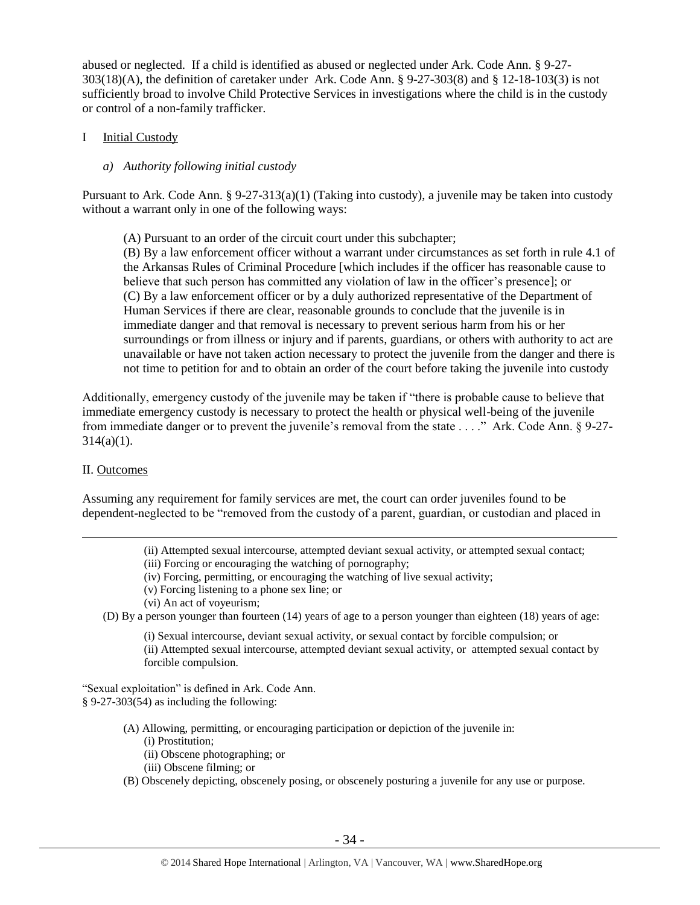abused or neglected. If a child is identified as abused or neglected under Ark. Code Ann. § 9-27-303(18)(A), the definition of caretaker under Ark. Code Ann. § 9-27-303(8) and § 12-18-103(3) is not sufficiently broad to involve Child Protective Services in investigations where the child is in the custody or control of a non-family trafficker.

I Initial Custody

*a) Authority following initial custody*

Pursuant to Ark. Code Ann. § 9-27-313(a)(1) (Taking into custody), a juvenile may be taken into custody without a warrant only in one of the following ways:

> (A) Pursuant to an order of the circuit court under this subchapter;
> (B) By a law enforcement officer without a warrant under circumstances as set forth in rule 4.1 of the Arkansas Rules of Criminal Procedure [which includes if the officer has reasonable cause to believe that such person has committed any violation of law in the officer's presence]; or
> (C) By a law enforcement officer or by a duly authorized representative of the Department of Human Services if there are clear, reasonable grounds to conclude that the juvenile is in immediate danger and that removal is necessary to prevent serious harm from his or her surroundings or from illness or injury and if parents, guardians, or others with authority to act are unavailable or have not taken action necessary to protect the juvenile from the danger and there is not time to petition for and to obtain an order of the court before taking the juvenile into custody

Additionally, emergency custody of the juvenile may be taken if "there is probable cause to believe that immediate emergency custody is necessary to protect the health or physical well-being of the juvenile from immediate danger or to prevent the juvenile's removal from the state . . . ." Ark. Code Ann. § 9-27-314(a)(1).

II. Outcomes

Assuming any requirement for family services are met, the court can order juveniles found to be dependent-neglected to be "removed from the custody of a parent, guardian, or custodian and placed in

---

> (ii) Attempted sexual intercourse, attempted deviant sexual activity, or attempted sexual contact;
> (iii) Forcing or encouraging the watching of pornography;
> (iv) Forcing, permitting, or encouraging the watching of live sexual activity;
> (v) Forcing listening to a phone sex line; or
> (vi) An act of voyeurism;
>
> (D) By a person younger than fourteen (14) years of age to a person younger than eighteen (18) years of age:
>
> (i) Sexual intercourse, deviant sexual activity, or sexual contact by forcible compulsion; or
> (ii) Attempted sexual intercourse, attempted deviant sexual activity, or attempted sexual contact by forcible compulsion.

"Sexual exploitation" is defined in Ark. Code Ann. § 9-27-303(54) as including the following:

> (A) Allowing, permitting, or encouraging participation or depiction of the juvenile in:
> (i) Prostitution;
> (ii) Obscene photographing; or
> (iii) Obscene filming; or
>
> (B) Obscenely depicting, obscenely posing, or obscenely posturing a juvenile for any use or purpose.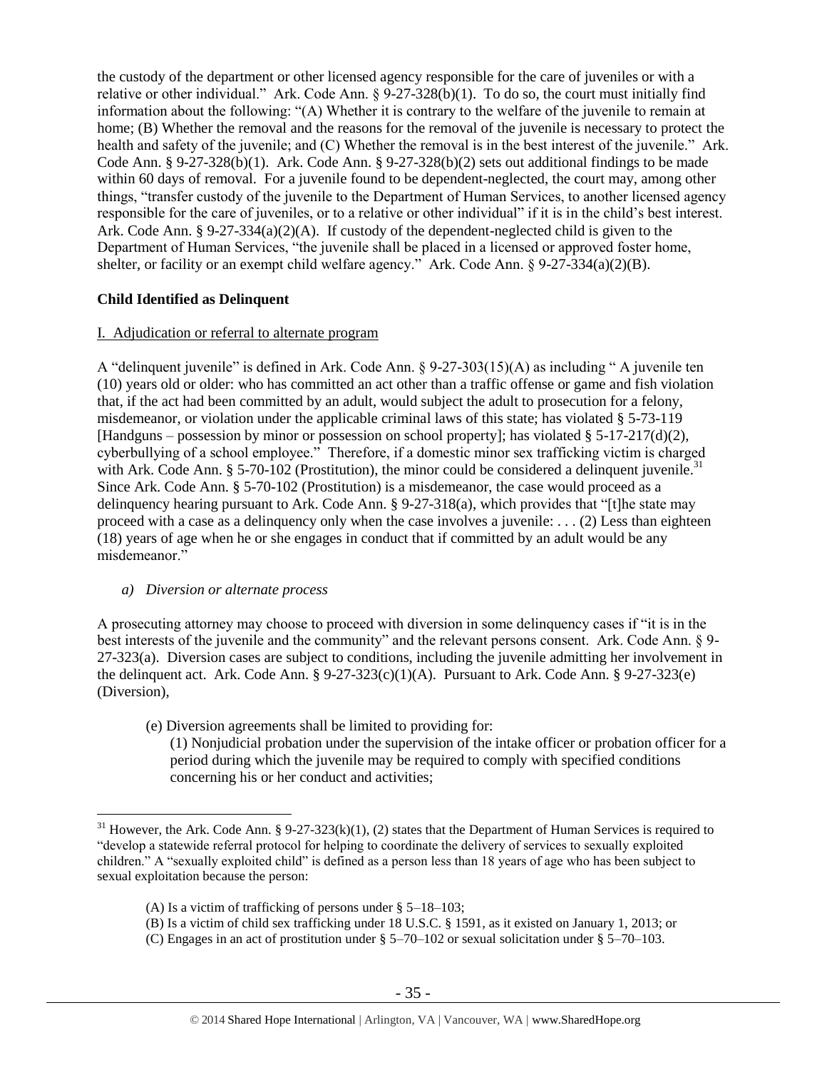the custody of the department or other licensed agency responsible for the care of juveniles or with a relative or other individual." Ark. Code Ann. § 9-27-328(b)(1). To do so, the court must initially find information about the following: "(A) Whether it is contrary to the welfare of the juvenile to remain at home; (B) Whether the removal and the reasons for the removal of the juvenile is necessary to protect the health and safety of the juvenile; and (C) Whether the removal is in the best interest of the juvenile." Ark. Code Ann. § 9-27-328(b)(1). Ark. Code Ann. § 9-27-328(b)(2) sets out additional findings to be made within 60 days of removal. For a juvenile found to be dependent-neglected, the court may, among other things, "transfer custody of the juvenile to the Department of Human Services, to another licensed agency responsible for the care of juveniles, or to a relative or other individual" if it is in the child's best interest. Ark. Code Ann. § 9-27-334(a)(2)(A). If custody of the dependent-neglected child is given to the Department of Human Services, "the juvenile shall be placed in a licensed or approved foster home, shelter, or facility or an exempt child welfare agency." Ark. Code Ann. § 9-27-334(a)(2)(B).

**Child Identified as Delinquent**

I. Adjudication or referral to alternate program

A "delinquent juvenile" is defined in Ark. Code Ann. § 9-27-303(15)(A) as including " A juvenile ten (10) years old or older: who has committed an act other than a traffic offense or game and fish violation that, if the act had been committed by an adult, would subject the adult to prosecution for a felony, misdemeanor, or violation under the applicable criminal laws of this state; has violated § 5-73-119 [Handguns – possession by minor or possession on school property]; has violated § 5-17-217(d)(2), cyberbullying of a school employee." Therefore, if a domestic minor sex trafficking victim is charged with Ark. Code Ann. § 5-70-102 (Prostitution), the minor could be considered a delinquent juvenile.[31] Since Ark. Code Ann. § 5-70-102 (Prostitution) is a misdemeanor, the case would proceed as a delinquency hearing pursuant to Ark. Code Ann. § 9-27-318(a), which provides that "[t]he state may proceed with a case as a delinquency only when the case involves a juvenile: . . . (2) Less than eighteen (18) years of age when he or she engages in conduct that if committed by an adult would be any misdemeanor."

*a) Diversion or alternate process*

A prosecuting attorney may choose to proceed with diversion in some delinquency cases if "it is in the best interests of the juvenile and the community" and the relevant persons consent. Ark. Code Ann. § 9-27-323(a). Diversion cases are subject to conditions, including the juvenile admitting her involvement in the delinquent act. Ark. Code Ann. § 9-27-323(c)(1)(A). Pursuant to Ark. Code Ann. § 9-27-323(e) (Diversion),

> (e) Diversion agreements shall be limited to providing for:
>
> (1) Nonjudicial probation under the supervision of the intake officer or probation officer for a period during which the juvenile may be required to comply with specified conditions concerning his or her conduct and activities;

---

[31] However, the Ark. Code Ann. § 9-27-323(k)(1), (2) states that the Department of Human Services is required to "develop a statewide referral protocol for helping to coordinate the delivery of services to sexually exploited children." A "sexually exploited child" is defined as a person less than 18 years of age who has been subject to sexual exploitation because the person:

> (A) Is a victim of trafficking of persons under § 5–18–103;
> (B) Is a victim of child sex trafficking under 18 U.S.C. § 1591, as it existed on January 1, 2013; or
> (C) Engages in an act of prostitution under § 5–70–102 or sexual solicitation under § 5–70–103.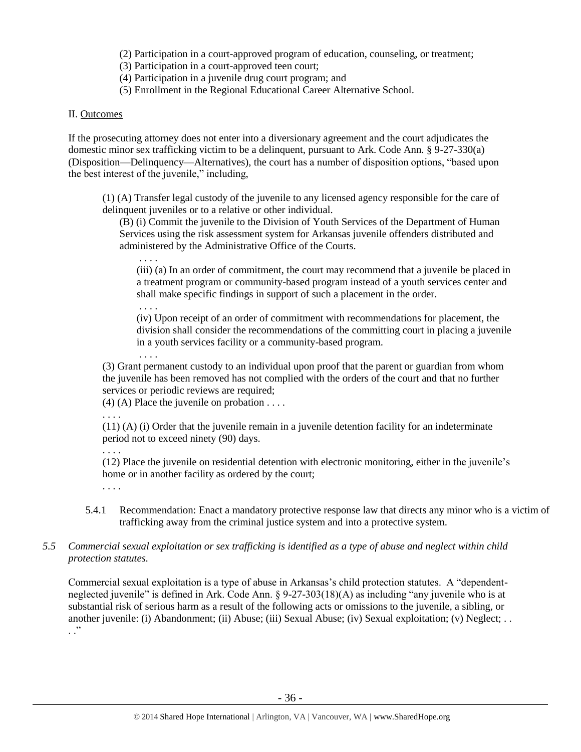(2) Participation in a court-approved program of education, counseling, or treatment;
(3) Participation in a court-approved teen court;
(4) Participation in a juvenile drug court program; and
(5) Enrollment in the Regional Educational Career Alternative School.

II. Outcomes

If the prosecuting attorney does not enter into a diversionary agreement and the court adjudicates the domestic minor sex trafficking victim to be a delinquent, pursuant to Ark. Code Ann. § 9-27-330(a) (Disposition—Delinquency—Alternatives), the court has a number of disposition options, "based upon the best interest of the juvenile," including,

> (1) (A) Transfer legal custody of the juvenile to any licensed agency responsible for the care of delinquent juveniles or to a relative or other individual.
>
> (B) (i) Commit the juvenile to the Division of Youth Services of the Department of Human Services using the risk assessment system for Arkansas juvenile offenders distributed and administered by the Administrative Office of the Courts.
>
> . . . .
>
> (iii) (a) In an order of commitment, the court may recommend that a juvenile be placed in a treatment program or community-based program instead of a youth services center and shall make specific findings in support of such a placement in the order.
>
> . . . .
>
> (iv) Upon receipt of an order of commitment with recommendations for placement, the division shall consider the recommendations of the committing court in placing a juvenile in a youth services facility or a community-based program.
>
> . . . .
>
> (3) Grant permanent custody to an individual upon proof that the parent or guardian from whom the juvenile has been removed has not complied with the orders of the court and that no further services or periodic reviews are required;
>
> (4) (A) Place the juvenile on probation . . . .
>
> . . . .
>
> (11) (A) (i) Order that the juvenile remain in a juvenile detention facility for an indeterminate period not to exceed ninety (90) days.
>
> . . . .
>
> (12) Place the juvenile on residential detention with electronic monitoring, either in the juvenile's home or in another facility as ordered by the court;
>
> . . . .

5.4.1 Recommendation: Enact a mandatory protective response law that directs any minor who is a victim of trafficking away from the criminal justice system and into a protective system.

*5.5 Commercial sexual exploitation or sex trafficking is identified as a type of abuse and neglect within child protection statutes.*

Commercial sexual exploitation is a type of abuse in Arkansas's child protection statutes. A "dependent-neglected juvenile" is defined in Ark. Code Ann. § 9-27-303(18)(A) as including "any juvenile who is at substantial risk of serious harm as a result of the following acts or omissions to the juvenile, a sibling, or another juvenile: (i) Abandonment; (ii) Abuse; (iii) Sexual Abuse; (iv) Sexual exploitation; (v) Neglect; . . . ."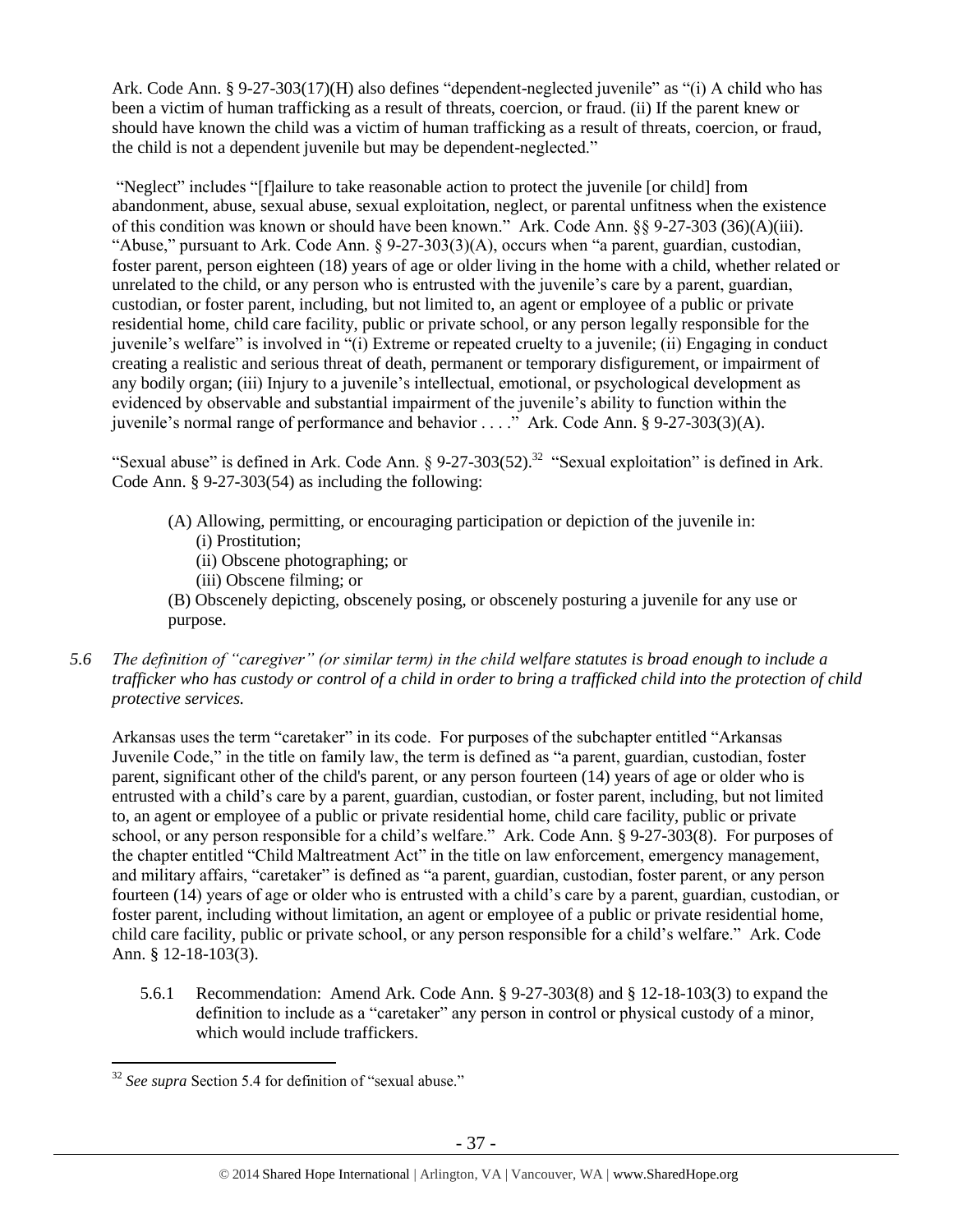Ark. Code Ann. § 9-27-303(17)(H) also defines "dependent-neglected juvenile" as "(i) A child who has been a victim of human trafficking as a result of threats, coercion, or fraud. (ii) If the parent knew or should have known the child was a victim of human trafficking as a result of threats, coercion, or fraud, the child is not a dependent juvenile but may be dependent-neglected."

"Neglect" includes "[f]ailure to take reasonable action to protect the juvenile [or child] from abandonment, abuse, sexual abuse, sexual exploitation, neglect, or parental unfitness when the existence of this condition was known or should have been known." Ark. Code Ann. §§ 9-27-303 (36)(A)(iii). "Abuse," pursuant to Ark. Code Ann. § 9-27-303(3)(A), occurs when "a parent, guardian, custodian, foster parent, person eighteen (18) years of age or older living in the home with a child, whether related or unrelated to the child, or any person who is entrusted with the juvenile's care by a parent, guardian, custodian, or foster parent, including, but not limited to, an agent or employee of a public or private residential home, child care facility, public or private school, or any person legally responsible for the juvenile's welfare" is involved in "(i) Extreme or repeated cruelty to a juvenile; (ii) Engaging in conduct creating a realistic and serious threat of death, permanent or temporary disfigurement, or impairment of any bodily organ; (iii) Injury to a juvenile's intellectual, emotional, or psychological development as evidenced by observable and substantial impairment of the juvenile's ability to function within the juvenile's normal range of performance and behavior . . . ." Ark. Code Ann. § 9-27-303(3)(A).

"Sexual abuse" is defined in Ark. Code Ann. § 9-27-303(52).[32] "Sexual exploitation" is defined in Ark. Code Ann. § 9-27-303(54) as including the following:

> (A) Allowing, permitting, or encouraging participation or depiction of the juvenile in:
> (i) Prostitution;
> (ii) Obscene photographing; or
> (iii) Obscene filming; or
>
> (B) Obscenely depicting, obscenely posing, or obscenely posturing a juvenile for any use or purpose.

*5.6 The definition of "caregiver" (or similar term) in the child welfare statutes is broad enough to include a trafficker who has custody or control of a child in order to bring a trafficked child into the protection of child protective services.*

Arkansas uses the term "caretaker" in its code. For purposes of the subchapter entitled "Arkansas Juvenile Code," in the title on family law, the term is defined as "a parent, guardian, custodian, foster parent, significant other of the child's parent, or any person fourteen (14) years of age or older who is entrusted with a child's care by a parent, guardian, custodian, or foster parent, including, but not limited to, an agent or employee of a public or private residential home, child care facility, public or private school, or any person responsible for a child's welfare." Ark. Code Ann. § 9-27-303(8). For purposes of the chapter entitled "Child Maltreatment Act" in the title on law enforcement, emergency management, and military affairs, "caretaker" is defined as "a parent, guardian, custodian, foster parent, or any person fourteen (14) years of age or older who is entrusted with a child's care by a parent, guardian, custodian, or foster parent, including without limitation, an agent or employee of a public or private residential home, child care facility, public or private school, or any person responsible for a child's welfare." Ark. Code Ann. § 12-18-103(3).

5.6.1 Recommendation: Amend Ark. Code Ann. § 9-27-303(8) and § 12-18-103(3) to expand the definition to include as a "caretaker" any person in control or physical custody of a minor, which would include traffickers.

---

[32] *See supra* Section 5.4 for definition of "sexual abuse."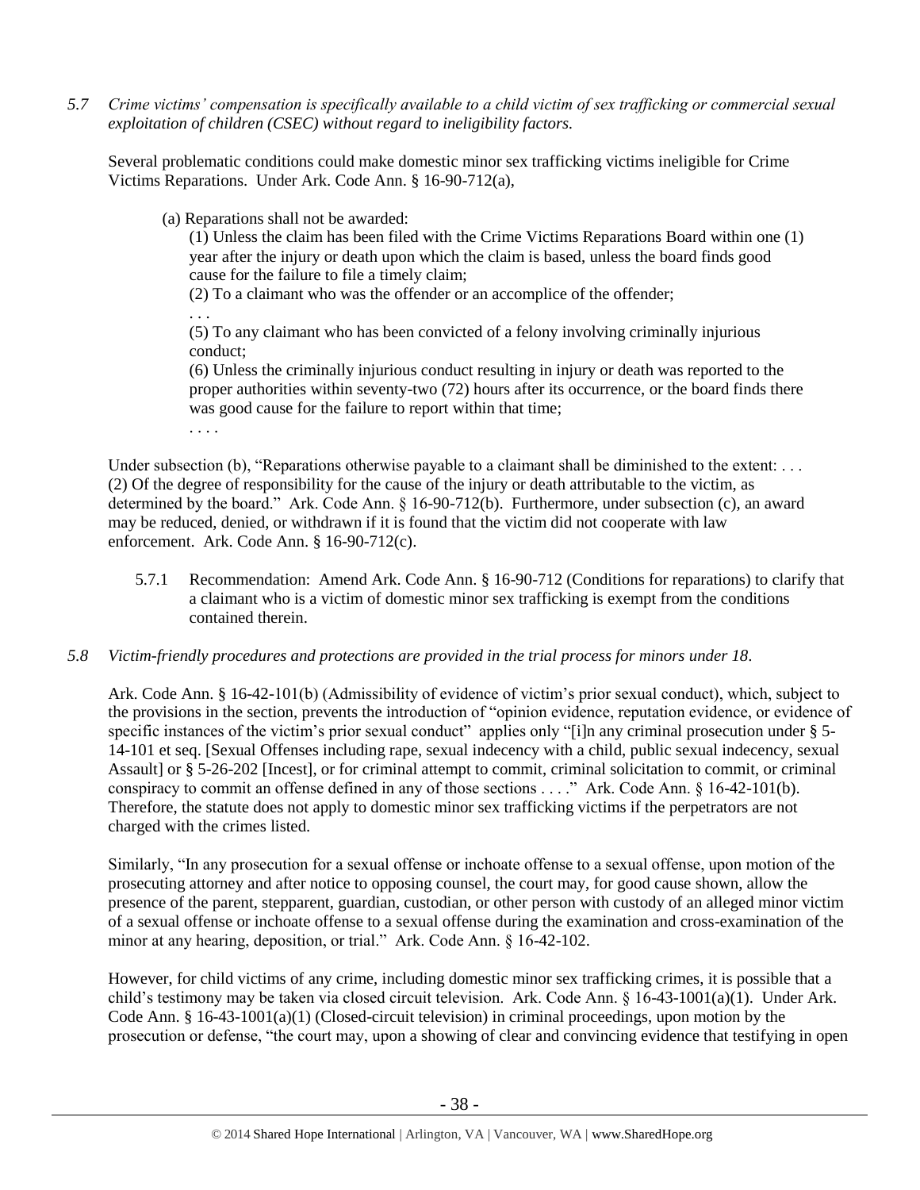*5.7 Crime victims' compensation is specifically available to a child victim of sex trafficking or commercial sexual exploitation of children (CSEC) without regard to ineligibility factors.*

Several problematic conditions could make domestic minor sex trafficking victims ineligible for Crime Victims Reparations. Under Ark. Code Ann. § 16-90-712(a),

> (a) Reparations shall not be awarded:
>
> (1) Unless the claim has been filed with the Crime Victims Reparations Board within one (1) year after the injury or death upon which the claim is based, unless the board finds good cause for the failure to file a timely claim;
>
> (2) To a claimant who was the offender or an accomplice of the offender;
>
> . . .
>
> (5) To any claimant who has been convicted of a felony involving criminally injurious conduct;
>
> (6) Unless the criminally injurious conduct resulting in injury or death was reported to the proper authorities within seventy-two (72) hours after its occurrence, or the board finds there was good cause for the failure to report within that time;
>
> . . . .

Under subsection (b), "Reparations otherwise payable to a claimant shall be diminished to the extent: . . . (2) Of the degree of responsibility for the cause of the injury or death attributable to the victim, as determined by the board." Ark. Code Ann. § 16-90-712(b). Furthermore, under subsection (c), an award may be reduced, denied, or withdrawn if it is found that the victim did not cooperate with law enforcement. Ark. Code Ann. § 16-90-712(c).

5.7.1 Recommendation: Amend Ark. Code Ann. § 16-90-712 (Conditions for reparations) to clarify that a claimant who is a victim of domestic minor sex trafficking is exempt from the conditions contained therein.

*5.8 Victim-friendly procedures and protections are provided in the trial process for minors under 18.*

Ark. Code Ann. § 16-42-101(b) (Admissibility of evidence of victim's prior sexual conduct), which, subject to the provisions in the section, prevents the introduction of "opinion evidence, reputation evidence, or evidence of specific instances of the victim's prior sexual conduct" applies only "[i]n any criminal prosecution under § 5-14-101 et seq. [Sexual Offenses including rape, sexual indecency with a child, public sexual indecency, sexual Assault] or § 5-26-202 [Incest], or for criminal attempt to commit, criminal solicitation to commit, or criminal conspiracy to commit an offense defined in any of those sections . . . ." Ark. Code Ann. § 16-42-101(b). Therefore, the statute does not apply to domestic minor sex trafficking victims if the perpetrators are not charged with the crimes listed.

Similarly, "In any prosecution for a sexual offense or inchoate offense to a sexual offense, upon motion of the prosecuting attorney and after notice to opposing counsel, the court may, for good cause shown, allow the presence of the parent, stepparent, guardian, custodian, or other person with custody of an alleged minor victim of a sexual offense or inchoate offense to a sexual offense during the examination and cross-examination of the minor at any hearing, deposition, or trial." Ark. Code Ann. § 16-42-102.

However, for child victims of any crime, including domestic minor sex trafficking crimes, it is possible that a child's testimony may be taken via closed circuit television. Ark. Code Ann. § 16-43-1001(a)(1). Under Ark. Code Ann. § 16-43-1001(a)(1) (Closed-circuit television) in criminal proceedings, upon motion by the prosecution or defense, "the court may, upon a showing of clear and convincing evidence that testifying in open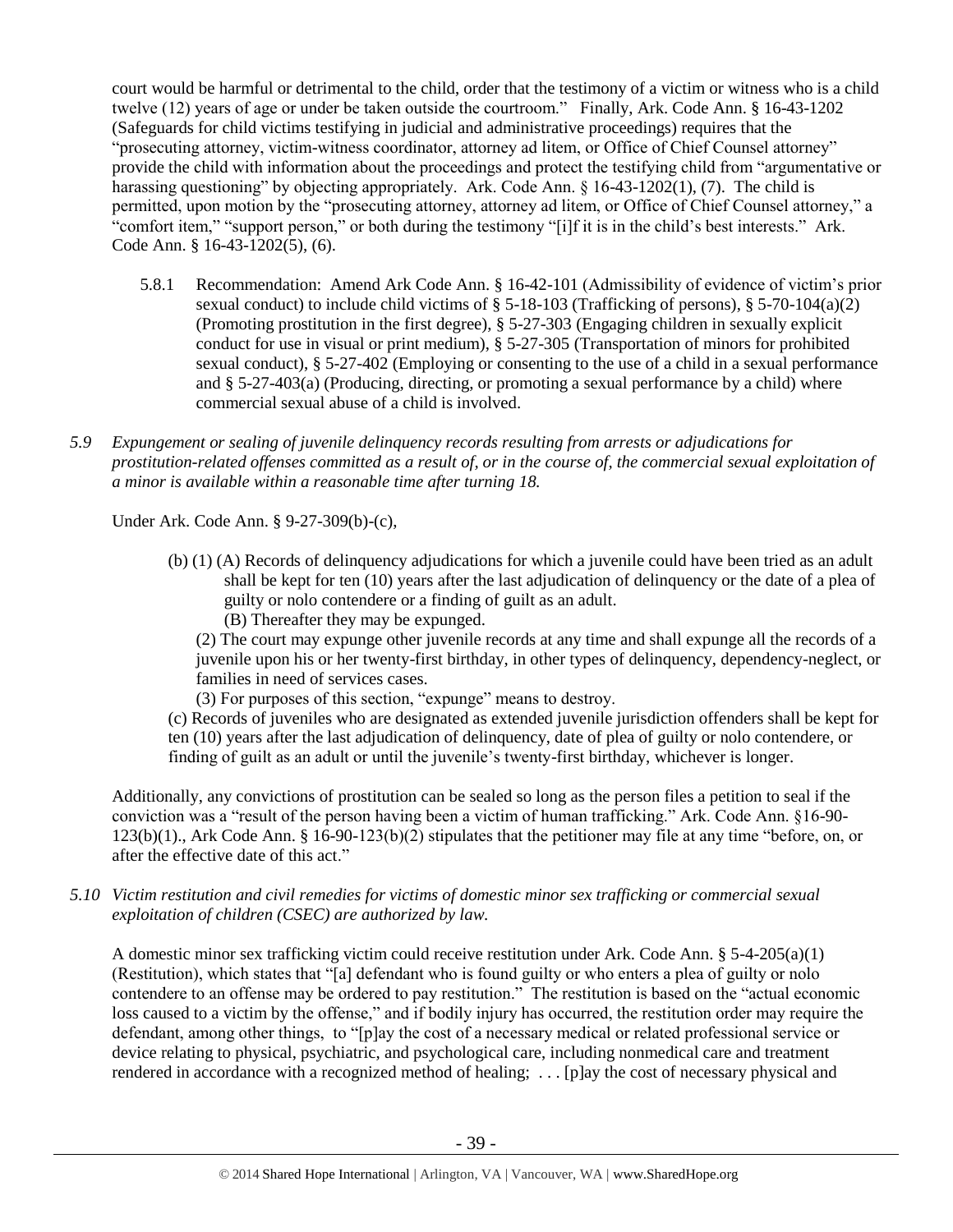court would be harmful or detrimental to the child, order that the testimony of a victim or witness who is a child twelve (12) years of age or under be taken outside the courtroom." Finally, Ark. Code Ann. § 16-43-1202 (Safeguards for child victims testifying in judicial and administrative proceedings) requires that the "prosecuting attorney, victim-witness coordinator, attorney ad litem, or Office of Chief Counsel attorney" provide the child with information about the proceedings and protect the testifying child from "argumentative or harassing questioning" by objecting appropriately. Ark. Code Ann. § 16-43-1202(1), (7). The child is permitted, upon motion by the "prosecuting attorney, attorney ad litem, or Office of Chief Counsel attorney," a "comfort item," "support person," or both during the testimony "[i]f it is in the child's best interests." Ark. Code Ann. § 16-43-1202(5), (6).

5.8.1 Recommendation: Amend Ark Code Ann. § 16-42-101 (Admissibility of evidence of victim's prior sexual conduct) to include child victims of § 5-18-103 (Trafficking of persons), § 5-70-104(a)(2) (Promoting prostitution in the first degree), § 5-27-303 (Engaging children in sexually explicit conduct for use in visual or print medium), § 5-27-305 (Transportation of minors for prohibited sexual conduct), § 5-27-402 (Employing or consenting to the use of a child in a sexual performance and § 5-27-403(a) (Producing, directing, or promoting a sexual performance by a child) where commercial sexual abuse of a child is involved.

*5.9 Expungement or sealing of juvenile delinquency records resulting from arrests or adjudications for prostitution-related offenses committed as a result of, or in the course of, the commercial sexual exploitation of a minor is available within a reasonable time after turning 18.*

Under Ark. Code Ann. § 9-27-309(b)-(c),

> (b) (1) (A) Records of delinquency adjudications for which a juvenile could have been tried as an adult shall be kept for ten (10) years after the last adjudication of delinquency or the date of a plea of guilty or nolo contendere or a finding of guilt as an adult.
> (B) Thereafter they may be expunged.
> (2) The court may expunge other juvenile records at any time and shall expunge all the records of a juvenile upon his or her twenty-first birthday, in other types of delinquency, dependency-neglect, or families in need of services cases.
> (3) For purposes of this section, "expunge" means to destroy.
> (c) Records of juveniles who are designated as extended juvenile jurisdiction offenders shall be kept for ten (10) years after the last adjudication of delinquency, date of plea of guilty or nolo contendere, or finding of guilt as an adult or until the juvenile's twenty-first birthday, whichever is longer.

Additionally, any convictions of prostitution can be sealed so long as the person files a petition to seal if the conviction was a "result of the person having been a victim of human trafficking." Ark. Code Ann. §16-90-123(b)(1)., Ark Code Ann. § 16-90-123(b)(2) stipulates that the petitioner may file at any time "before, on, or after the effective date of this act."

*5.10 Victim restitution and civil remedies for victims of domestic minor sex trafficking or commercial sexual exploitation of children (CSEC) are authorized by law.*

A domestic minor sex trafficking victim could receive restitution under Ark. Code Ann. § 5-4-205(a)(1) (Restitution), which states that "[a] defendant who is found guilty or who enters a plea of guilty or nolo contendere to an offense may be ordered to pay restitution." The restitution is based on the "actual economic loss caused to a victim by the offense," and if bodily injury has occurred, the restitution order may require the defendant, among other things, to "[p]ay the cost of a necessary medical or related professional service or device relating to physical, psychiatric, and psychological care, including nonmedical care and treatment rendered in accordance with a recognized method of healing; . . . [p]ay the cost of necessary physical and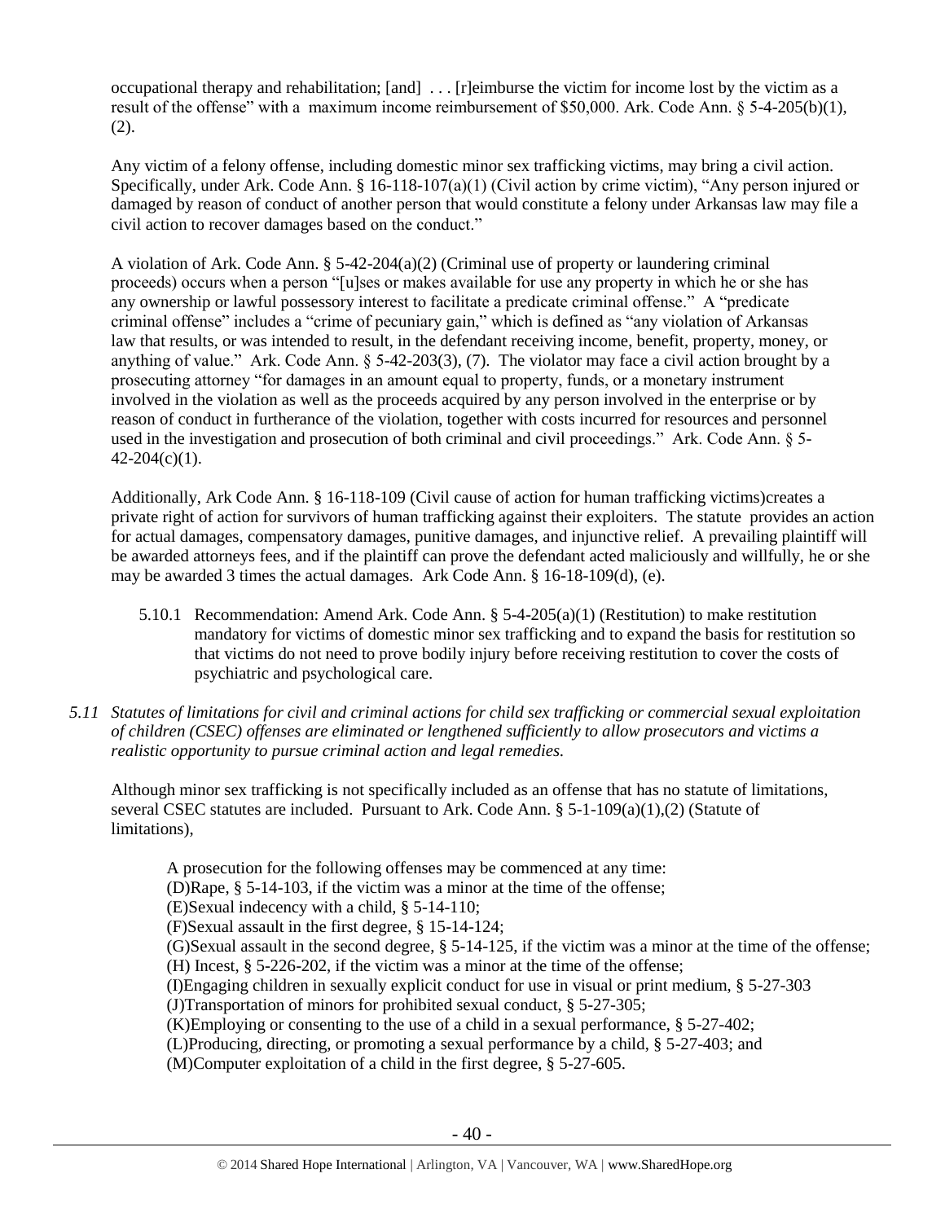occupational therapy and rehabilitation; [and] . . . [r]eimburse the victim for income lost by the victim as a result of the offense" with a maximum income reimbursement of $50,000. Ark. Code Ann. § 5-4-205(b)(1), (2).

Any victim of a felony offense, including domestic minor sex trafficking victims, may bring a civil action. Specifically, under Ark. Code Ann. § 16-118-107(a)(1) (Civil action by crime victim), "Any person injured or damaged by reason of conduct of another person that would constitute a felony under Arkansas law may file a civil action to recover damages based on the conduct."

A violation of Ark. Code Ann. § 5-42-204(a)(2) (Criminal use of property or laundering criminal proceeds) occurs when a person "[u]ses or makes available for use any property in which he or she has any ownership or lawful possessory interest to facilitate a predicate criminal offense." A "predicate criminal offense" includes a "crime of pecuniary gain," which is defined as "any violation of Arkansas law that results, or was intended to result, in the defendant receiving income, benefit, property, money, or anything of value." Ark. Code Ann. § 5-42-203(3), (7). The violator may face a civil action brought by a prosecuting attorney "for damages in an amount equal to property, funds, or a monetary instrument involved in the violation as well as the proceeds acquired by any person involved in the enterprise or by reason of conduct in furtherance of the violation, together with costs incurred for resources and personnel used in the investigation and prosecution of both criminal and civil proceedings." Ark. Code Ann. § 5-42-204(c)(1).

Additionally, Ark Code Ann. § 16-118-109 (Civil cause of action for human trafficking victims)creates a private right of action for survivors of human trafficking against their exploiters. The statute provides an action for actual damages, compensatory damages, punitive damages, and injunctive relief. A prevailing plaintiff will be awarded attorneys fees, and if the plaintiff can prove the defendant acted maliciously and willfully, he or she may be awarded 3 times the actual damages. Ark Code Ann. § 16-18-109(d), (e).

5.10.1 Recommendation: Amend Ark. Code Ann. § 5-4-205(a)(1) (Restitution) to make restitution mandatory for victims of domestic minor sex trafficking and to expand the basis for restitution so that victims do not need to prove bodily injury before receiving restitution to cover the costs of psychiatric and psychological care.

*5.11 Statutes of limitations for civil and criminal actions for child sex trafficking or commercial sexual exploitation of children (CSEC) offenses are eliminated or lengthened sufficiently to allow prosecutors and victims a realistic opportunity to pursue criminal action and legal remedies.*

Although minor sex trafficking is not specifically included as an offense that has no statute of limitations, several CSEC statutes are included. Pursuant to Ark. Code Ann. § 5-1-109(a)(1),(2) (Statute of limitations),

> A prosecution for the following offenses may be commenced at any time:
> (D)Rape, § 5-14-103, if the victim was a minor at the time of the offense;
> (E)Sexual indecency with a child, § 5-14-110;
> (F)Sexual assault in the first degree, § 15-14-124;
> (G)Sexual assault in the second degree, § 5-14-125, if the victim was a minor at the time of the offense;
> (H) Incest, § 5-226-202, if the victim was a minor at the time of the offense;
> (I)Engaging children in sexually explicit conduct for use in visual or print medium, § 5-27-303
> (J)Transportation of minors for prohibited sexual conduct, § 5-27-305;
> (K)Employing or consenting to the use of a child in a sexual performance, § 5-27-402;
> (L)Producing, directing, or promoting a sexual performance by a child, § 5-27-403; and
> (M)Computer exploitation of a child in the first degree, § 5-27-605.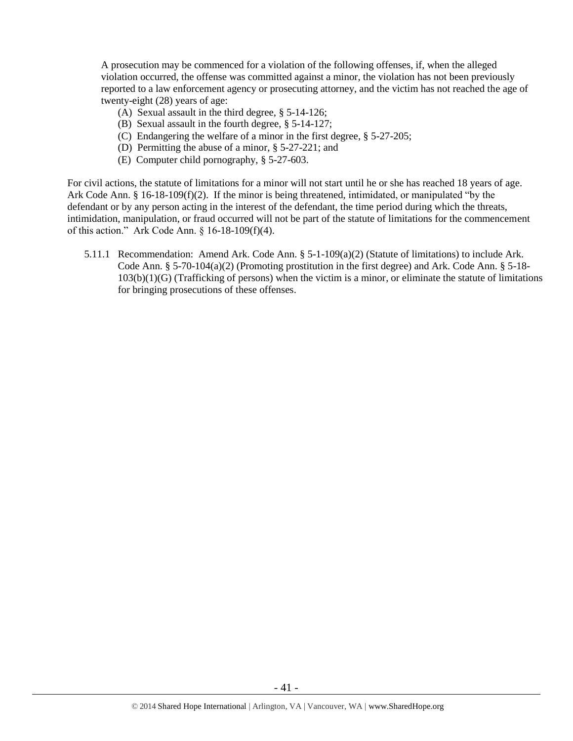A prosecution may be commenced for a violation of the following offenses, if, when the alleged violation occurred, the offense was committed against a minor, the violation has not been previously reported to a law enforcement agency or prosecuting attorney, and the victim has not reached the age of twenty-eight (28) years of age:

(A) Sexual assault in the third degree, § 5-14-126;
(B) Sexual assault in the fourth degree, § 5-14-127;
(C) Endangering the welfare of a minor in the first degree, § 5-27-205;
(D) Permitting the abuse of a minor, § 5-27-221; and
(E) Computer child pornography, § 5-27-603.

For civil actions, the statute of limitations for a minor will not start until he or she has reached 18 years of age. Ark Code Ann. § 16-18-109(f)(2). If the minor is being threatened, intimidated, or manipulated "by the defendant or by any person acting in the interest of the defendant, the time period during which the threats, intimidation, manipulation, or fraud occurred will not be part of the statute of limitations for the commencement of this action." Ark Code Ann. § 16-18-109(f)(4).

5.11.1 Recommendation: Amend Ark. Code Ann. § 5-1-109(a)(2) (Statute of limitations) to include Ark. Code Ann. § 5-70-104(a)(2) (Promoting prostitution in the first degree) and Ark. Code Ann. § 5-18-103(b)(1)(G) (Trafficking of persons) when the victim is a minor, or eliminate the statute of limitations for bringing prosecutions of these offenses.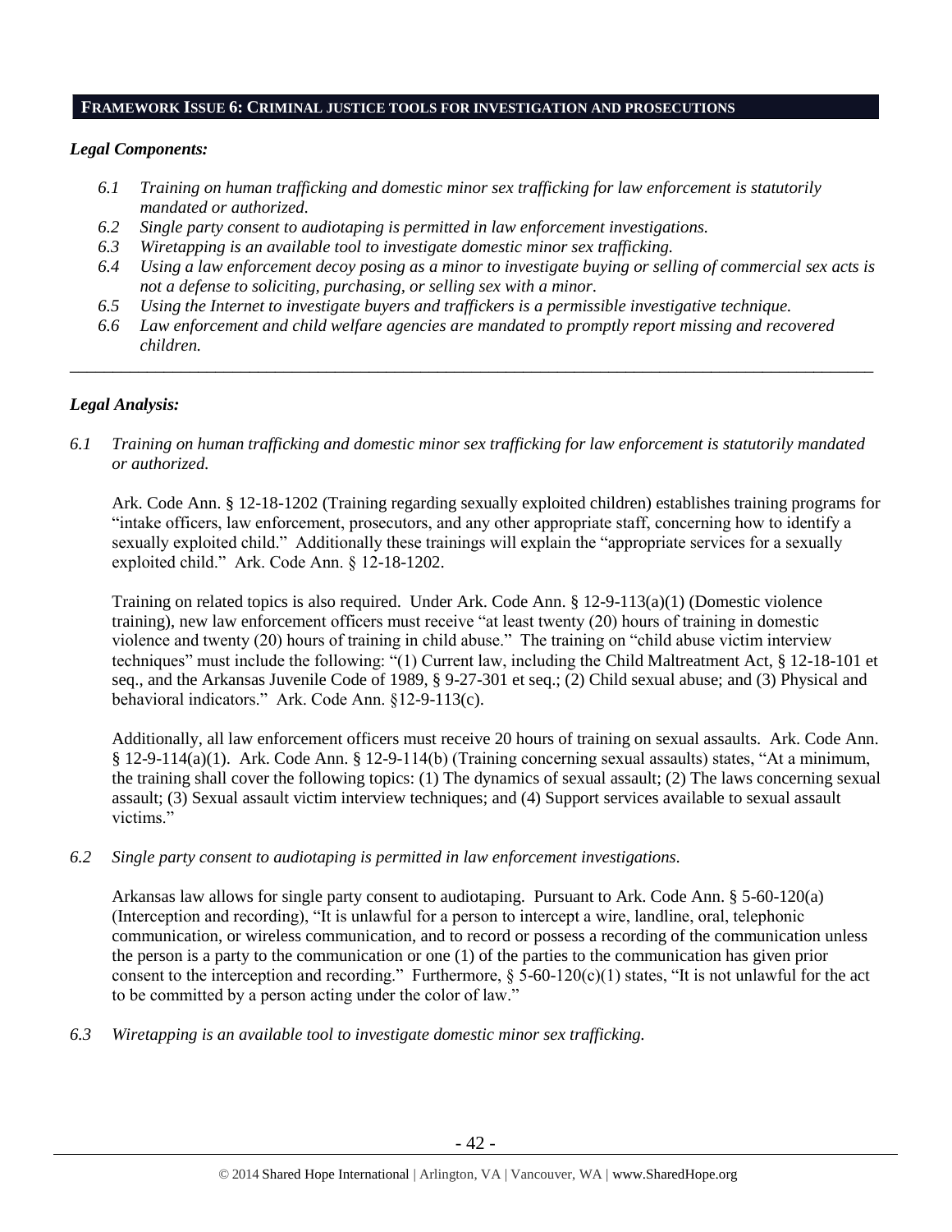## FRAMEWORK ISSUE 6: CRIMINAL JUSTICE TOOLS FOR INVESTIGATION AND PROSECUTIONS

### *Legal Components:*

- *6.1 Training on human trafficking and domestic minor sex trafficking for law enforcement is statutorily mandated or authorized.*
- *6.2 Single party consent to audiotaping is permitted in law enforcement investigations.*
- *6.3 Wiretapping is an available tool to investigate domestic minor sex trafficking.*
- *6.4 Using a law enforcement decoy posing as a minor to investigate buying or selling of commercial sex acts is not a defense to soliciting, purchasing, or selling sex with a minor.*
- *6.5 Using the Internet to investigate buyers and traffickers is a permissible investigative technique.*
- *6.6 Law enforcement and child welfare agencies are mandated to promptly report missing and recovered children.*

---

### *Legal Analysis:*

*6.1 Training on human trafficking and domestic minor sex trafficking for law enforcement is statutorily mandated or authorized.*

Ark. Code Ann. § 12-18-1202 (Training regarding sexually exploited children) establishes training programs for "intake officers, law enforcement, prosecutors, and any other appropriate staff, concerning how to identify a sexually exploited child." Additionally these trainings will explain the "appropriate services for a sexually exploited child." Ark. Code Ann. § 12-18-1202.

Training on related topics is also required. Under Ark. Code Ann. § 12-9-113(a)(1) (Domestic violence training), new law enforcement officers must receive "at least twenty (20) hours of training in domestic violence and twenty (20) hours of training in child abuse." The training on "child abuse victim interview techniques" must include the following: "(1) Current law, including the Child Maltreatment Act, § 12-18-101 et seq., and the Arkansas Juvenile Code of 1989, § 9-27-301 et seq.; (2) Child sexual abuse; and (3) Physical and behavioral indicators." Ark. Code Ann. §12-9-113(c).

Additionally, all law enforcement officers must receive 20 hours of training on sexual assaults. Ark. Code Ann. § 12-9-114(a)(1). Ark. Code Ann. § 12-9-114(b) (Training concerning sexual assaults) states, "At a minimum, the training shall cover the following topics: (1) The dynamics of sexual assault; (2) The laws concerning sexual assault; (3) Sexual assault victim interview techniques; and (4) Support services available to sexual assault victims."

*6.2 Single party consent to audiotaping is permitted in law enforcement investigations.*

Arkansas law allows for single party consent to audiotaping. Pursuant to Ark. Code Ann. § 5-60-120(a) (Interception and recording), "It is unlawful for a person to intercept a wire, landline, oral, telephonic communication, or wireless communication, and to record or possess a recording of the communication unless the person is a party to the communication or one (1) of the parties to the communication has given prior consent to the interception and recording." Furthermore, § 5-60-120(c)(1) states, "It is not unlawful for the act to be committed by a person acting under the color of law."

*6.3 Wiretapping is an available tool to investigate domestic minor sex trafficking.*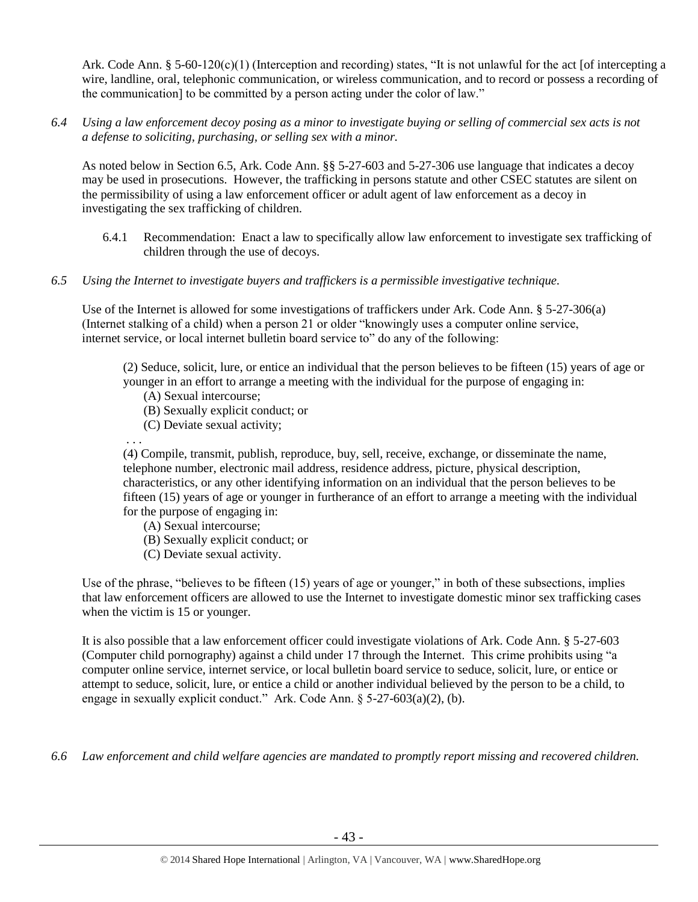Ark. Code Ann. § 5-60-120(c)(1) (Interception and recording) states, "It is not unlawful for the act [of intercepting a wire, landline, oral, telephonic communication, or wireless communication, and to record or possess a recording of the communication] to be committed by a person acting under the color of law."

*6.4 Using a law enforcement decoy posing as a minor to investigate buying or selling of commercial sex acts is not a defense to soliciting, purchasing, or selling sex with a minor.*

As noted below in Section 6.5, Ark. Code Ann. §§ 5-27-603 and 5-27-306 use language that indicates a decoy may be used in prosecutions. However, the trafficking in persons statute and other CSEC statutes are silent on the permissibility of using a law enforcement officer or adult agent of law enforcement as a decoy in investigating the sex trafficking of children.

> 6.4.1 Recommendation: Enact a law to specifically allow law enforcement to investigate sex trafficking of children through the use of decoys.

*6.5 Using the Internet to investigate buyers and traffickers is a permissible investigative technique.*

Use of the Internet is allowed for some investigations of traffickers under Ark. Code Ann. § 5-27-306(a) (Internet stalking of a child) when a person 21 or older "knowingly uses a computer online service, internet service, or local internet bulletin board service to" do any of the following:

> (2) Seduce, solicit, lure, or entice an individual that the person believes to be fifteen (15) years of age or younger in an effort to arrange a meeting with the individual for the purpose of engaging in:
> (A) Sexual intercourse;
> (B) Sexually explicit conduct; or
> (C) Deviate sexual activity;
> . . .
> (4) Compile, transmit, publish, reproduce, buy, sell, receive, exchange, or disseminate the name, telephone number, electronic mail address, residence address, picture, physical description, characteristics, or any other identifying information on an individual that the person believes to be fifteen (15) years of age or younger in furtherance of an effort to arrange a meeting with the individual for the purpose of engaging in:
> (A) Sexual intercourse;
> (B) Sexually explicit conduct; or
> (C) Deviate sexual activity.

Use of the phrase, "believes to be fifteen (15) years of age or younger," in both of these subsections, implies that law enforcement officers are allowed to use the Internet to investigate domestic minor sex trafficking cases when the victim is 15 or younger.

It is also possible that a law enforcement officer could investigate violations of Ark. Code Ann. § 5-27-603 (Computer child pornography) against a child under 17 through the Internet. This crime prohibits using "a computer online service, internet service, or local bulletin board service to seduce, solicit, lure, or entice or attempt to seduce, solicit, lure, or entice a child or another individual believed by the person to be a child, to engage in sexually explicit conduct." Ark. Code Ann. § 5-27-603(a)(2), (b).

*6.6 Law enforcement and child welfare agencies are mandated to promptly report missing and recovered children.*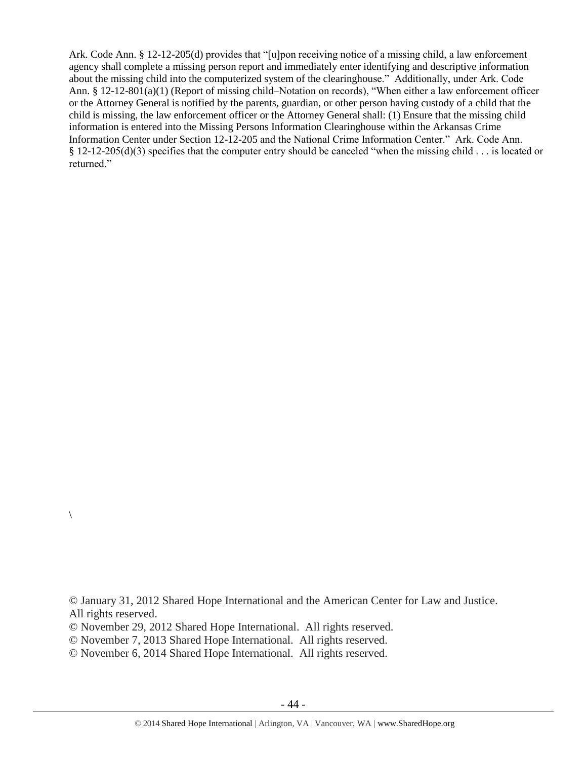Ark. Code Ann. § 12-12-205(d) provides that "[u]pon receiving notice of a missing child, a law enforcement agency shall complete a missing person report and immediately enter identifying and descriptive information about the missing child into the computerized system of the clearinghouse." Additionally, under Ark. Code Ann. § 12-12-801(a)(1) (Report of missing child–Notation on records), "When either a law enforcement officer or the Attorney General is notified by the parents, guardian, or other person having custody of a child that the child is missing, the law enforcement officer or the Attorney General shall: (1) Ensure that the missing child information is entered into the Missing Persons Information Clearinghouse within the Arkansas Crime Information Center under Section 12-12-205 and the National Crime Information Center." Ark. Code Ann. § 12-12-205(d)(3) specifies that the computer entry should be canceled "when the missing child . . . is located or returned."

\

© January 31, 2012 Shared Hope International and the American Center for Law and Justice. All rights reserved.
© November 29, 2012 Shared Hope International. All rights reserved.
© November 7, 2013 Shared Hope International. All rights reserved.
© November 6, 2014 Shared Hope International. All rights reserved.